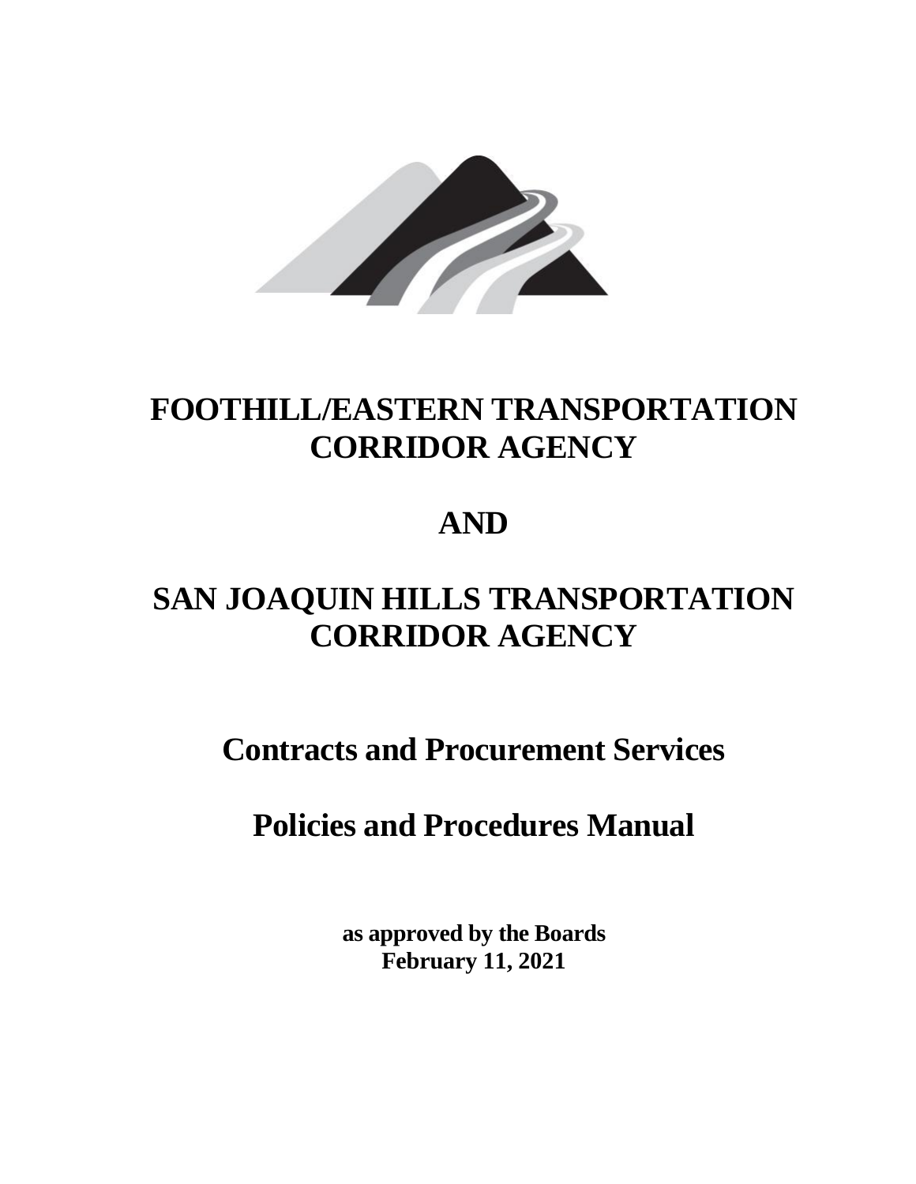# FOOTHILL/EASTERN TRANSPORTATION CORRIDOR AGENCY

# AND

# SAN JOAQUIN HILLS TRANSPORTATION CORRIDOR AGENCY

## Contracts and Procurement Services

## Policies and Procedures Manual

**as approved by the Boards**
**February 11, 2021**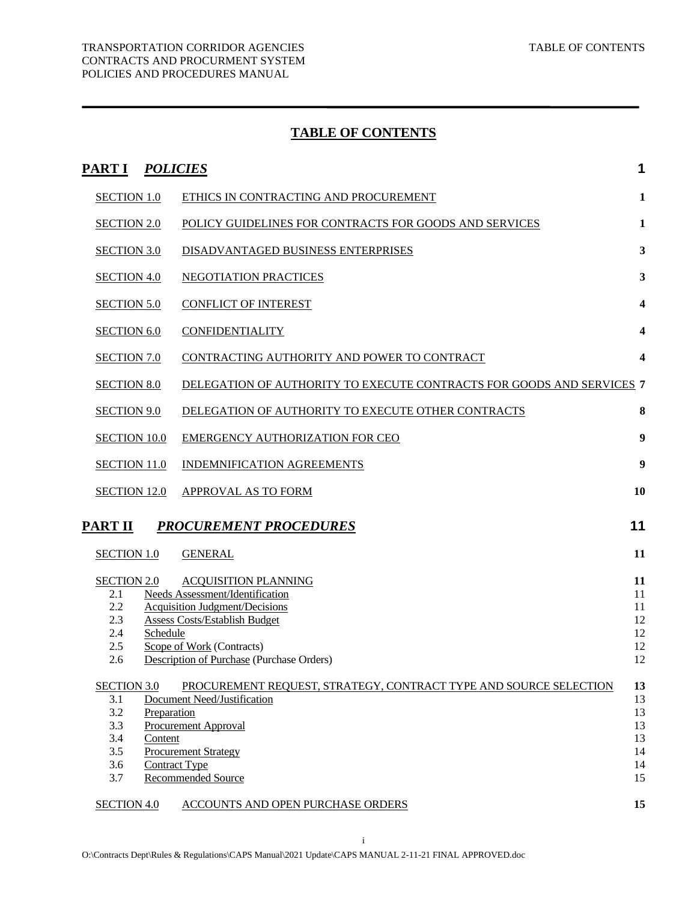# TABLE OF CONTENTS

| | | |
|---|---|---|
| **PART I** | ***POLICIES*** | **1** |
| SECTION 1.0 | ETHICS IN CONTRACTING AND PROCUREMENT | **1** |
| SECTION 2.0 | POLICY GUIDELINES FOR CONTRACTS FOR GOODS AND SERVICES | **1** |
| SECTION 3.0 | DISADVANTAGED BUSINESS ENTERPRISES | **3** |
| SECTION 4.0 | NEGOTIATION PRACTICES | **3** |
| SECTION 5.0 | CONFLICT OF INTEREST | **4** |
| SECTION 6.0 | CONFIDENTIALITY | **4** |
| SECTION 7.0 | CONTRACTING AUTHORITY AND POWER TO CONTRACT | **4** |
| SECTION 8.0 | DELEGATION OF AUTHORITY TO EXECUTE CONTRACTS FOR GOODS AND SERVICES | **7** |
| SECTION 9.0 | DELEGATION OF AUTHORITY TO EXECUTE OTHER CONTRACTS | **8** |
| SECTION 10.0 | EMERGENCY AUTHORIZATION FOR CEO | **9** |
| SECTION 11.0 | INDEMNIFICATION AGREEMENTS | **9** |
| SECTION 12.0 | APPROVAL AS TO FORM | **10** |
| **PART II** | ***PROCUREMENT PROCEDURES*** | **11** |
| SECTION 1.0 | GENERAL | **11** |
| SECTION 2.0 | ACQUISITION PLANNING | **11** |
| 2.1 | Needs Assessment/Identification | 11 |
| 2.2 | Acquisition Judgment/Decisions | 11 |
| 2.3 | Assess Costs/Establish Budget | 12 |
| 2.4 | Schedule | 12 |
| 2.5 | Scope of Work (Contracts) | 12 |
| 2.6 | Description of Purchase (Purchase Orders) | 12 |
| SECTION 3.0 | PROCUREMENT REQUEST, STRATEGY, CONTRACT TYPE AND SOURCE SELECTION | **13** |
| 3.1 | Document Need/Justification | 13 |
| 3.2 | Preparation | 13 |
| 3.3 | Procurement Approval | 13 |
| 3.4 | Content | 13 |
| 3.5 | Procurement Strategy | 14 |
| 3.6 | Contract Type | 14 |
| 3.7 | Recommended Source | 15 |
| SECTION 4.0 | ACCOUNTS AND OPEN PURCHASE ORDERS | **15** |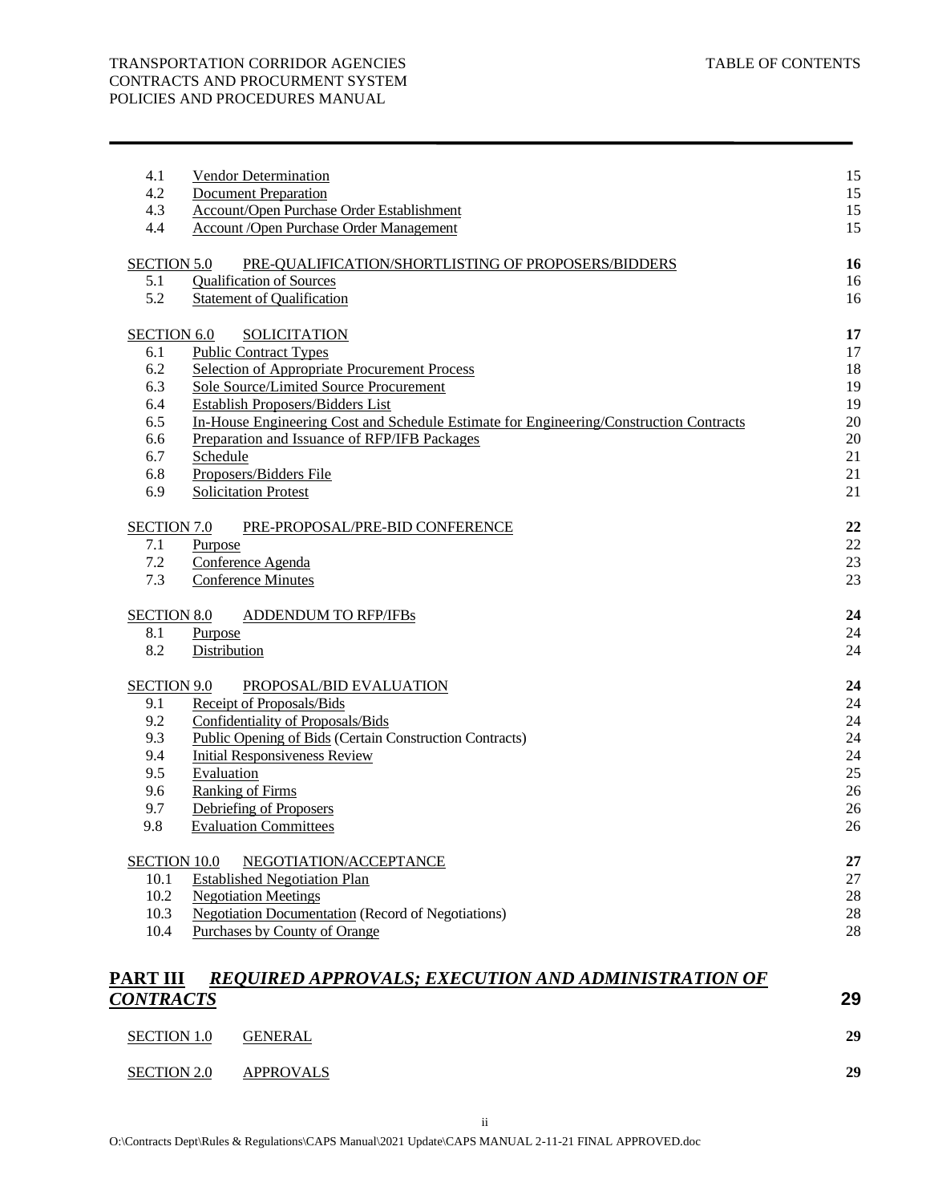| | | |
|---|---|---|
| 4.1 | Vendor Determination | 15 |
| 4.2 | Document Preparation | 15 |
| 4.3 | Account/Open Purchase Order Establishment | 15 |
| 4.4 | Account /Open Purchase Order Management | 15 |
| **SECTION 5.0** | **PRE-QUALIFICATION/SHORTLISTING OF PROPOSERS/BIDDERS** | **16** |
| 5.1 | Qualification of Sources | 16 |
| 5.2 | Statement of Qualification | 16 |
| **SECTION 6.0** | **SOLICITATION** | **17** |
| 6.1 | Public Contract Types | 17 |
| 6.2 | Selection of Appropriate Procurement Process | 18 |
| 6.3 | Sole Source/Limited Source Procurement | 19 |
| 6.4 | Establish Proposers/Bidders List | 19 |
| 6.5 | In-House Engineering Cost and Schedule Estimate for Engineering/Construction Contracts | 20 |
| 6.6 | Preparation and Issuance of RFP/IFB Packages | 20 |
| 6.7 | Schedule | 21 |
| 6.8 | Proposers/Bidders File | 21 |
| 6.9 | Solicitation Protest | 21 |
| **SECTION 7.0** | **PRE-PROPOSAL/PRE-BID CONFERENCE** | **22** |
| 7.1 | Purpose | 22 |
| 7.2 | Conference Agenda | 23 |
| 7.3 | Conference Minutes | 23 |
| **SECTION 8.0** | **ADDENDUM TO RFP/IFBs** | **24** |
| 8.1 | Purpose | 24 |
| 8.2 | Distribution | 24 |
| **SECTION 9.0** | **PROPOSAL/BID EVALUATION** | **24** |
| 9.1 | Receipt of Proposals/Bids | 24 |
| 9.2 | Confidentiality of Proposals/Bids | 24 |
| 9.3 | Public Opening of Bids (Certain Construction Contracts) | 24 |
| 9.4 | Initial Responsiveness Review | 24 |
| 9.5 | Evaluation | 25 |
| 9.6 | Ranking of Firms | 26 |
| 9.7 | Debriefing of Proposers | 26 |
| 9.8 | Evaluation Committees | 26 |
| **SECTION 10.0** | **NEGOTIATION/ACCEPTANCE** | **27** |
| 10.1 | Established Negotiation Plan | 27 |
| 10.2 | Negotiation Meetings | 28 |
| 10.3 | Negotiation Documentation (Record of Negotiations) | 28 |
| 10.4 | Purchases by County of Orange | 28 |

## PART III *REQUIRED APPROVALS; EXECUTION AND ADMINISTRATION OF CONTRACTS* — 29

| | | |
|---|---|---|
| **SECTION 1.0** | **GENERAL** | **29** |
| **SECTION 2.0** | **APPROVALS** | **29** |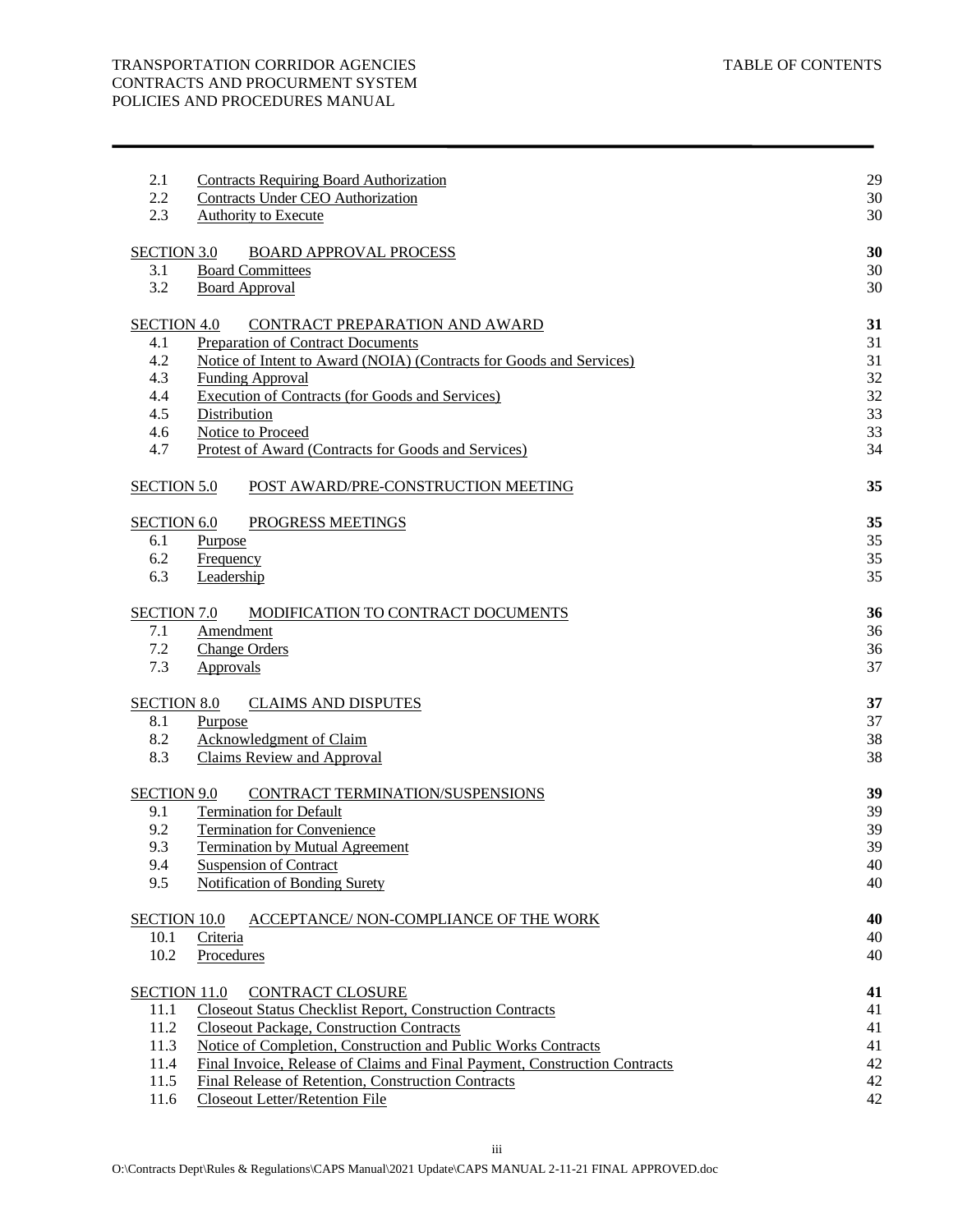| | | |
|---|---|---|
| 2.1 | Contracts Requiring Board Authorization | 29 |
| 2.2 | Contracts Under CEO Authorization | 30 |
| 2.3 | Authority to Execute | 30 |
| **SECTION 3.0** | **BOARD APPROVAL PROCESS** | **30** |
| 3.1 | Board Committees | 30 |
| 3.2 | Board Approval | 30 |
| **SECTION 4.0** | **CONTRACT PREPARATION AND AWARD** | **31** |
| 4.1 | Preparation of Contract Documents | 31 |
| 4.2 | Notice of Intent to Award (NOIA) (Contracts for Goods and Services) | 31 |
| 4.3 | Funding Approval | 32 |
| 4.4 | Execution of Contracts (for Goods and Services) | 32 |
| 4.5 | Distribution | 33 |
| 4.6 | Notice to Proceed | 33 |
| 4.7 | Protest of Award (Contracts for Goods and Services) | 34 |
| **SECTION 5.0** | **POST AWARD/PRE-CONSTRUCTION MEETING** | **35** |
| **SECTION 6.0** | **PROGRESS MEETINGS** | **35** |
| 6.1 | Purpose | 35 |
| 6.2 | Frequency | 35 |
| 6.3 | Leadership | 35 |
| **SECTION 7.0** | **MODIFICATION TO CONTRACT DOCUMENTS** | **36** |
| 7.1 | Amendment | 36 |
| 7.2 | Change Orders | 36 |
| 7.3 | Approvals | 37 |
| **SECTION 8.0** | **CLAIMS AND DISPUTES** | **37** |
| 8.1 | Purpose | 37 |
| 8.2 | Acknowledgment of Claim | 38 |
| 8.3 | Claims Review and Approval | 38 |
| **SECTION 9.0** | **CONTRACT TERMINATION/SUSPENSIONS** | **39** |
| 9.1 | Termination for Default | 39 |
| 9.2 | Termination for Convenience | 39 |
| 9.3 | Termination by Mutual Agreement | 39 |
| 9.4 | Suspension of Contract | 40 |
| 9.5 | Notification of Bonding Surety | 40 |
| **SECTION 10.0** | **ACCEPTANCE/ NON-COMPLIANCE OF THE WORK** | **40** |
| 10.1 | Criteria | 40 |
| 10.2 | Procedures | 40 |
| **SECTION 11.0** | **CONTRACT CLOSURE** | **41** |
| 11.1 | Closeout Status Checklist Report, Construction Contracts | 41 |
| 11.2 | Closeout Package, Construction Contracts | 41 |
| 11.3 | Notice of Completion, Construction and Public Works Contracts | 41 |
| 11.4 | Final Invoice, Release of Claims and Final Payment, Construction Contracts | 42 |
| 11.5 | Final Release of Retention, Construction Contracts | 42 |
| 11.6 | Closeout Letter/Retention File | 42 |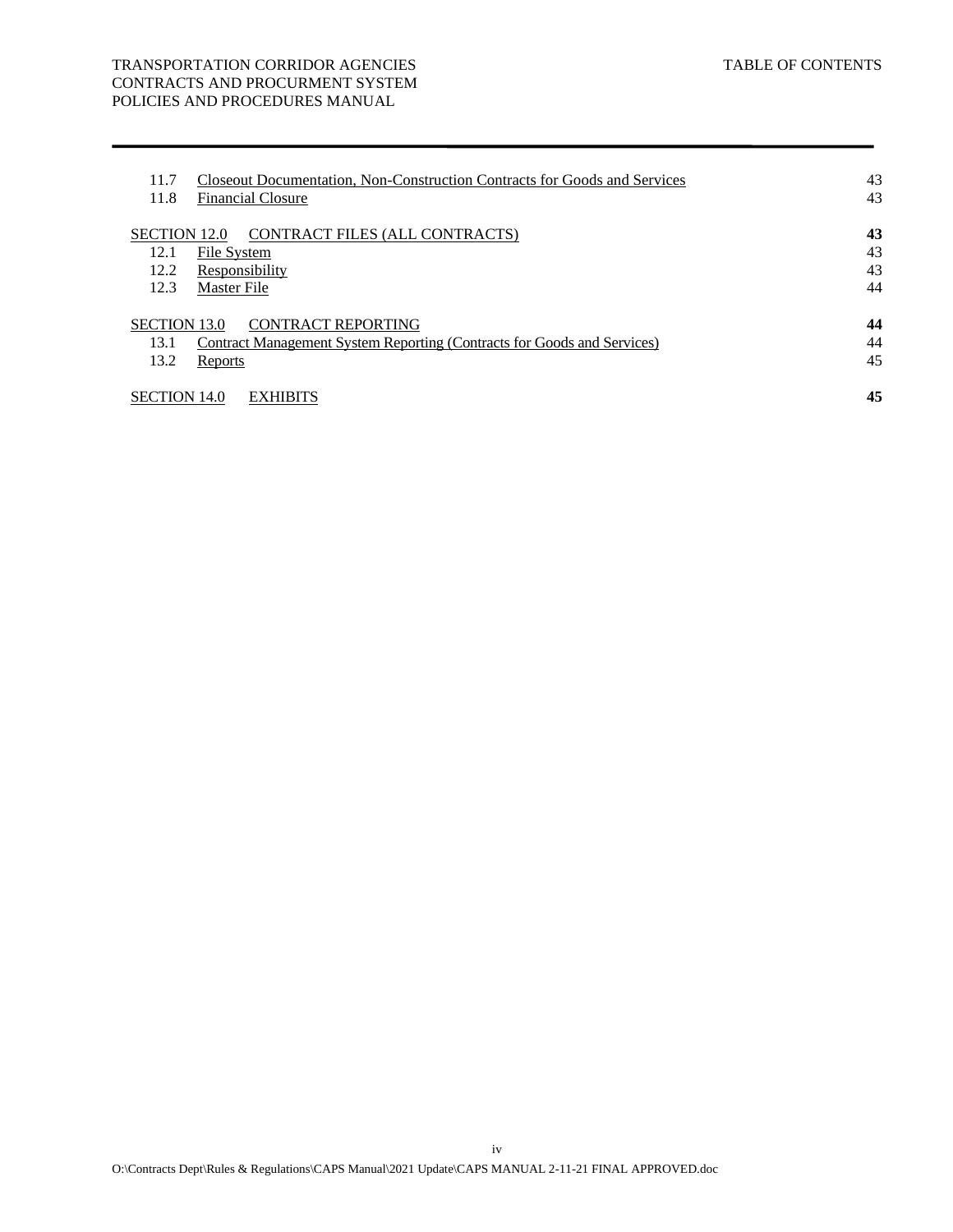| | | |
|---|---|---|
| 11.7 | Closeout Documentation, Non-Construction Contracts for Goods and Services | 43 |
| 11.8 | Financial Closure | 43 |
| **SECTION 12.0** | **CONTRACT FILES (ALL CONTRACTS)** | **43** |
| 12.1 | File System | 43 |
| 12.2 | Responsibility | 43 |
| 12.3 | Master File | 44 |
| **SECTION 13.0** | **CONTRACT REPORTING** | **44** |
| 13.1 | Contract Management System Reporting (Contracts for Goods and Services) | 44 |
| 13.2 | Reports | 45 |
| **SECTION 14.0** | **EXHIBITS** | **45** |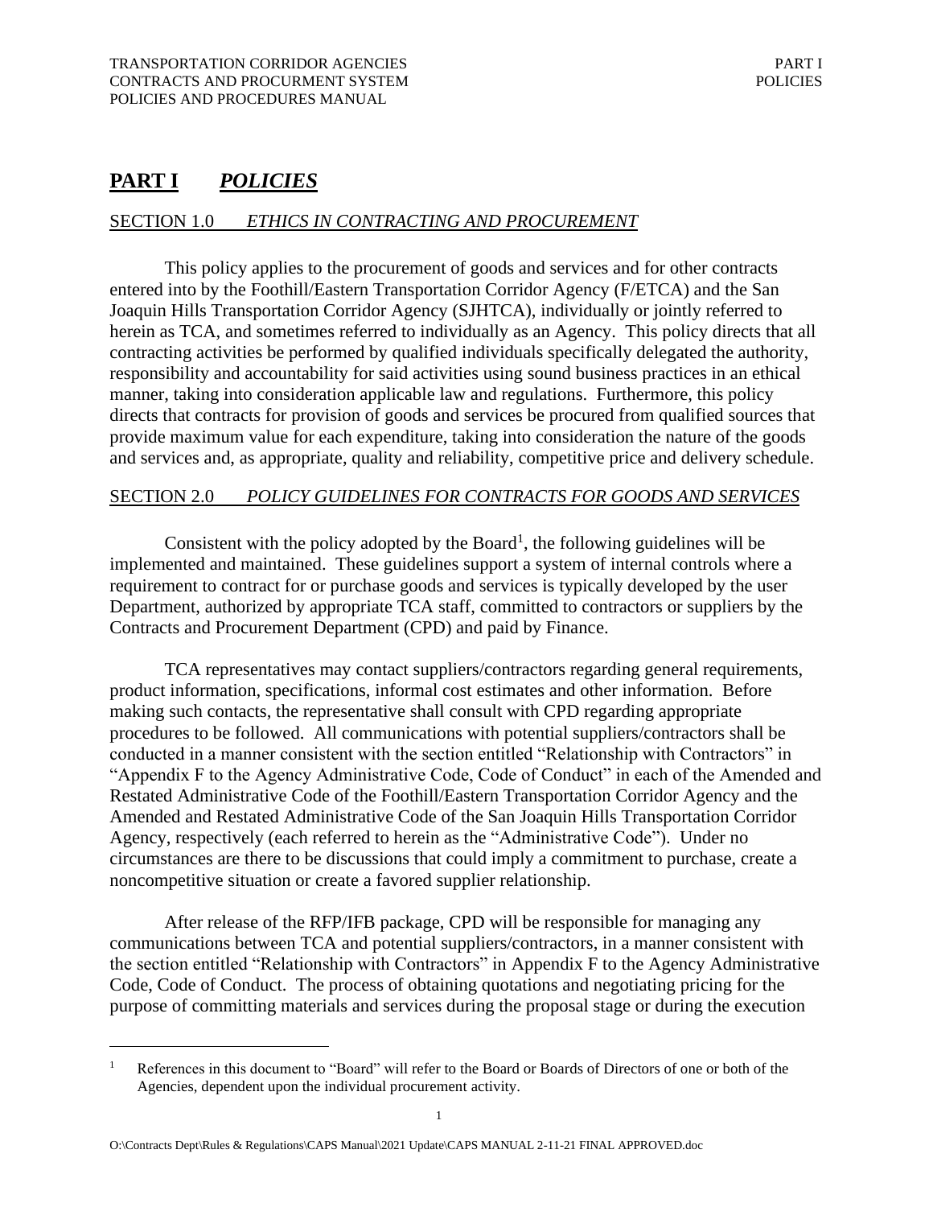# **PART I** ***POLICIES***

## SECTION 1.0 *ETHICS IN CONTRACTING AND PROCUREMENT*

This policy applies to the procurement of goods and services and for other contracts entered into by the Foothill/Eastern Transportation Corridor Agency (F/ETCA) and the San Joaquin Hills Transportation Corridor Agency (SJHTCA), individually or jointly referred to herein as TCA, and sometimes referred to individually as an Agency. This policy directs that all contracting activities be performed by qualified individuals specifically delegated the authority, responsibility and accountability for said activities using sound business practices in an ethical manner, taking into consideration applicable law and regulations. Furthermore, this policy directs that contracts for provision of goods and services be procured from qualified sources that provide maximum value for each expenditure, taking into consideration the nature of the goods and services and, as appropriate, quality and reliability, competitive price and delivery schedule.

## SECTION 2.0 *POLICY GUIDELINES FOR CONTRACTS FOR GOODS AND SERVICES*

Consistent with the policy adopted by the Board[1], the following guidelines will be implemented and maintained. These guidelines support a system of internal controls where a requirement to contract for or purchase goods and services is typically developed by the user Department, authorized by appropriate TCA staff, committed to contractors or suppliers by the Contracts and Procurement Department (CPD) and paid by Finance.

TCA representatives may contact suppliers/contractors regarding general requirements, product information, specifications, informal cost estimates and other information. Before making such contacts, the representative shall consult with CPD regarding appropriate procedures to be followed. All communications with potential suppliers/contractors shall be conducted in a manner consistent with the section entitled "Relationship with Contractors" in "Appendix F to the Agency Administrative Code, Code of Conduct" in each of the Amended and Restated Administrative Code of the Foothill/Eastern Transportation Corridor Agency and the Amended and Restated Administrative Code of the San Joaquin Hills Transportation Corridor Agency, respectively (each referred to herein as the "Administrative Code"). Under no circumstances are there to be discussions that could imply a commitment to purchase, create a noncompetitive situation or create a favored supplier relationship.

After release of the RFP/IFB package, CPD will be responsible for managing any communications between TCA and potential suppliers/contractors, in a manner consistent with the section entitled "Relationship with Contractors" in Appendix F to the Agency Administrative Code, Code of Conduct. The process of obtaining quotations and negotiating pricing for the purpose of committing materials and services during the proposal stage or during the execution

[1] References in this document to "Board" will refer to the Board or Boards of Directors of one or both of the Agencies, dependent upon the individual procurement activity.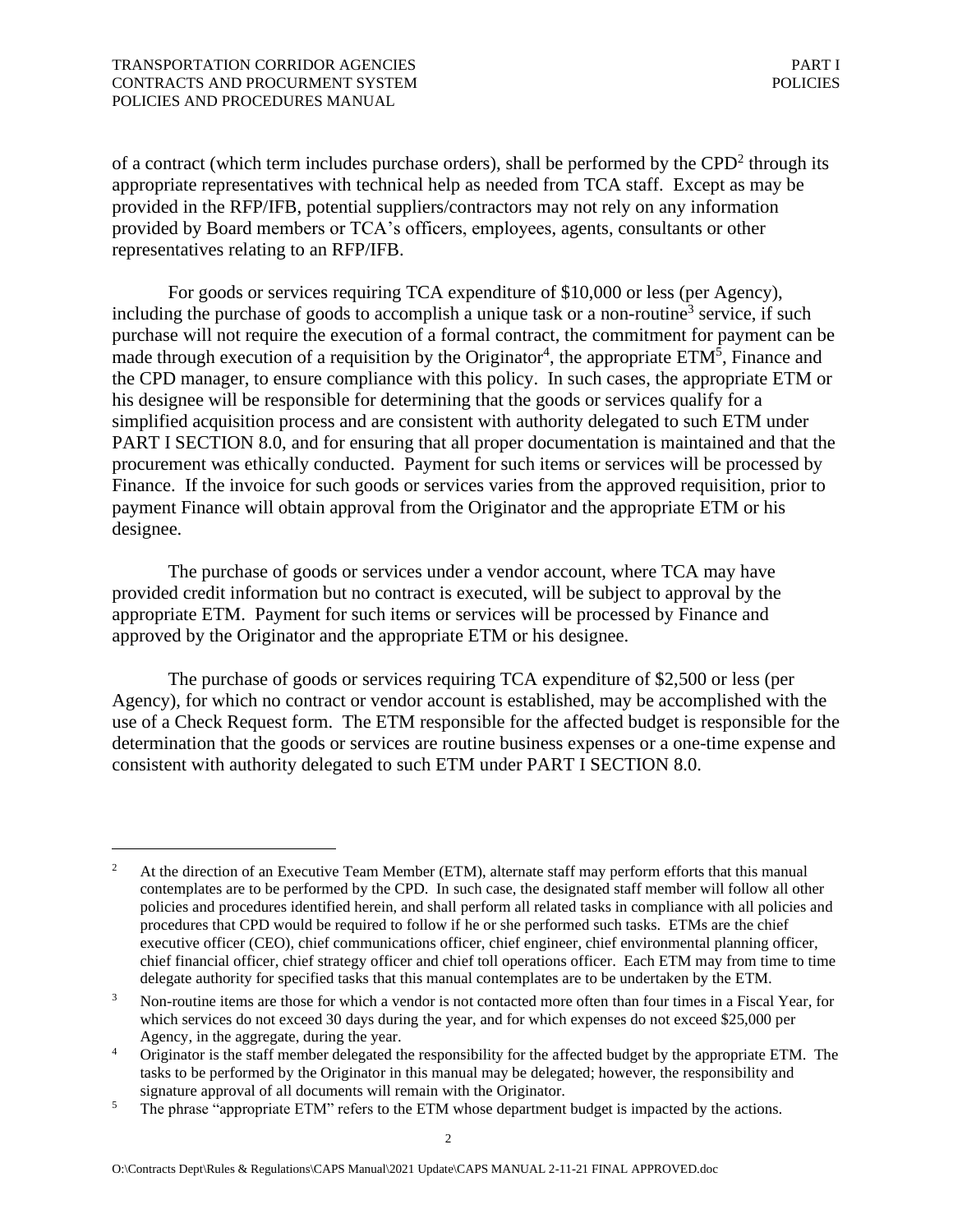of a contract (which term includes purchase orders), shall be performed by the CPD[2] through its appropriate representatives with technical help as needed from TCA staff. Except as may be provided in the RFP/IFB, potential suppliers/contractors may not rely on any information provided by Board members or TCA's officers, employees, agents, consultants or other representatives relating to an RFP/IFB.

For goods or services requiring TCA expenditure of $10,000 or less (per Agency), including the purchase of goods to accomplish a unique task or a non-routine[3] service, if such purchase will not require the execution of a formal contract, the commitment for payment can be made through execution of a requisition by the Originator[4], the appropriate ETM[5], Finance and the CPD manager, to ensure compliance with this policy. In such cases, the appropriate ETM or his designee will be responsible for determining that the goods or services qualify for a simplified acquisition process and are consistent with authority delegated to such ETM under PART I SECTION 8.0, and for ensuring that all proper documentation is maintained and that the procurement was ethically conducted. Payment for such items or services will be processed by Finance. If the invoice for such goods or services varies from the approved requisition, prior to payment Finance will obtain approval from the Originator and the appropriate ETM or his designee.

The purchase of goods or services under a vendor account, where TCA may have provided credit information but no contract is executed, will be subject to approval by the appropriate ETM. Payment for such items or services will be processed by Finance and approved by the Originator and the appropriate ETM or his designee.

The purchase of goods or services requiring TCA expenditure of $2,500 or less (per Agency), for which no contract or vendor account is established, may be accomplished with the use of a Check Request form. The ETM responsible for the affected budget is responsible for the determination that the goods or services are routine business expenses or a one-time expense and consistent with authority delegated to such ETM under PART I SECTION 8.0.

---

[2] At the direction of an Executive Team Member (ETM), alternate staff may perform efforts that this manual contemplates are to be performed by the CPD. In such case, the designated staff member will follow all other policies and procedures identified herein, and shall perform all related tasks in compliance with all policies and procedures that CPD would be required to follow if he or she performed such tasks. ETMs are the chief executive officer (CEO), chief communications officer, chief engineer, chief environmental planning officer, chief financial officer, chief strategy officer and chief toll operations officer. Each ETM may from time to time delegate authority for specified tasks that this manual contemplates are to be undertaken by the ETM.

[3] Non-routine items are those for which a vendor is not contacted more often than four times in a Fiscal Year, for which services do not exceed 30 days during the year, and for which expenses do not exceed $25,000 per Agency, in the aggregate, during the year.

[4] Originator is the staff member delegated the responsibility for the affected budget by the appropriate ETM. The tasks to be performed by the Originator in this manual may be delegated; however, the responsibility and signature approval of all documents will remain with the Originator.

[5] The phrase "appropriate ETM" refers to the ETM whose department budget is impacted by the actions.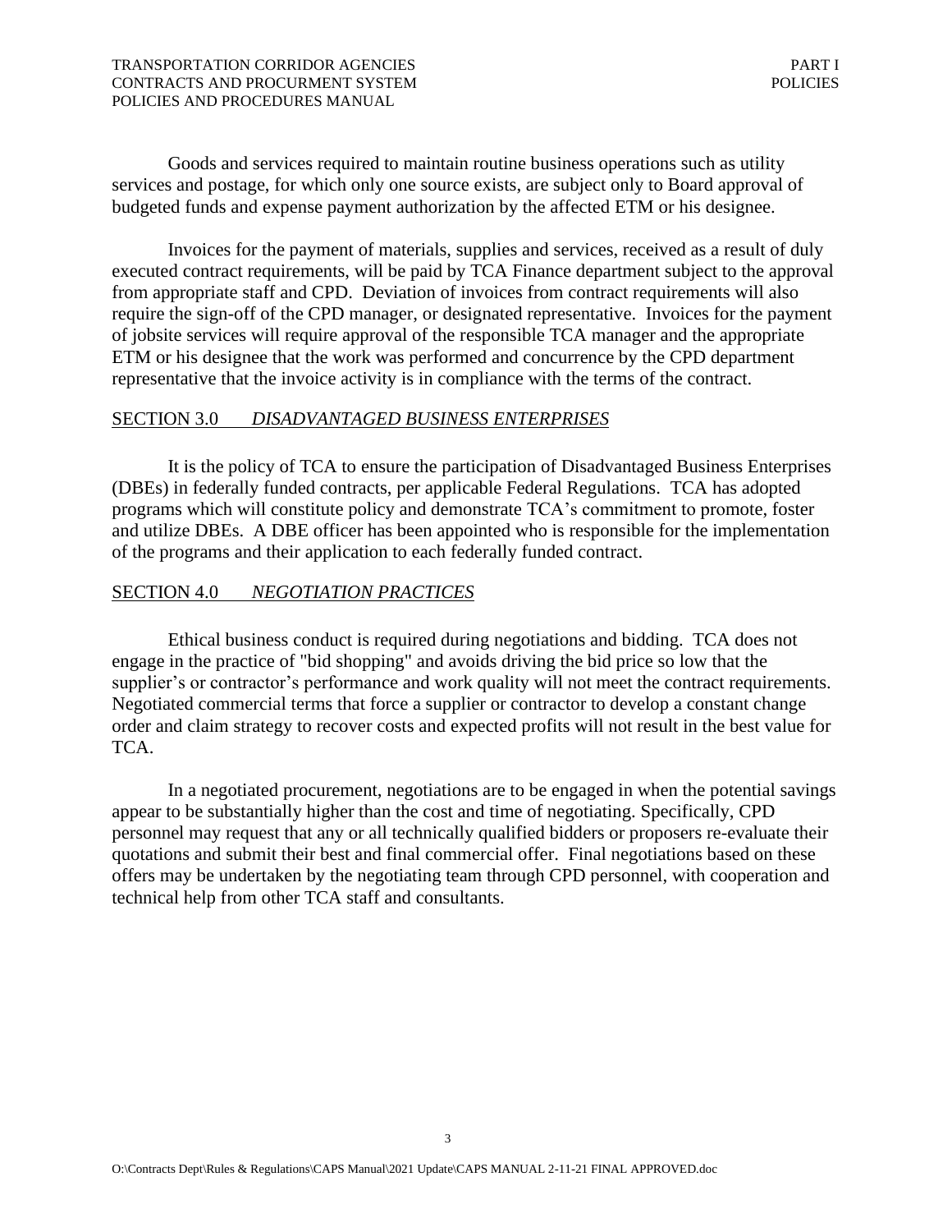Goods and services required to maintain routine business operations such as utility services and postage, for which only one source exists, are subject only to Board approval of budgeted funds and expense payment authorization by the affected ETM or his designee.

Invoices for the payment of materials, supplies and services, received as a result of duly executed contract requirements, will be paid by TCA Finance department subject to the approval from appropriate staff and CPD. Deviation of invoices from contract requirements will also require the sign-off of the CPD manager, or designated representative. Invoices for the payment of jobsite services will require approval of the responsible TCA manager and the appropriate ETM or his designee that the work was performed and concurrence by the CPD department representative that the invoice activity is in compliance with the terms of the contract.

## SECTION 3.0 *DISADVANTAGED BUSINESS ENTERPRISES*

It is the policy of TCA to ensure the participation of Disadvantaged Business Enterprises (DBEs) in federally funded contracts, per applicable Federal Regulations. TCA has adopted programs which will constitute policy and demonstrate TCA's commitment to promote, foster and utilize DBEs. A DBE officer has been appointed who is responsible for the implementation of the programs and their application to each federally funded contract.

## SECTION 4.0 *NEGOTIATION PRACTICES*

Ethical business conduct is required during negotiations and bidding. TCA does not engage in the practice of "bid shopping" and avoids driving the bid price so low that the supplier's or contractor's performance and work quality will not meet the contract requirements. Negotiated commercial terms that force a supplier or contractor to develop a constant change order and claim strategy to recover costs and expected profits will not result in the best value for TCA.

In a negotiated procurement, negotiations are to be engaged in when the potential savings appear to be substantially higher than the cost and time of negotiating. Specifically, CPD personnel may request that any or all technically qualified bidders or proposers re-evaluate their quotations and submit their best and final commercial offer. Final negotiations based on these offers may be undertaken by the negotiating team through CPD personnel, with cooperation and technical help from other TCA staff and consultants.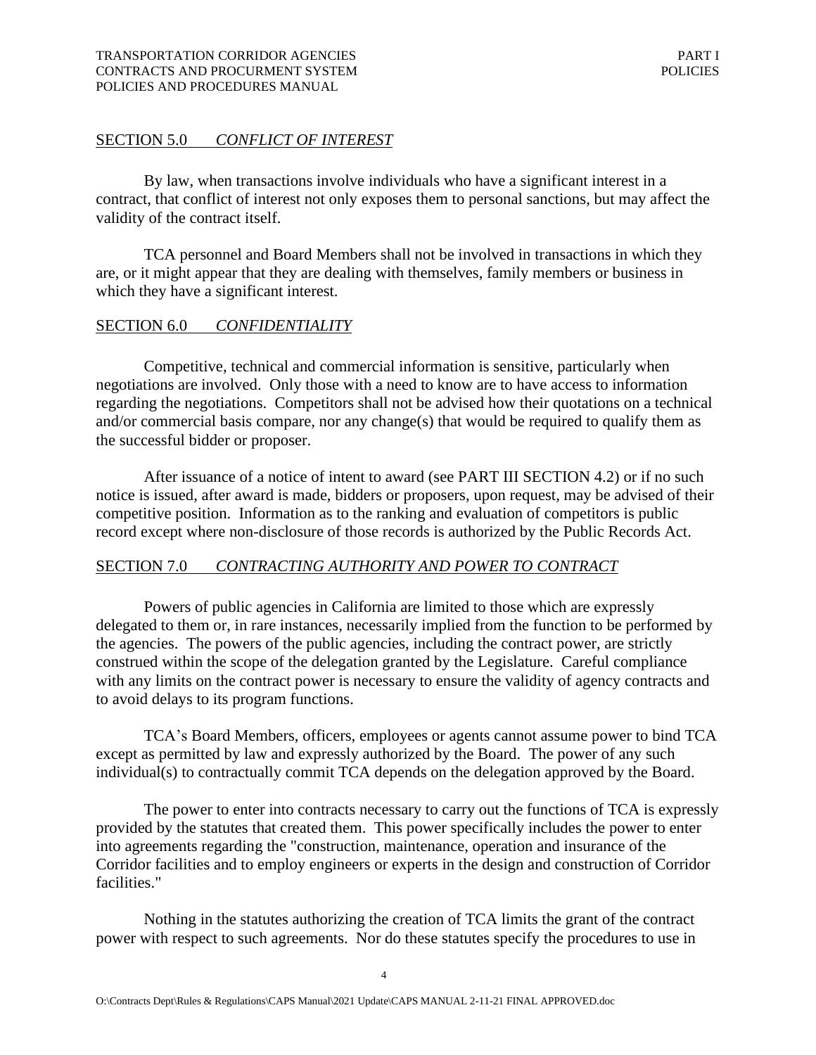## SECTION 5.0 *CONFLICT OF INTEREST*

By law, when transactions involve individuals who have a significant interest in a contract, that conflict of interest not only exposes them to personal sanctions, but may affect the validity of the contract itself.

TCA personnel and Board Members shall not be involved in transactions in which they are, or it might appear that they are dealing with themselves, family members or business in which they have a significant interest.

## SECTION 6.0 *CONFIDENTIALITY*

Competitive, technical and commercial information is sensitive, particularly when negotiations are involved. Only those with a need to know are to have access to information regarding the negotiations. Competitors shall not be advised how their quotations on a technical and/or commercial basis compare, nor any change(s) that would be required to qualify them as the successful bidder or proposer.

After issuance of a notice of intent to award (see PART III SECTION 4.2) or if no such notice is issued, after award is made, bidders or proposers, upon request, may be advised of their competitive position. Information as to the ranking and evaluation of competitors is public record except where non-disclosure of those records is authorized by the Public Records Act.

## SECTION 7.0 *CONTRACTING AUTHORITY AND POWER TO CONTRACT*

Powers of public agencies in California are limited to those which are expressly delegated to them or, in rare instances, necessarily implied from the function to be performed by the agencies. The powers of the public agencies, including the contract power, are strictly construed within the scope of the delegation granted by the Legislature. Careful compliance with any limits on the contract power is necessary to ensure the validity of agency contracts and to avoid delays to its program functions.

TCA's Board Members, officers, employees or agents cannot assume power to bind TCA except as permitted by law and expressly authorized by the Board. The power of any such individual(s) to contractually commit TCA depends on the delegation approved by the Board.

The power to enter into contracts necessary to carry out the functions of TCA is expressly provided by the statutes that created them. This power specifically includes the power to enter into agreements regarding the "construction, maintenance, operation and insurance of the Corridor facilities and to employ engineers or experts in the design and construction of Corridor facilities."

Nothing in the statutes authorizing the creation of TCA limits the grant of the contract power with respect to such agreements. Nor do these statutes specify the procedures to use in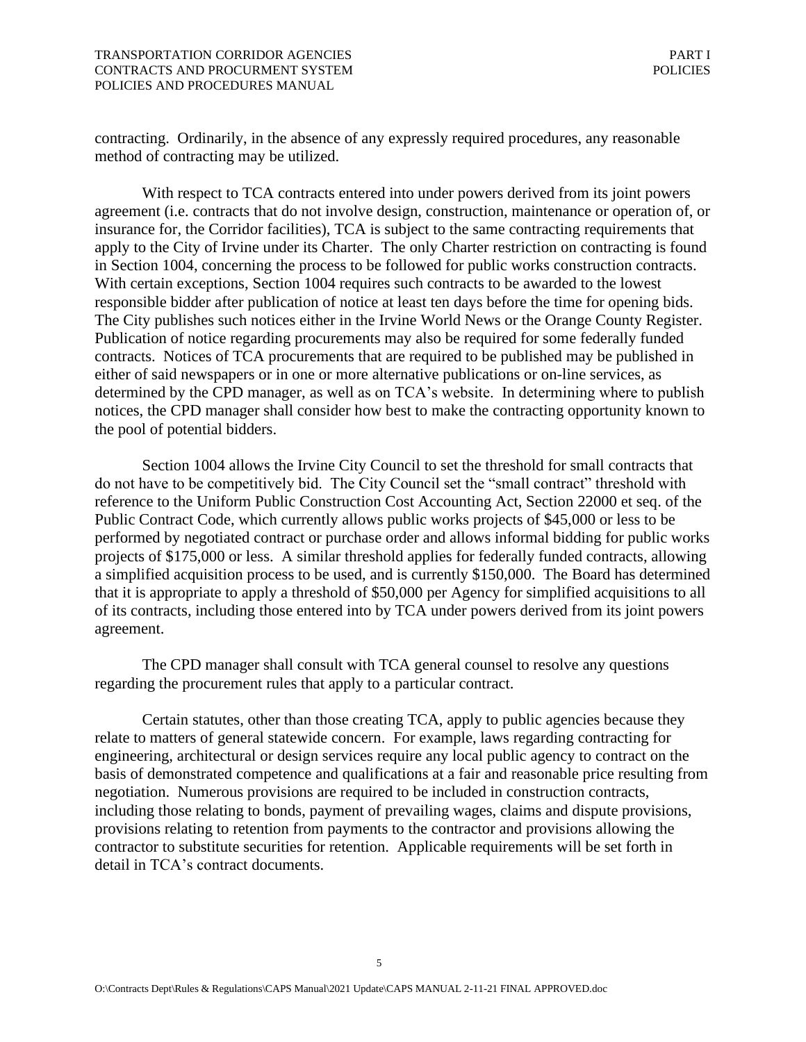contracting. Ordinarily, in the absence of any expressly required procedures, any reasonable method of contracting may be utilized.

With respect to TCA contracts entered into under powers derived from its joint powers agreement (i.e. contracts that do not involve design, construction, maintenance or operation of, or insurance for, the Corridor facilities), TCA is subject to the same contracting requirements that apply to the City of Irvine under its Charter. The only Charter restriction on contracting is found in Section 1004, concerning the process to be followed for public works construction contracts. With certain exceptions, Section 1004 requires such contracts to be awarded to the lowest responsible bidder after publication of notice at least ten days before the time for opening bids. The City publishes such notices either in the Irvine World News or the Orange County Register. Publication of notice regarding procurements may also be required for some federally funded contracts. Notices of TCA procurements that are required to be published may be published in either of said newspapers or in one or more alternative publications or on-line services, as determined by the CPD manager, as well as on TCA's website. In determining where to publish notices, the CPD manager shall consider how best to make the contracting opportunity known to the pool of potential bidders.

Section 1004 allows the Irvine City Council to set the threshold for small contracts that do not have to be competitively bid. The City Council set the "small contract" threshold with reference to the Uniform Public Construction Cost Accounting Act, Section 22000 et seq. of the Public Contract Code, which currently allows public works projects of $45,000 or less to be performed by negotiated contract or purchase order and allows informal bidding for public works projects of $175,000 or less. A similar threshold applies for federally funded contracts, allowing a simplified acquisition process to be used, and is currently $150,000. The Board has determined that it is appropriate to apply a threshold of $50,000 per Agency for simplified acquisitions to all of its contracts, including those entered into by TCA under powers derived from its joint powers agreement.

The CPD manager shall consult with TCA general counsel to resolve any questions regarding the procurement rules that apply to a particular contract.

Certain statutes, other than those creating TCA, apply to public agencies because they relate to matters of general statewide concern. For example, laws regarding contracting for engineering, architectural or design services require any local public agency to contract on the basis of demonstrated competence and qualifications at a fair and reasonable price resulting from negotiation. Numerous provisions are required to be included in construction contracts, including those relating to bonds, payment of prevailing wages, claims and dispute provisions, provisions relating to retention from payments to the contractor and provisions allowing the contractor to substitute securities for retention. Applicable requirements will be set forth in detail in TCA's contract documents.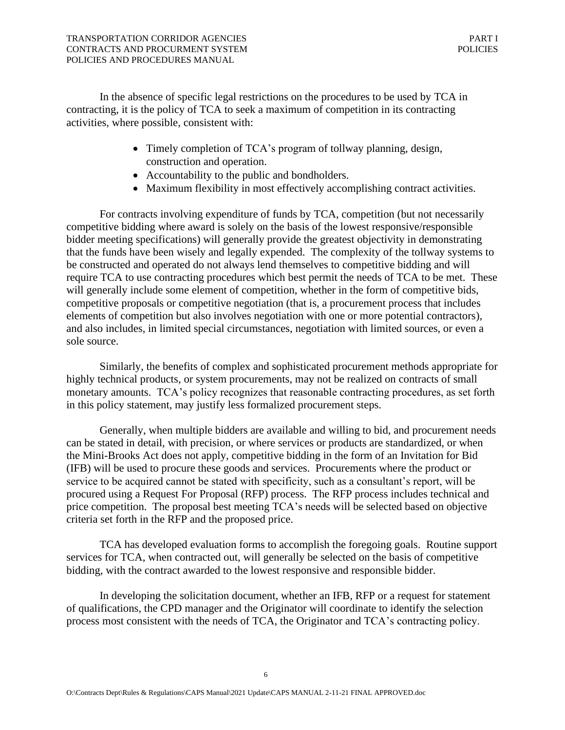In the absence of specific legal restrictions on the procedures to be used by TCA in contracting, it is the policy of TCA to seek a maximum of competition in its contracting activities, where possible, consistent with:

- Timely completion of TCA's program of tollway planning, design, construction and operation.
- Accountability to the public and bondholders.
- Maximum flexibility in most effectively accomplishing contract activities.

For contracts involving expenditure of funds by TCA, competition (but not necessarily competitive bidding where award is solely on the basis of the lowest responsive/responsible bidder meeting specifications) will generally provide the greatest objectivity in demonstrating that the funds have been wisely and legally expended. The complexity of the tollway systems to be constructed and operated do not always lend themselves to competitive bidding and will require TCA to use contracting procedures which best permit the needs of TCA to be met. These will generally include some element of competition, whether in the form of competitive bids, competitive proposals or competitive negotiation (that is, a procurement process that includes elements of competition but also involves negotiation with one or more potential contractors), and also includes, in limited special circumstances, negotiation with limited sources, or even a sole source.

Similarly, the benefits of complex and sophisticated procurement methods appropriate for highly technical products, or system procurements, may not be realized on contracts of small monetary amounts. TCA's policy recognizes that reasonable contracting procedures, as set forth in this policy statement, may justify less formalized procurement steps.

Generally, when multiple bidders are available and willing to bid, and procurement needs can be stated in detail, with precision, or where services or products are standardized, or when the Mini-Brooks Act does not apply, competitive bidding in the form of an Invitation for Bid (IFB) will be used to procure these goods and services. Procurements where the product or service to be acquired cannot be stated with specificity, such as a consultant's report, will be procured using a Request For Proposal (RFP) process. The RFP process includes technical and price competition. The proposal best meeting TCA's needs will be selected based on objective criteria set forth in the RFP and the proposed price.

TCA has developed evaluation forms to accomplish the foregoing goals. Routine support services for TCA, when contracted out, will generally be selected on the basis of competitive bidding, with the contract awarded to the lowest responsive and responsible bidder.

In developing the solicitation document, whether an IFB, RFP or a request for statement of qualifications, the CPD manager and the Originator will coordinate to identify the selection process most consistent with the needs of TCA, the Originator and TCA's contracting policy.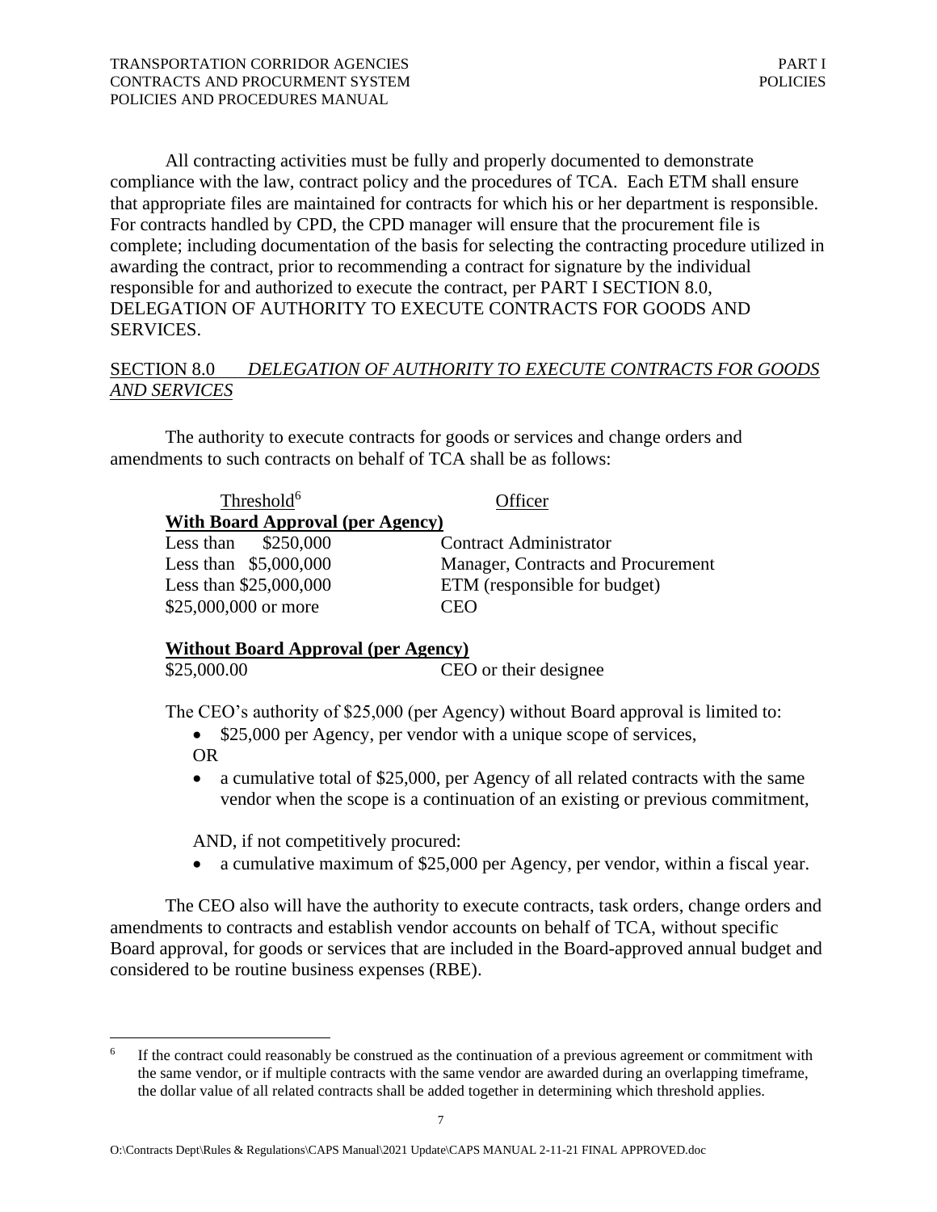All contracting activities must be fully and properly documented to demonstrate compliance with the law, contract policy and the procedures of TCA. Each ETM shall ensure that appropriate files are maintained for contracts for which his or her department is responsible. For contracts handled by CPD, the CPD manager will ensure that the procurement file is complete; including documentation of the basis for selecting the contracting procedure utilized in awarding the contract, prior to recommending a contract for signature by the individual responsible for and authorized to execute the contract, per PART I SECTION 8.0, DELEGATION OF AUTHORITY TO EXECUTE CONTRACTS FOR GOODS AND SERVICES.

## SECTION 8.0 *DELEGATION OF AUTHORITY TO EXECUTE CONTRACTS FOR GOODS AND SERVICES*

The authority to execute contracts for goods or services and change orders and amendments to such contracts on behalf of TCA shall be as follows:

| Threshold[6] | Officer |
|---|---|
| **With Board Approval (per Agency)** | |
| Less than $250,000 | Contract Administrator |
| Less than $5,000,000 | Manager, Contracts and Procurement |
| Less than $25,000,000 | ETM (responsible for budget) |
| $25,000,000 or more | CEO |
| **Without Board Approval (per Agency)** | |
| $25,000.00 | CEO or their designee |

The CEO's authority of $25,000 (per Agency) without Board approval is limited to:

- $25,000 per Agency, per vendor with a unique scope of services,

OR

- a cumulative total of $25,000, per Agency of all related contracts with the same vendor when the scope is a continuation of an existing or previous commitment,

AND, if not competitively procured:

- a cumulative maximum of $25,000 per Agency, per vendor, within a fiscal year.

The CEO also will have the authority to execute contracts, task orders, change orders and amendments to contracts and establish vendor accounts on behalf of TCA, without specific Board approval, for goods or services that are included in the Board-approved annual budget and considered to be routine business expenses (RBE).

---

[6] If the contract could reasonably be construed as the continuation of a previous agreement or commitment with the same vendor, or if multiple contracts with the same vendor are awarded during an overlapping timeframe, the dollar value of all related contracts shall be added together in determining which threshold applies.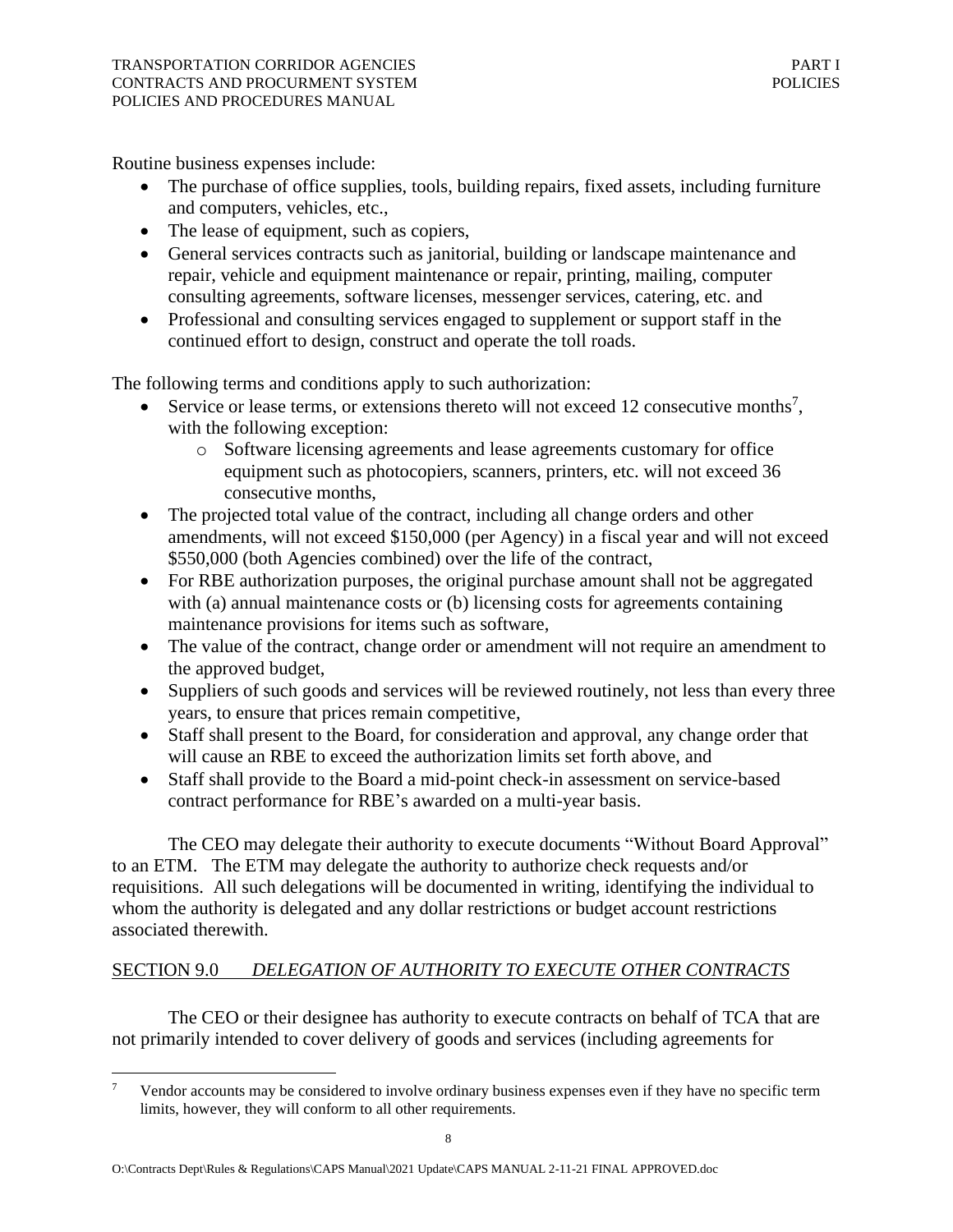Routine business expenses include:

- The purchase of office supplies, tools, building repairs, fixed assets, including furniture and computers, vehicles, etc.,
- The lease of equipment, such as copiers,
- General services contracts such as janitorial, building or landscape maintenance and repair, vehicle and equipment maintenance or repair, printing, mailing, computer consulting agreements, software licenses, messenger services, catering, etc. and
- Professional and consulting services engaged to supplement or support staff in the continued effort to design, construct and operate the toll roads.

The following terms and conditions apply to such authorization:

- Service or lease terms, or extensions thereto will not exceed 12 consecutive months[7], with the following exception:
  - Software licensing agreements and lease agreements customary for office equipment such as photocopiers, scanners, printers, etc. will not exceed 36 consecutive months,
- The projected total value of the contract, including all change orders and other amendments, will not exceed $150,000 (per Agency) in a fiscal year and will not exceed $550,000 (both Agencies combined) over the life of the contract,
- For RBE authorization purposes, the original purchase amount shall not be aggregated with (a) annual maintenance costs or (b) licensing costs for agreements containing maintenance provisions for items such as software,
- The value of the contract, change order or amendment will not require an amendment to the approved budget,
- Suppliers of such goods and services will be reviewed routinely, not less than every three years, to ensure that prices remain competitive,
- Staff shall present to the Board, for consideration and approval, any change order that will cause an RBE to exceed the authorization limits set forth above, and
- Staff shall provide to the Board a mid-point check-in assessment on service-based contract performance for RBE's awarded on a multi-year basis.

The CEO may delegate their authority to execute documents "Without Board Approval" to an ETM. The ETM may delegate the authority to authorize check requests and/or requisitions. All such delegations will be documented in writing, identifying the individual to whom the authority is delegated and any dollar restrictions or budget account restrictions associated therewith.

## SECTION 9.0 *DELEGATION OF AUTHORITY TO EXECUTE OTHER CONTRACTS*

The CEO or their designee has authority to execute contracts on behalf of TCA that are not primarily intended to cover delivery of goods and services (including agreements for

[7] Vendor accounts may be considered to involve ordinary business expenses even if they have no specific term limits, however, they will conform to all other requirements.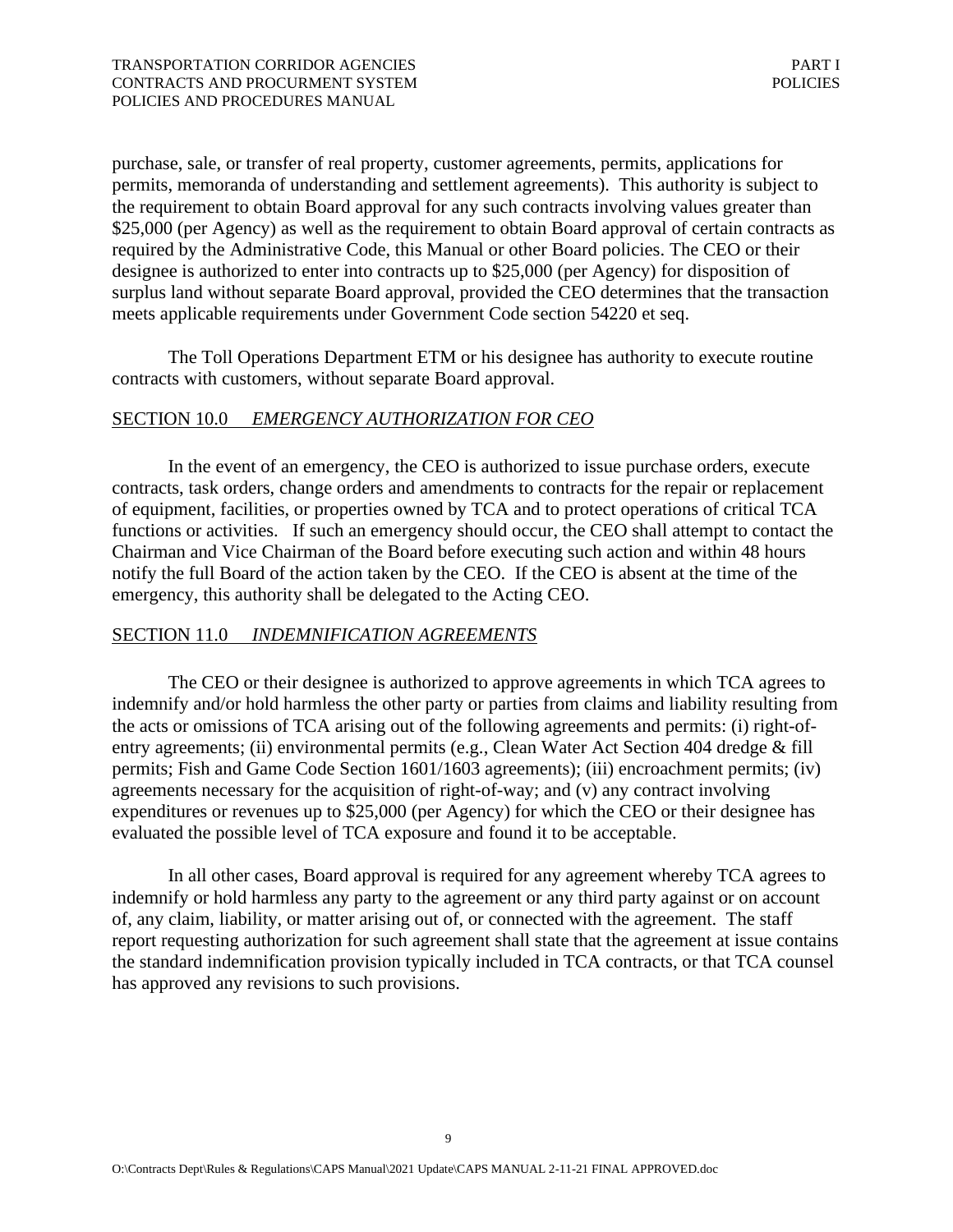purchase, sale, or transfer of real property, customer agreements, permits, applications for permits, memoranda of understanding and settlement agreements). This authority is subject to the requirement to obtain Board approval for any such contracts involving values greater than $25,000 (per Agency) as well as the requirement to obtain Board approval of certain contracts as required by the Administrative Code, this Manual or other Board policies. The CEO or their designee is authorized to enter into contracts up to $25,000 (per Agency) for disposition of surplus land without separate Board approval, provided the CEO determines that the transaction meets applicable requirements under Government Code section 54220 et seq.

The Toll Operations Department ETM or his designee has authority to execute routine contracts with customers, without separate Board approval.

## SECTION 10.0 *EMERGENCY AUTHORIZATION FOR CEO*

In the event of an emergency, the CEO is authorized to issue purchase orders, execute contracts, task orders, change orders and amendments to contracts for the repair or replacement of equipment, facilities, or properties owned by TCA and to protect operations of critical TCA functions or activities. If such an emergency should occur, the CEO shall attempt to contact the Chairman and Vice Chairman of the Board before executing such action and within 48 hours notify the full Board of the action taken by the CEO. If the CEO is absent at the time of the emergency, this authority shall be delegated to the Acting CEO.

## SECTION 11.0 *INDEMNIFICATION AGREEMENTS*

The CEO or their designee is authorized to approve agreements in which TCA agrees to indemnify and/or hold harmless the other party or parties from claims and liability resulting from the acts or omissions of TCA arising out of the following agreements and permits: (i) right-of-entry agreements; (ii) environmental permits (e.g., Clean Water Act Section 404 dredge & fill permits; Fish and Game Code Section 1601/1603 agreements); (iii) encroachment permits; (iv) agreements necessary for the acquisition of right-of-way; and (v) any contract involving expenditures or revenues up to $25,000 (per Agency) for which the CEO or their designee has evaluated the possible level of TCA exposure and found it to be acceptable.

In all other cases, Board approval is required for any agreement whereby TCA agrees to indemnify or hold harmless any party to the agreement or any third party against or on account of, any claim, liability, or matter arising out of, or connected with the agreement. The staff report requesting authorization for such agreement shall state that the agreement at issue contains the standard indemnification provision typically included in TCA contracts, or that TCA counsel has approved any revisions to such provisions.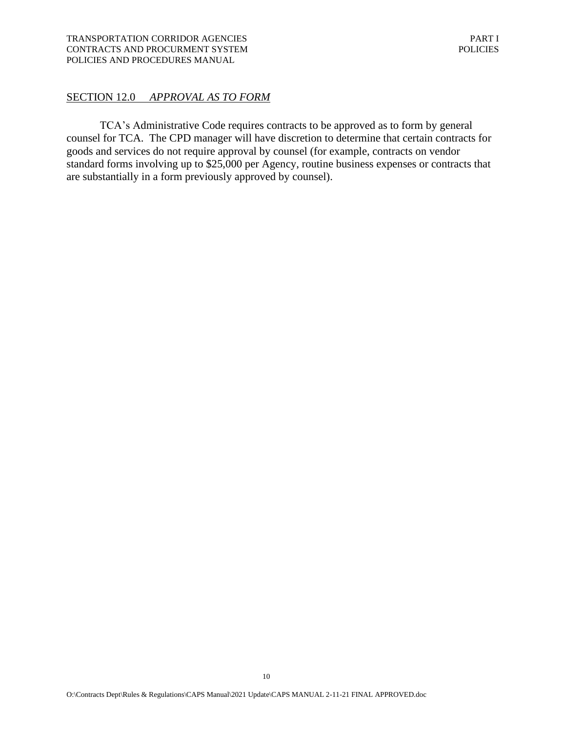## SECTION 12.0 *APPROVAL AS TO FORM*

TCA's Administrative Code requires contracts to be approved as to form by general counsel for TCA. The CPD manager will have discretion to determine that certain contracts for goods and services do not require approval by counsel (for example, contracts on vendor standard forms involving up to $25,000 per Agency, routine business expenses or contracts that are substantially in a form previously approved by counsel).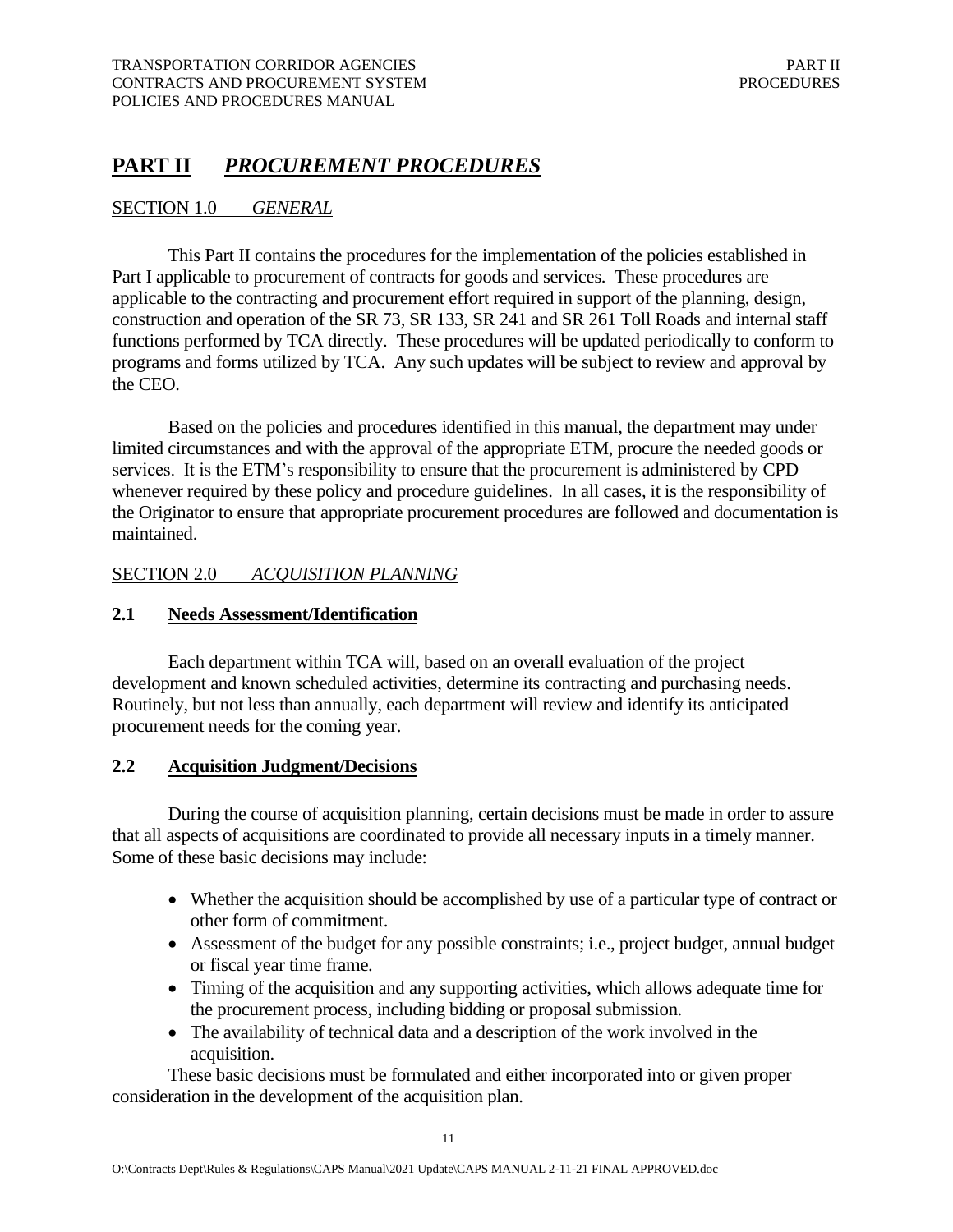# PART II *PROCUREMENT PROCEDURES*

## SECTION 1.0 *GENERAL*

This Part II contains the procedures for the implementation of the policies established in Part I applicable to procurement of contracts for goods and services. These procedures are applicable to the contracting and procurement effort required in support of the planning, design, construction and operation of the SR 73, SR 133, SR 241 and SR 261 Toll Roads and internal staff functions performed by TCA directly. These procedures will be updated periodically to conform to programs and forms utilized by TCA. Any such updates will be subject to review and approval by the CEO.

Based on the policies and procedures identified in this manual, the department may under limited circumstances and with the approval of the appropriate ETM, procure the needed goods or services. It is the ETM's responsibility to ensure that the procurement is administered by CPD whenever required by these policy and procedure guidelines. In all cases, it is the responsibility of the Originator to ensure that appropriate procurement procedures are followed and documentation is maintained.

## SECTION 2.0 *ACQUISITION PLANNING*

### 2.1 Needs Assessment/Identification

Each department within TCA will, based on an overall evaluation of the project development and known scheduled activities, determine its contracting and purchasing needs. Routinely, but not less than annually, each department will review and identify its anticipated procurement needs for the coming year.

### 2.2 Acquisition Judgment/Decisions

During the course of acquisition planning, certain decisions must be made in order to assure that all aspects of acquisitions are coordinated to provide all necessary inputs in a timely manner. Some of these basic decisions may include:

- Whether the acquisition should be accomplished by use of a particular type of contract or other form of commitment.
- Assessment of the budget for any possible constraints; i.e., project budget, annual budget or fiscal year time frame.
- Timing of the acquisition and any supporting activities, which allows adequate time for the procurement process, including bidding or proposal submission.
- The availability of technical data and a description of the work involved in the acquisition.

These basic decisions must be formulated and either incorporated into or given proper consideration in the development of the acquisition plan.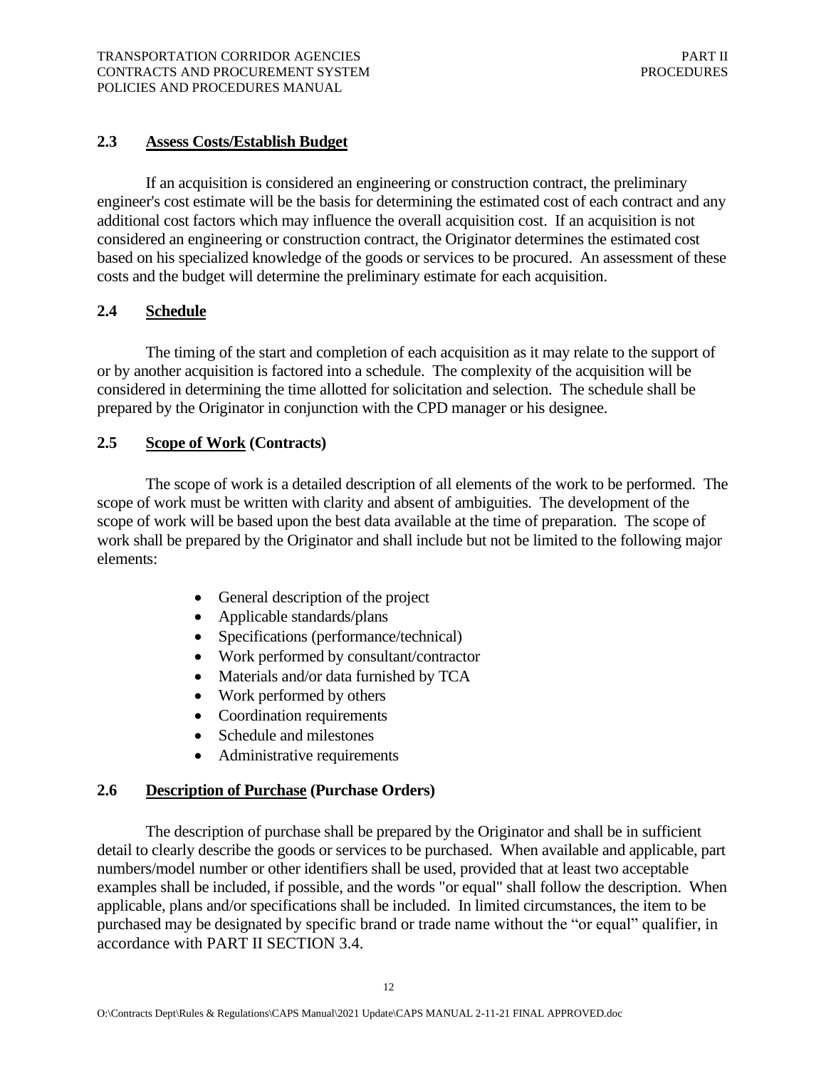## 2.3 Assess Costs/Establish Budget

If an acquisition is considered an engineering or construction contract, the preliminary engineer's cost estimate will be the basis for determining the estimated cost of each contract and any additional cost factors which may influence the overall acquisition cost. If an acquisition is not considered an engineering or construction contract, the Originator determines the estimated cost based on his specialized knowledge of the goods or services to be procured. An assessment of these costs and the budget will determine the preliminary estimate for each acquisition.

## 2.4 Schedule

The timing of the start and completion of each acquisition as it may relate to the support of or by another acquisition is factored into a schedule. The complexity of the acquisition will be considered in determining the time allotted for solicitation and selection. The schedule shall be prepared by the Originator in conjunction with the CPD manager or his designee.

## 2.5 Scope of Work (Contracts)

The scope of work is a detailed description of all elements of the work to be performed. The scope of work must be written with clarity and absent of ambiguities. The development of the scope of work will be based upon the best data available at the time of preparation. The scope of work shall be prepared by the Originator and shall include but not be limited to the following major elements:

- General description of the project
- Applicable standards/plans
- Specifications (performance/technical)
- Work performed by consultant/contractor
- Materials and/or data furnished by TCA
- Work performed by others
- Coordination requirements
- Schedule and milestones
- Administrative requirements

## 2.6 Description of Purchase (Purchase Orders)

The description of purchase shall be prepared by the Originator and shall be in sufficient detail to clearly describe the goods or services to be purchased. When available and applicable, part numbers/model number or other identifiers shall be used, provided that at least two acceptable examples shall be included, if possible, and the words "or equal" shall follow the description. When applicable, plans and/or specifications shall be included. In limited circumstances, the item to be purchased may be designated by specific brand or trade name without the "or equal" qualifier, in accordance with PART II SECTION 3.4.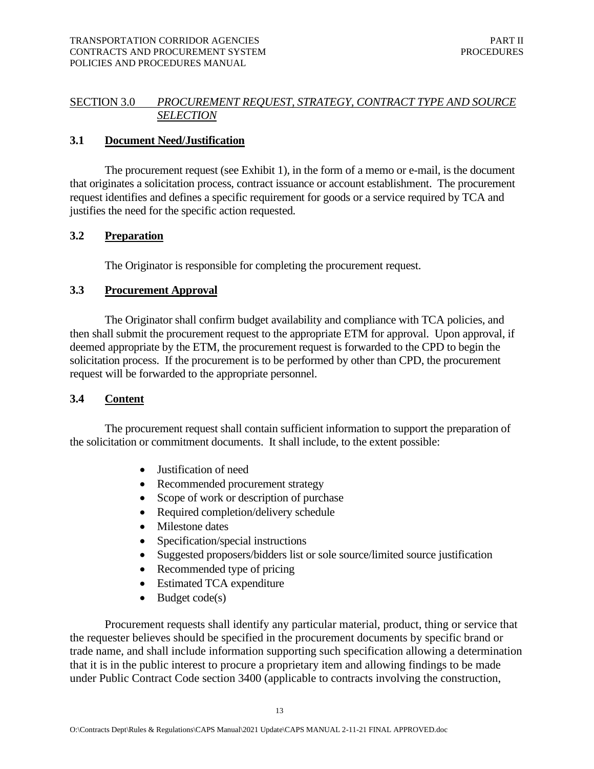## SECTION 3.0 *PROCUREMENT REQUEST, STRATEGY, CONTRACT TYPE AND SOURCE SELECTION*

### 3.1 Document Need/Justification

The procurement request (see Exhibit 1), in the form of a memo or e-mail, is the document that originates a solicitation process, contract issuance or account establishment. The procurement request identifies and defines a specific requirement for goods or a service required by TCA and justifies the need for the specific action requested.

### 3.2 Preparation

The Originator is responsible for completing the procurement request.

### 3.3 Procurement Approval

The Originator shall confirm budget availability and compliance with TCA policies, and then shall submit the procurement request to the appropriate ETM for approval. Upon approval, if deemed appropriate by the ETM, the procurement request is forwarded to the CPD to begin the solicitation process. If the procurement is to be performed by other than CPD, the procurement request will be forwarded to the appropriate personnel.

### 3.4 Content

The procurement request shall contain sufficient information to support the preparation of the solicitation or commitment documents. It shall include, to the extent possible:

- Justification of need
- Recommended procurement strategy
- Scope of work or description of purchase
- Required completion/delivery schedule
- Milestone dates
- Specification/special instructions
- Suggested proposers/bidders list or sole source/limited source justification
- Recommended type of pricing
- Estimated TCA expenditure
- Budget code(s)

Procurement requests shall identify any particular material, product, thing or service that the requester believes should be specified in the procurement documents by specific brand or trade name, and shall include information supporting such specification allowing a determination that it is in the public interest to procure a proprietary item and allowing findings to be made under Public Contract Code section 3400 (applicable to contracts involving the construction,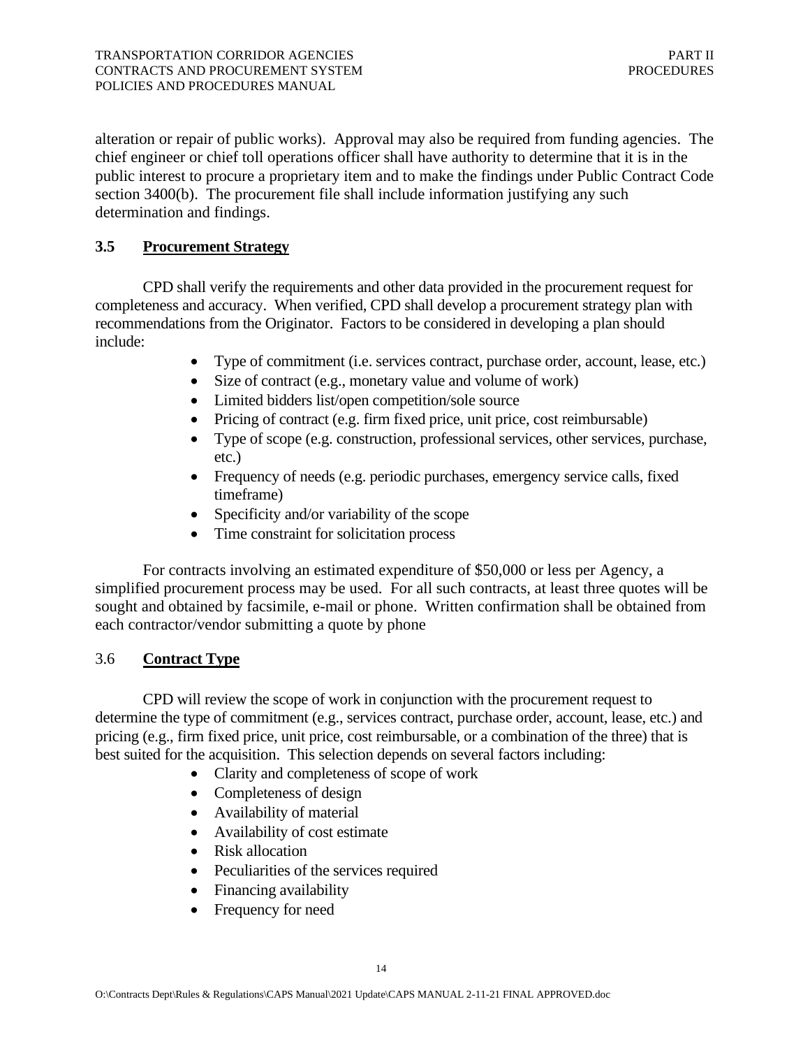alteration or repair of public works). Approval may also be required from funding agencies. The chief engineer or chief toll operations officer shall have authority to determine that it is in the public interest to procure a proprietary item and to make the findings under Public Contract Code section 3400(b). The procurement file shall include information justifying any such determination and findings.

### 3.5 Procurement Strategy

CPD shall verify the requirements and other data provided in the procurement request for completeness and accuracy. When verified, CPD shall develop a procurement strategy plan with recommendations from the Originator. Factors to be considered in developing a plan should include:

- Type of commitment (i.e. services contract, purchase order, account, lease, etc.)
- Size of contract (e.g., monetary value and volume of work)
- Limited bidders list/open competition/sole source
- Pricing of contract (e.g. firm fixed price, unit price, cost reimbursable)
- Type of scope (e.g. construction, professional services, other services, purchase, etc.)
- Frequency of needs (e.g. periodic purchases, emergency service calls, fixed timeframe)
- Specificity and/or variability of the scope
- Time constraint for solicitation process

For contracts involving an estimated expenditure of $50,000 or less per Agency, a simplified procurement process may be used. For all such contracts, at least three quotes will be sought and obtained by facsimile, e-mail or phone. Written confirmation shall be obtained from each contractor/vendor submitting a quote by phone

### 3.6 Contract Type

CPD will review the scope of work in conjunction with the procurement request to determine the type of commitment (e.g., services contract, purchase order, account, lease, etc.) and pricing (e.g., firm fixed price, unit price, cost reimbursable, or a combination of the three) that is best suited for the acquisition. This selection depends on several factors including:

- Clarity and completeness of scope of work
- Completeness of design
- Availability of material
- Availability of cost estimate
- Risk allocation
- Peculiarities of the services required
- Financing availability
- Frequency for need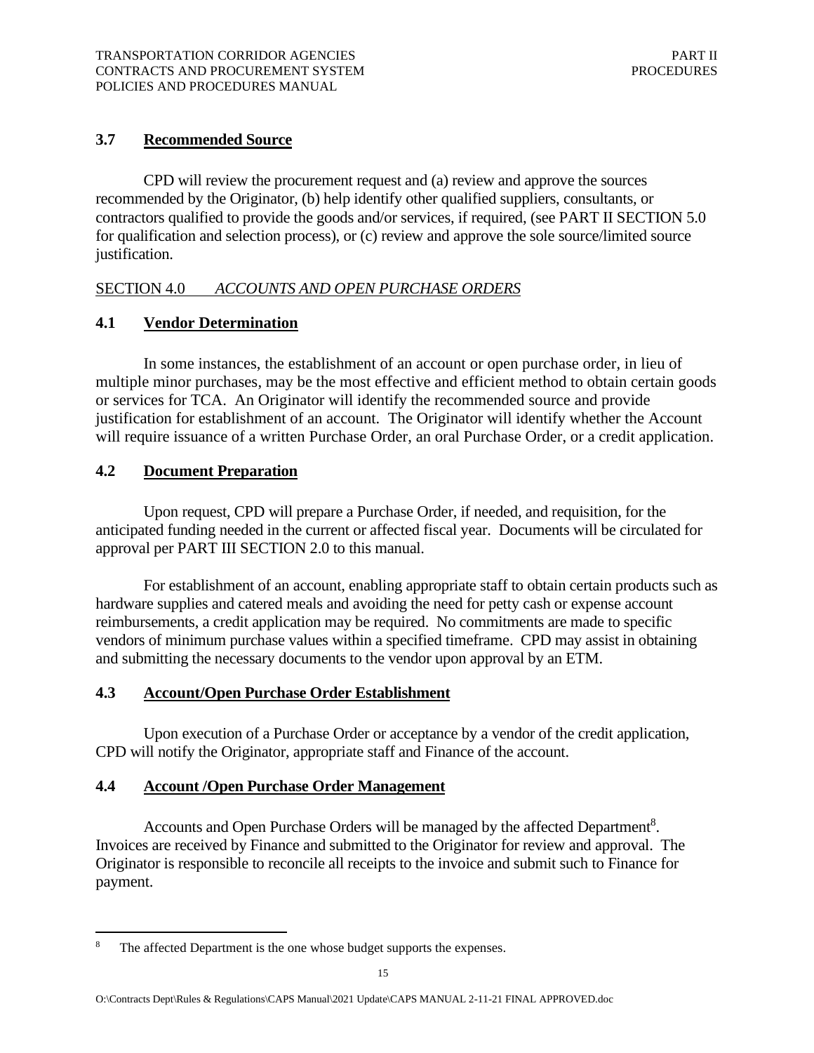### 3.7 Recommended Source

CPD will review the procurement request and (a) review and approve the sources recommended by the Originator, (b) help identify other qualified suppliers, consultants, or contractors qualified to provide the goods and/or services, if required, (see PART II SECTION 5.0 for qualification and selection process), or (c) review and approve the sole source/limited source justification.

## SECTION 4.0 *ACCOUNTS AND OPEN PURCHASE ORDERS*

### 4.1 Vendor Determination

In some instances, the establishment of an account or open purchase order, in lieu of multiple minor purchases, may be the most effective and efficient method to obtain certain goods or services for TCA. An Originator will identify the recommended source and provide justification for establishment of an account. The Originator will identify whether the Account will require issuance of a written Purchase Order, an oral Purchase Order, or a credit application.

### 4.2 Document Preparation

Upon request, CPD will prepare a Purchase Order, if needed, and requisition, for the anticipated funding needed in the current or affected fiscal year. Documents will be circulated for approval per PART III SECTION 2.0 to this manual.

For establishment of an account, enabling appropriate staff to obtain certain products such as hardware supplies and catered meals and avoiding the need for petty cash or expense account reimbursements, a credit application may be required. No commitments are made to specific vendors of minimum purchase values within a specified timeframe. CPD may assist in obtaining and submitting the necessary documents to the vendor upon approval by an ETM.

### 4.3 Account/Open Purchase Order Establishment

Upon execution of a Purchase Order or acceptance by a vendor of the credit application, CPD will notify the Originator, appropriate staff and Finance of the account.

### 4.4 Account /Open Purchase Order Management

Accounts and Open Purchase Orders will be managed by the affected Department[8]. Invoices are received by Finance and submitted to the Originator for review and approval. The Originator is responsible to reconcile all receipts to the invoice and submit such to Finance for payment.

---

[8] The affected Department is the one whose budget supports the expenses.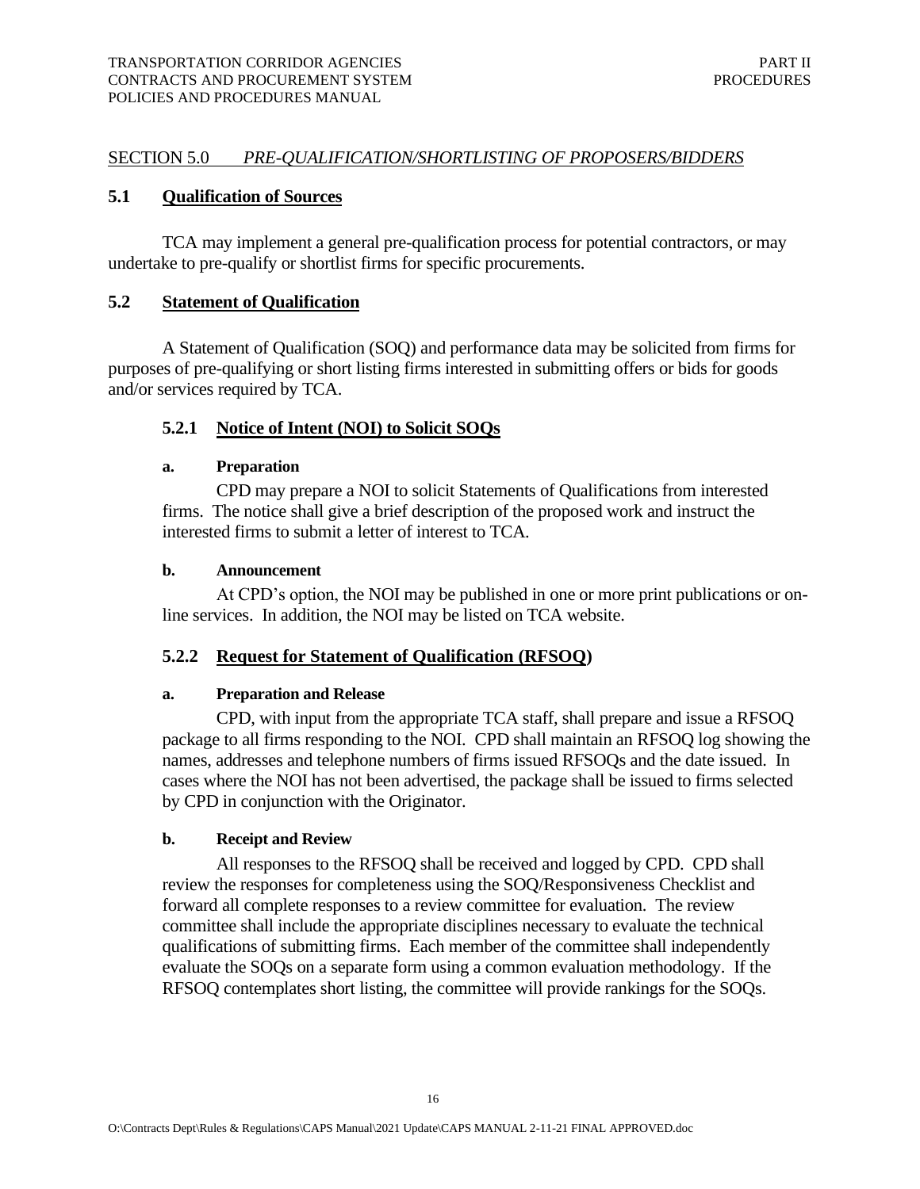## SECTION 5.0 *PRE-QUALIFICATION/SHORTLISTING OF PROPOSERS/BIDDERS*

### 5.1 Qualification of Sources

TCA may implement a general pre-qualification process for potential contractors, or may undertake to pre-qualify or shortlist firms for specific procurements.

### 5.2 Statement of Qualification

A Statement of Qualification (SOQ) and performance data may be solicited from firms for purposes of pre-qualifying or short listing firms interested in submitting offers or bids for goods and/or services required by TCA.

#### 5.2.1 Notice of Intent (NOI) to Solicit SOQs

**a. Preparation**

CPD may prepare a NOI to solicit Statements of Qualifications from interested firms. The notice shall give a brief description of the proposed work and instruct the interested firms to submit a letter of interest to TCA.

**b. Announcement**

At CPD's option, the NOI may be published in one or more print publications or on-line services. In addition, the NOI may be listed on TCA website.

#### 5.2.2 Request for Statement of Qualification (RFSOQ)

**a. Preparation and Release**

CPD, with input from the appropriate TCA staff, shall prepare and issue a RFSOQ package to all firms responding to the NOI. CPD shall maintain an RFSOQ log showing the names, addresses and telephone numbers of firms issued RFSOQs and the date issued. In cases where the NOI has not been advertised, the package shall be issued to firms selected by CPD in conjunction with the Originator.

**b. Receipt and Review**

All responses to the RFSOQ shall be received and logged by CPD. CPD shall review the responses for completeness using the SOQ/Responsiveness Checklist and forward all complete responses to a review committee for evaluation. The review committee shall include the appropriate disciplines necessary to evaluate the technical qualifications of submitting firms. Each member of the committee shall independently evaluate the SOQs on a separate form using a common evaluation methodology. If the RFSOQ contemplates short listing, the committee will provide rankings for the SOQs.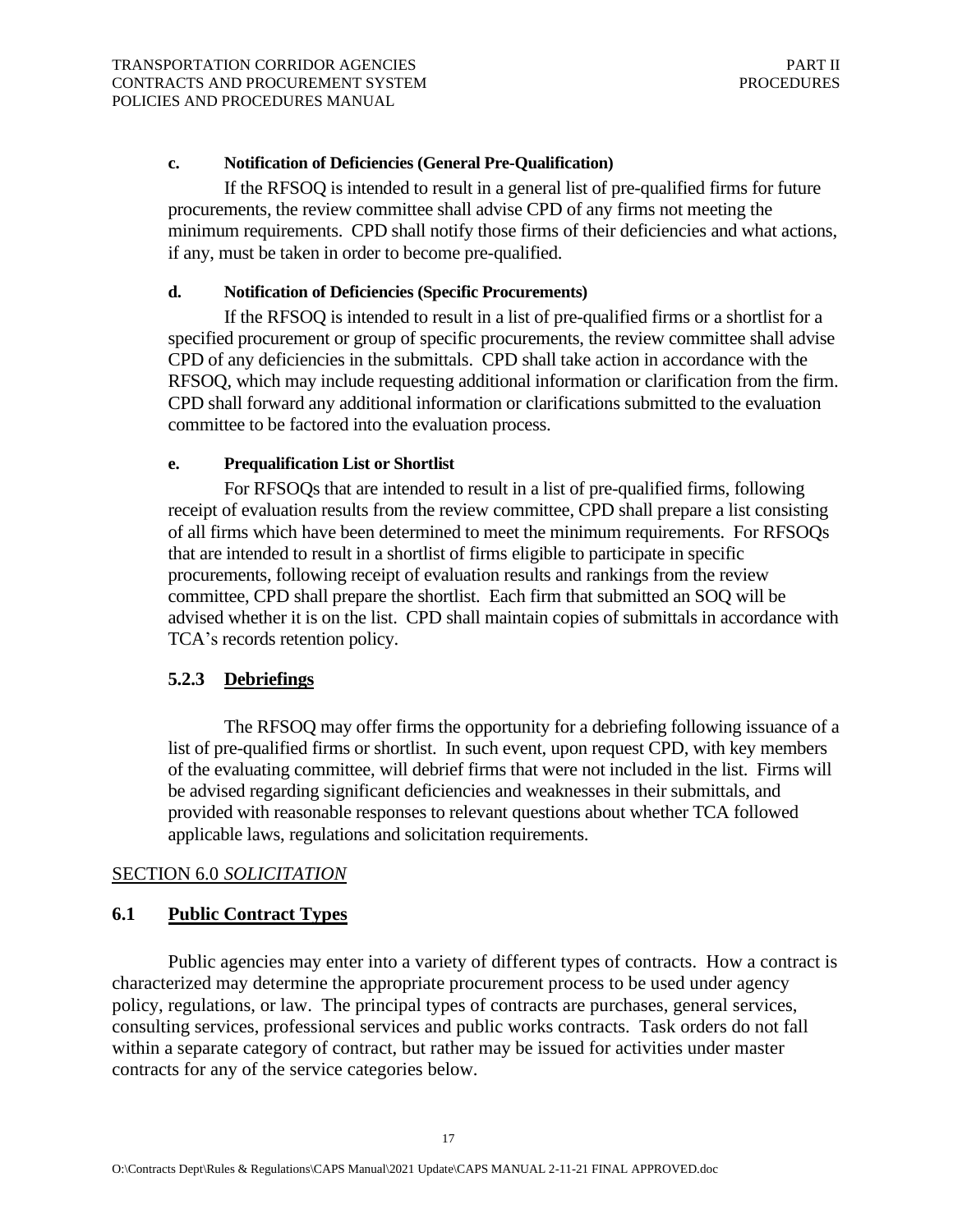#### c. Notification of Deficiencies (General Pre-Qualification)

If the RFSOQ is intended to result in a general list of pre-qualified firms for future procurements, the review committee shall advise CPD of any firms not meeting the minimum requirements. CPD shall notify those firms of their deficiencies and what actions, if any, must be taken in order to become pre-qualified.

#### d. Notification of Deficiencies (Specific Procurements)

If the RFSOQ is intended to result in a list of pre-qualified firms or a shortlist for a specified procurement or group of specific procurements, the review committee shall advise CPD of any deficiencies in the submittals. CPD shall take action in accordance with the RFSOQ, which may include requesting additional information or clarification from the firm. CPD shall forward any additional information or clarifications submitted to the evaluation committee to be factored into the evaluation process.

#### e. Prequalification List or Shortlist

For RFSOQs that are intended to result in a list of pre-qualified firms, following receipt of evaluation results from the review committee, CPD shall prepare a list consisting of all firms which have been determined to meet the minimum requirements. For RFSOQs that are intended to result in a shortlist of firms eligible to participate in specific procurements, following receipt of evaluation results and rankings from the review committee, CPD shall prepare the shortlist. Each firm that submitted an SOQ will be advised whether it is on the list. CPD shall maintain copies of submittals in accordance with TCA's records retention policy.

### 5.2.3 Debriefings

The RFSOQ may offer firms the opportunity for a debriefing following issuance of a list of pre-qualified firms or shortlist. In such event, upon request CPD, with key members of the evaluating committee, will debrief firms that were not included in the list. Firms will be advised regarding significant deficiencies and weaknesses in their submittals, and provided with reasonable responses to relevant questions about whether TCA followed applicable laws, regulations and solicitation requirements.

## SECTION 6.0 *SOLICITATION*

### 6.1 Public Contract Types

Public agencies may enter into a variety of different types of contracts. How a contract is characterized may determine the appropriate procurement process to be used under agency policy, regulations, or law. The principal types of contracts are purchases, general services, consulting services, professional services and public works contracts. Task orders do not fall within a separate category of contract, but rather may be issued for activities under master contracts for any of the service categories below.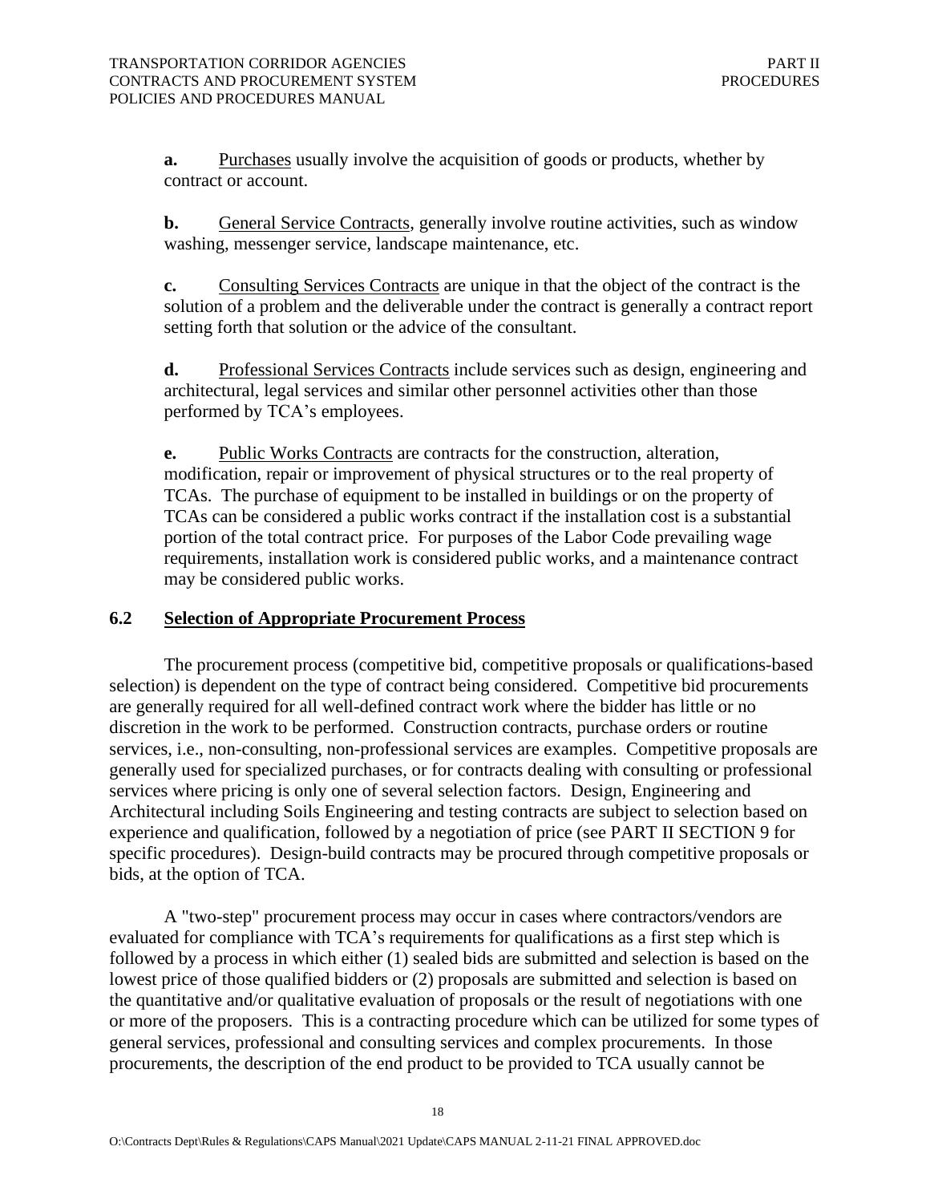**a.** Purchases usually involve the acquisition of goods or products, whether by contract or account.

**b.** General Service Contracts, generally involve routine activities, such as window washing, messenger service, landscape maintenance, etc.

**c.** Consulting Services Contracts are unique in that the object of the contract is the solution of a problem and the deliverable under the contract is generally a contract report setting forth that solution or the advice of the consultant.

**d.** Professional Services Contracts include services such as design, engineering and architectural, legal services and similar other personnel activities other than those performed by TCA's employees.

**e.** Public Works Contracts are contracts for the construction, alteration, modification, repair or improvement of physical structures or to the real property of TCAs. The purchase of equipment to be installed in buildings or on the property of TCAs can be considered a public works contract if the installation cost is a substantial portion of the total contract price. For purposes of the Labor Code prevailing wage requirements, installation work is considered public works, and a maintenance contract may be considered public works.

## 6.2 Selection of Appropriate Procurement Process

The procurement process (competitive bid, competitive proposals or qualifications-based selection) is dependent on the type of contract being considered. Competitive bid procurements are generally required for all well-defined contract work where the bidder has little or no discretion in the work to be performed. Construction contracts, purchase orders or routine services, i.e., non-consulting, non-professional services are examples. Competitive proposals are generally used for specialized purchases, or for contracts dealing with consulting or professional services where pricing is only one of several selection factors. Design, Engineering and Architectural including Soils Engineering and testing contracts are subject to selection based on experience and qualification, followed by a negotiation of price (see PART II SECTION 9 for specific procedures). Design-build contracts may be procured through competitive proposals or bids, at the option of TCA.

A "two-step" procurement process may occur in cases where contractors/vendors are evaluated for compliance with TCA's requirements for qualifications as a first step which is followed by a process in which either (1) sealed bids are submitted and selection is based on the lowest price of those qualified bidders or (2) proposals are submitted and selection is based on the quantitative and/or qualitative evaluation of proposals or the result of negotiations with one or more of the proposers. This is a contracting procedure which can be utilized for some types of general services, professional and consulting services and complex procurements. In those procurements, the description of the end product to be provided to TCA usually cannot be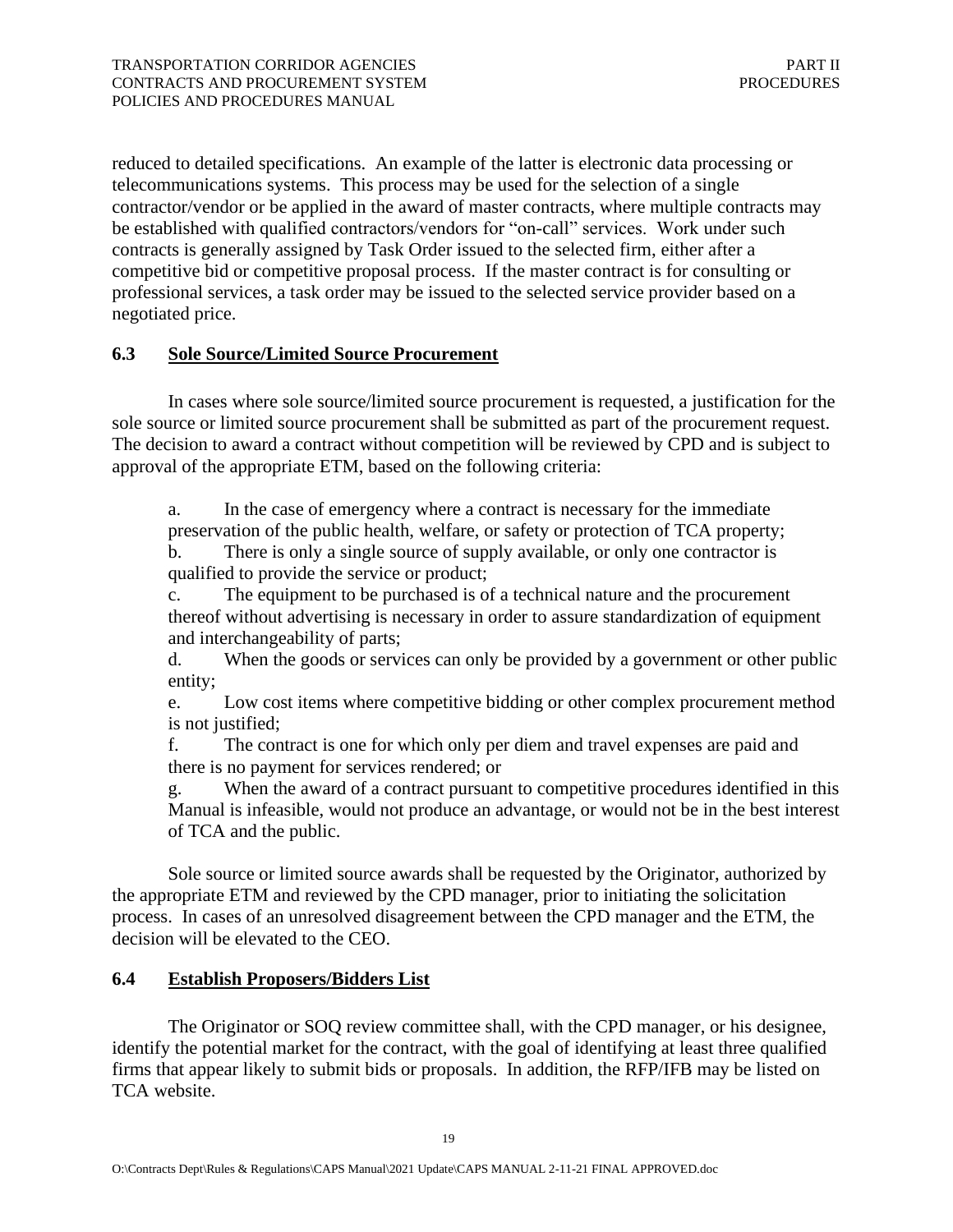reduced to detailed specifications. An example of the latter is electronic data processing or telecommunications systems. This process may be used for the selection of a single contractor/vendor or be applied in the award of master contracts, where multiple contracts may be established with qualified contractors/vendors for "on-call" services. Work under such contracts is generally assigned by Task Order issued to the selected firm, either after a competitive bid or competitive proposal process. If the master contract is for consulting or professional services, a task order may be issued to the selected service provider based on a negotiated price.

## 6.3 Sole Source/Limited Source Procurement

In cases where sole source/limited source procurement is requested, a justification for the sole source or limited source procurement shall be submitted as part of the procurement request. The decision to award a contract without competition will be reviewed by CPD and is subject to approval of the appropriate ETM, based on the following criteria:

a. In the case of emergency where a contract is necessary for the immediate preservation of the public health, welfare, or safety or protection of TCA property;

b. There is only a single source of supply available, or only one contractor is qualified to provide the service or product;

c. The equipment to be purchased is of a technical nature and the procurement thereof without advertising is necessary in order to assure standardization of equipment and interchangeability of parts;

d. When the goods or services can only be provided by a government or other public entity;

e. Low cost items where competitive bidding or other complex procurement method is not justified;

f. The contract is one for which only per diem and travel expenses are paid and there is no payment for services rendered; or

g. When the award of a contract pursuant to competitive procedures identified in this Manual is infeasible, would not produce an advantage, or would not be in the best interest of TCA and the public.

Sole source or limited source awards shall be requested by the Originator, authorized by the appropriate ETM and reviewed by the CPD manager, prior to initiating the solicitation process. In cases of an unresolved disagreement between the CPD manager and the ETM, the decision will be elevated to the CEO.

## 6.4 Establish Proposers/Bidders List

The Originator or SOQ review committee shall, with the CPD manager, or his designee, identify the potential market for the contract, with the goal of identifying at least three qualified firms that appear likely to submit bids or proposals. In addition, the RFP/IFB may be listed on TCA website.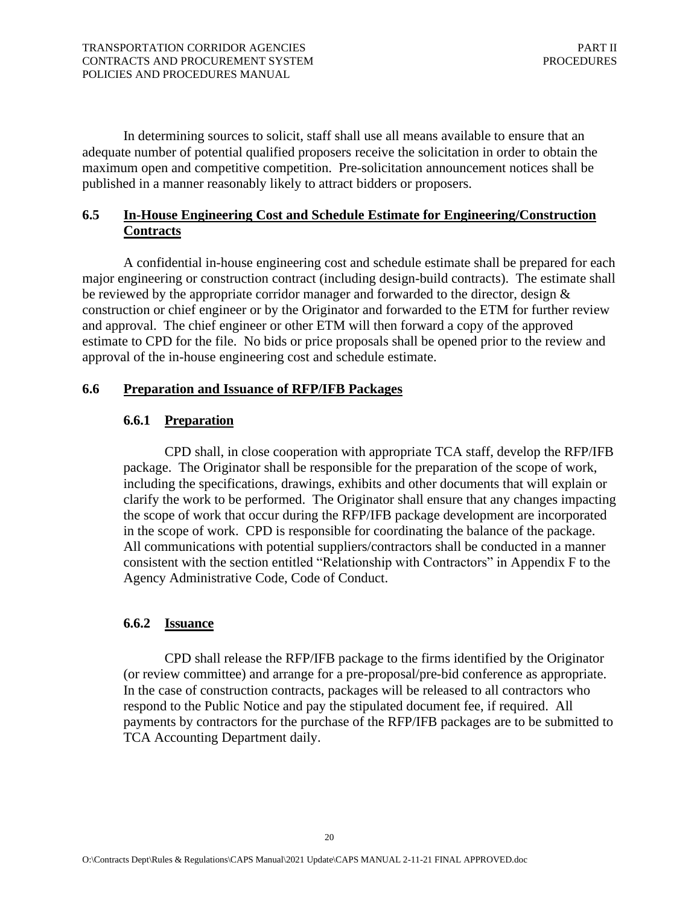In determining sources to solicit, staff shall use all means available to ensure that an adequate number of potential qualified proposers receive the solicitation in order to obtain the maximum open and competitive competition. Pre-solicitation announcement notices shall be published in a manner reasonably likely to attract bidders or proposers.

## 6.5 In-House Engineering Cost and Schedule Estimate for Engineering/Construction Contracts

A confidential in-house engineering cost and schedule estimate shall be prepared for each major engineering or construction contract (including design-build contracts). The estimate shall be reviewed by the appropriate corridor manager and forwarded to the director, design & construction or chief engineer or by the Originator and forwarded to the ETM for further review and approval. The chief engineer or other ETM will then forward a copy of the approved estimate to CPD for the file. No bids or price proposals shall be opened prior to the review and approval of the in-house engineering cost and schedule estimate.

## 6.6 Preparation and Issuance of RFP/IFB Packages

### 6.6.1 Preparation

CPD shall, in close cooperation with appropriate TCA staff, develop the RFP/IFB package. The Originator shall be responsible for the preparation of the scope of work, including the specifications, drawings, exhibits and other documents that will explain or clarify the work to be performed. The Originator shall ensure that any changes impacting the scope of work that occur during the RFP/IFB package development are incorporated in the scope of work. CPD is responsible for coordinating the balance of the package. All communications with potential suppliers/contractors shall be conducted in a manner consistent with the section entitled "Relationship with Contractors" in Appendix F to the Agency Administrative Code, Code of Conduct.

### 6.6.2 Issuance

CPD shall release the RFP/IFB package to the firms identified by the Originator (or review committee) and arrange for a pre-proposal/pre-bid conference as appropriate. In the case of construction contracts, packages will be released to all contractors who respond to the Public Notice and pay the stipulated document fee, if required. All payments by contractors for the purchase of the RFP/IFB packages are to be submitted to TCA Accounting Department daily.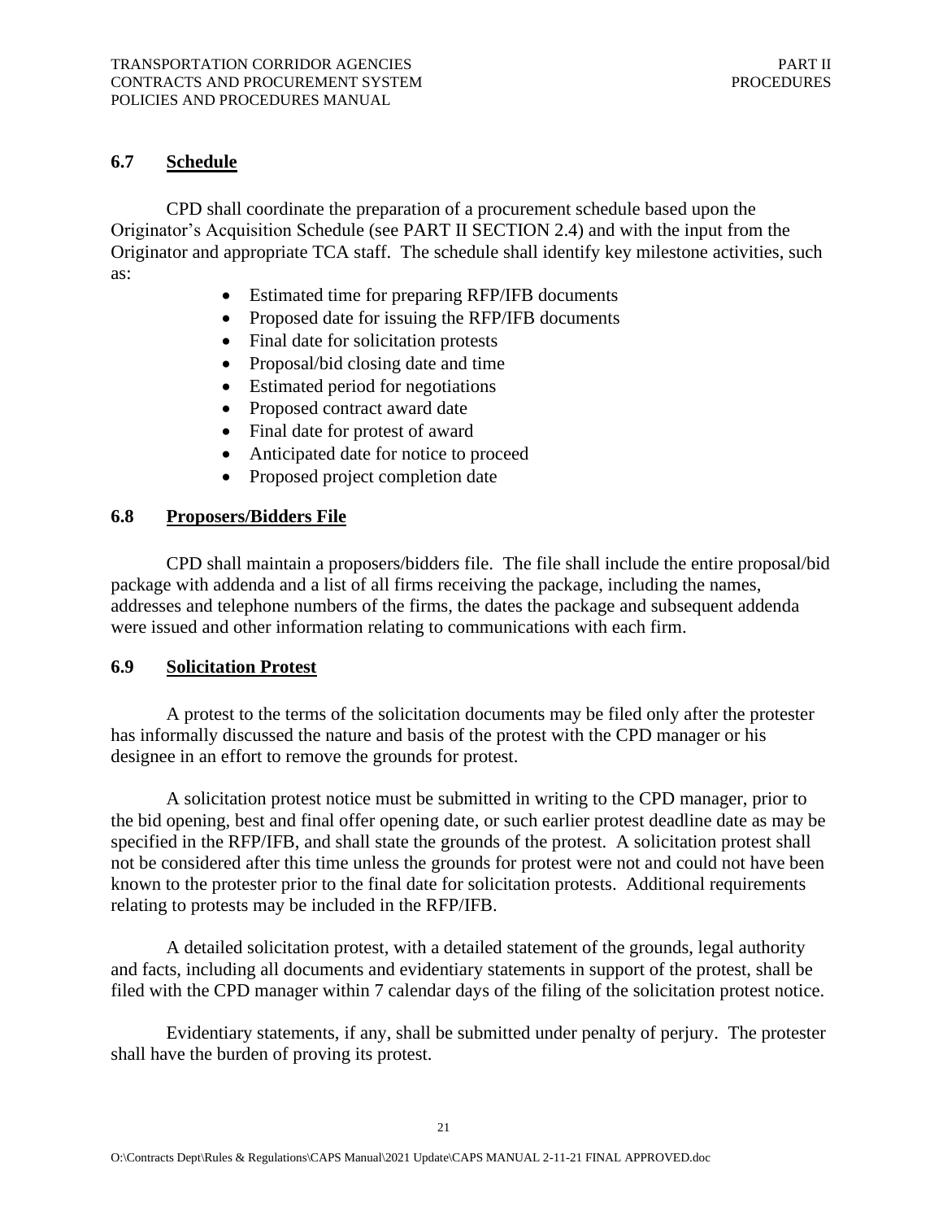## 6.7 Schedule

CPD shall coordinate the preparation of a procurement schedule based upon the Originator's Acquisition Schedule (see PART II SECTION 2.4) and with the input from the Originator and appropriate TCA staff. The schedule shall identify key milestone activities, such as:

- Estimated time for preparing RFP/IFB documents
- Proposed date for issuing the RFP/IFB documents
- Final date for solicitation protests
- Proposal/bid closing date and time
- Estimated period for negotiations
- Proposed contract award date
- Final date for protest of award
- Anticipated date for notice to proceed
- Proposed project completion date

## 6.8 Proposers/Bidders File

CPD shall maintain a proposers/bidders file. The file shall include the entire proposal/bid package with addenda and a list of all firms receiving the package, including the names, addresses and telephone numbers of the firms, the dates the package and subsequent addenda were issued and other information relating to communications with each firm.

## 6.9 Solicitation Protest

A protest to the terms of the solicitation documents may be filed only after the protester has informally discussed the nature and basis of the protest with the CPD manager or his designee in an effort to remove the grounds for protest.

A solicitation protest notice must be submitted in writing to the CPD manager, prior to the bid opening, best and final offer opening date, or such earlier protest deadline date as may be specified in the RFP/IFB, and shall state the grounds of the protest. A solicitation protest shall not be considered after this time unless the grounds for protest were not and could not have been known to the protester prior to the final date for solicitation protests. Additional requirements relating to protests may be included in the RFP/IFB.

A detailed solicitation protest, with a detailed statement of the grounds, legal authority and facts, including all documents and evidentiary statements in support of the protest, shall be filed with the CPD manager within 7 calendar days of the filing of the solicitation protest notice.

Evidentiary statements, if any, shall be submitted under penalty of perjury. The protester shall have the burden of proving its protest.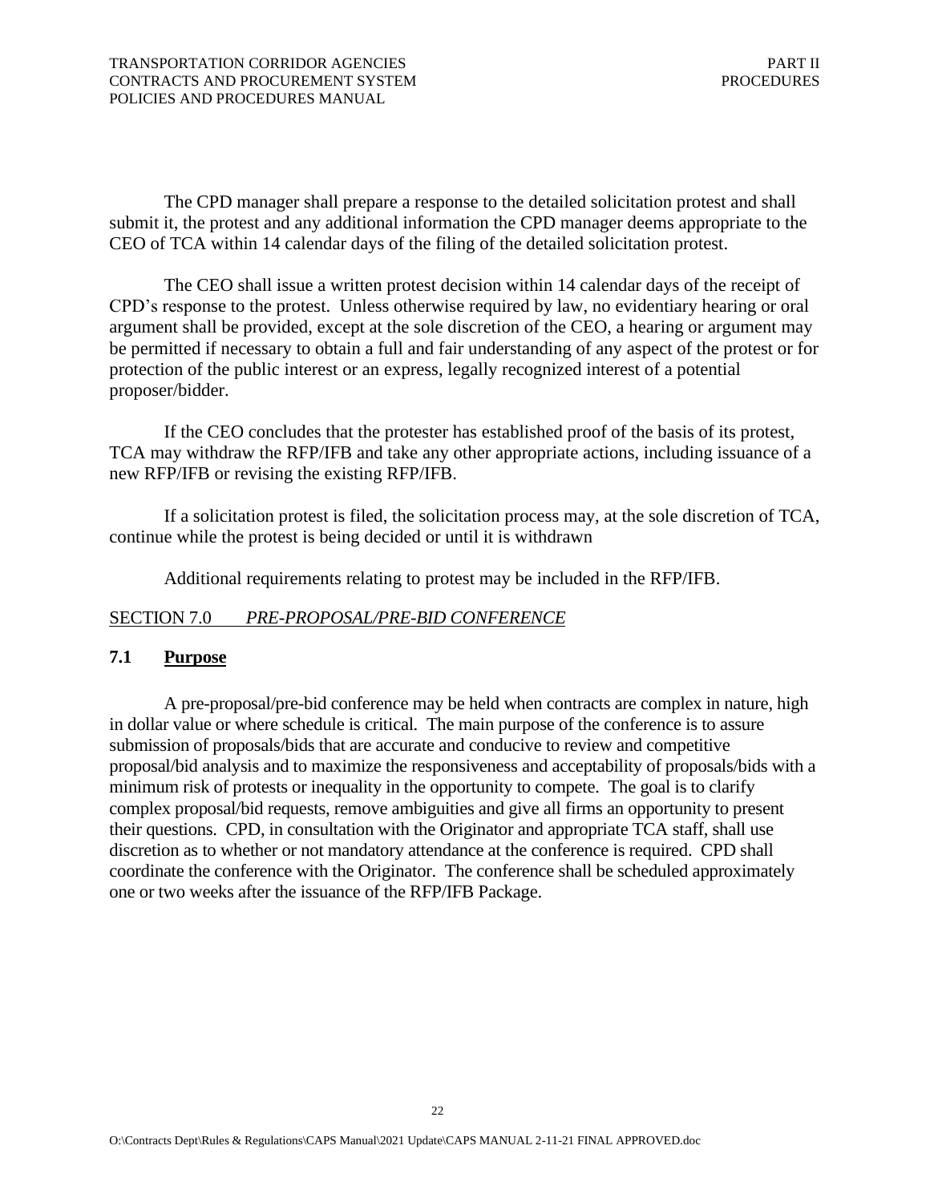The CPD manager shall prepare a response to the detailed solicitation protest and shall submit it, the protest and any additional information the CPD manager deems appropriate to the CEO of TCA within 14 calendar days of the filing of the detailed solicitation protest.

The CEO shall issue a written protest decision within 14 calendar days of the receipt of CPD's response to the protest. Unless otherwise required by law, no evidentiary hearing or oral argument shall be provided, except at the sole discretion of the CEO, a hearing or argument may be permitted if necessary to obtain a full and fair understanding of any aspect of the protest or for protection of the public interest or an express, legally recognized interest of a potential proposer/bidder.

If the CEO concludes that the protester has established proof of the basis of its protest, TCA may withdraw the RFP/IFB and take any other appropriate actions, including issuance of a new RFP/IFB or revising the existing RFP/IFB.

If a solicitation protest is filed, the solicitation process may, at the sole discretion of TCA, continue while the protest is being decided or until it is withdrawn

Additional requirements relating to protest may be included in the RFP/IFB.

## SECTION 7.0 *PRE-PROPOSAL/PRE-BID CONFERENCE*

### 7.1 Purpose

A pre-proposal/pre-bid conference may be held when contracts are complex in nature, high in dollar value or where schedule is critical. The main purpose of the conference is to assure submission of proposals/bids that are accurate and conducive to review and competitive proposal/bid analysis and to maximize the responsiveness and acceptability of proposals/bids with a minimum risk of protests or inequality in the opportunity to compete. The goal is to clarify complex proposal/bid requests, remove ambiguities and give all firms an opportunity to present their questions. CPD, in consultation with the Originator and appropriate TCA staff, shall use discretion as to whether or not mandatory attendance at the conference is required. CPD shall coordinate the conference with the Originator. The conference shall be scheduled approximately one or two weeks after the issuance of the RFP/IFB Package.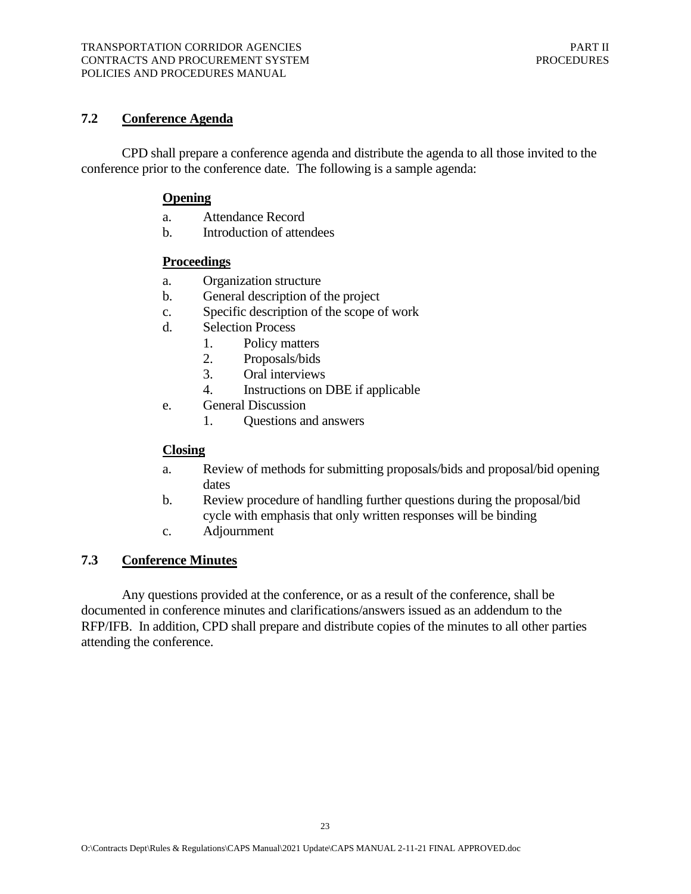## 7.2 Conference Agenda

CPD shall prepare a conference agenda and distribute the agenda to all those invited to the conference prior to the conference date. The following is a sample agenda:

**Opening**

a. Attendance Record
b. Introduction of attendees

**Proceedings**

a. Organization structure
b. General description of the project
c. Specific description of the scope of work
d. Selection Process
   1. Policy matters
   2. Proposals/bids
   3. Oral interviews
   4. Instructions on DBE if applicable
e. General Discussion
   1. Questions and answers

**Closing**

a. Review of methods for submitting proposals/bids and proposal/bid opening dates
b. Review procedure of handling further questions during the proposal/bid cycle with emphasis that only written responses will be binding
c. Adjournment

## 7.3 Conference Minutes

Any questions provided at the conference, or as a result of the conference, shall be documented in conference minutes and clarifications/answers issued as an addendum to the RFP/IFB. In addition, CPD shall prepare and distribute copies of the minutes to all other parties attending the conference.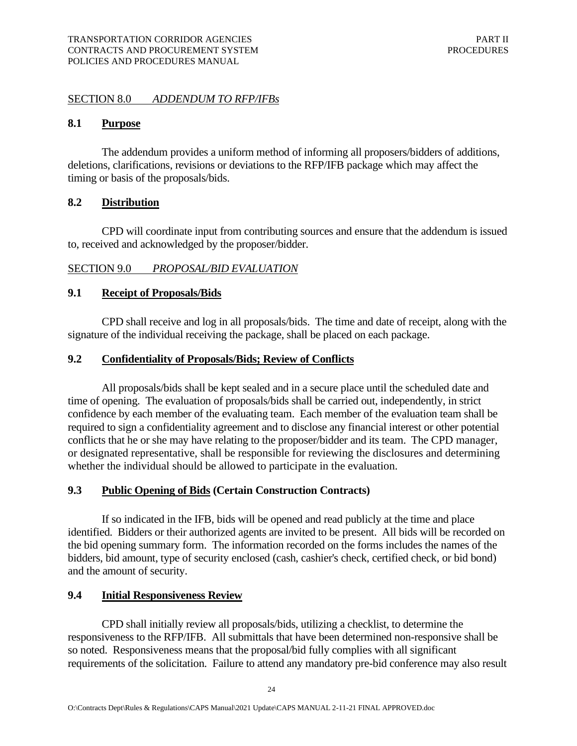## SECTION 8.0 *ADDENDUM TO RFP/IFBs*

### 8.1 Purpose

The addendum provides a uniform method of informing all proposers/bidders of additions, deletions, clarifications, revisions or deviations to the RFP/IFB package which may affect the timing or basis of the proposals/bids.

### 8.2 Distribution

CPD will coordinate input from contributing sources and ensure that the addendum is issued to, received and acknowledged by the proposer/bidder.

## SECTION 9.0 *PROPOSAL/BID EVALUATION*

### 9.1 Receipt of Proposals/Bids

CPD shall receive and log in all proposals/bids. The time and date of receipt, along with the signature of the individual receiving the package, shall be placed on each package.

### 9.2 Confidentiality of Proposals/Bids; Review of Conflicts

All proposals/bids shall be kept sealed and in a secure place until the scheduled date and time of opening. The evaluation of proposals/bids shall be carried out, independently, in strict confidence by each member of the evaluating team. Each member of the evaluation team shall be required to sign a confidentiality agreement and to disclose any financial interest or other potential conflicts that he or she may have relating to the proposer/bidder and its team. The CPD manager, or designated representative, shall be responsible for reviewing the disclosures and determining whether the individual should be allowed to participate in the evaluation.

### 9.3 Public Opening of Bids (Certain Construction Contracts)

If so indicated in the IFB, bids will be opened and read publicly at the time and place identified. Bidders or their authorized agents are invited to be present. All bids will be recorded on the bid opening summary form. The information recorded on the forms includes the names of the bidders, bid amount, type of security enclosed (cash, cashier's check, certified check, or bid bond) and the amount of security.

### 9.4 Initial Responsiveness Review

CPD shall initially review all proposals/bids, utilizing a checklist, to determine the responsiveness to the RFP/IFB. All submittals that have been determined non-responsive shall be so noted. Responsiveness means that the proposal/bid fully complies with all significant requirements of the solicitation. Failure to attend any mandatory pre-bid conference may also result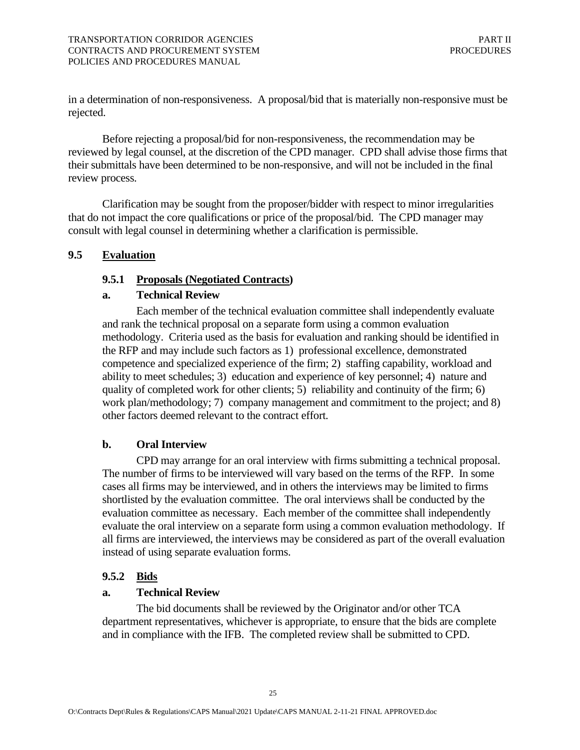in a determination of non-responsiveness. A proposal/bid that is materially non-responsive must be rejected.

Before rejecting a proposal/bid for non-responsiveness, the recommendation may be reviewed by legal counsel, at the discretion of the CPD manager. CPD shall advise those firms that their submittals have been determined to be non-responsive, and will not be included in the final review process.

Clarification may be sought from the proposer/bidder with respect to minor irregularities that do not impact the core qualifications or price of the proposal/bid. The CPD manager may consult with legal counsel in determining whether a clarification is permissible.

## 9.5 Evaluation

### 9.5.1 Proposals (Negotiated Contracts)

**a. Technical Review**

Each member of the technical evaluation committee shall independently evaluate and rank the technical proposal on a separate form using a common evaluation methodology. Criteria used as the basis for evaluation and ranking should be identified in the RFP and may include such factors as 1) professional excellence, demonstrated competence and specialized experience of the firm; 2) staffing capability, workload and ability to meet schedules; 3) education and experience of key personnel; 4) nature and quality of completed work for other clients; 5) reliability and continuity of the firm; 6) work plan/methodology; 7) company management and commitment to the project; and 8) other factors deemed relevant to the contract effort.

**b. Oral Interview**

CPD may arrange for an oral interview with firms submitting a technical proposal. The number of firms to be interviewed will vary based on the terms of the RFP. In some cases all firms may be interviewed, and in others the interviews may be limited to firms shortlisted by the evaluation committee. The oral interviews shall be conducted by the evaluation committee as necessary. Each member of the committee shall independently evaluate the oral interview on a separate form using a common evaluation methodology. If all firms are interviewed, the interviews may be considered as part of the overall evaluation instead of using separate evaluation forms.

### 9.5.2 Bids

**a. Technical Review**

The bid documents shall be reviewed by the Originator and/or other TCA department representatives, whichever is appropriate, to ensure that the bids are complete and in compliance with the IFB. The completed review shall be submitted to CPD.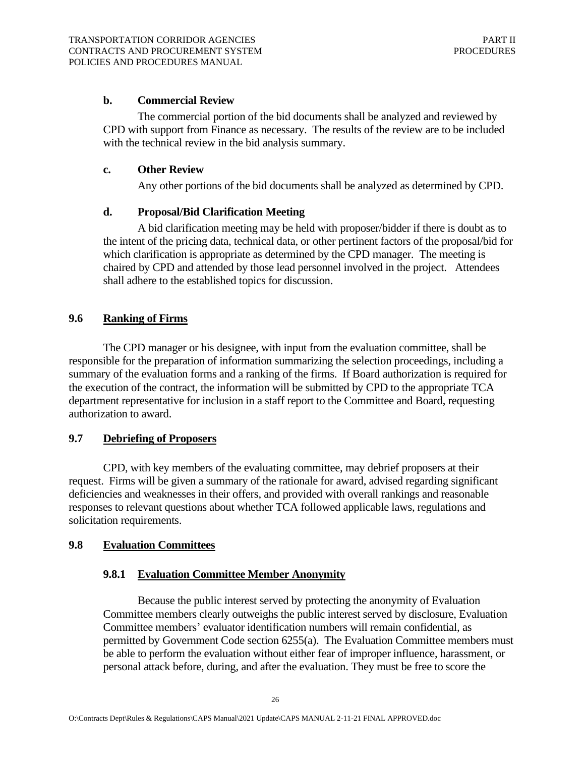#### b. Commercial Review

The commercial portion of the bid documents shall be analyzed and reviewed by CPD with support from Finance as necessary. The results of the review are to be included with the technical review in the bid analysis summary.

#### c. Other Review

Any other portions of the bid documents shall be analyzed as determined by CPD.

#### d. Proposal/Bid Clarification Meeting

A bid clarification meeting may be held with proposer/bidder if there is doubt as to the intent of the pricing data, technical data, or other pertinent factors of the proposal/bid for which clarification is appropriate as determined by the CPD manager. The meeting is chaired by CPD and attended by those lead personnel involved in the project. Attendees shall adhere to the established topics for discussion.

## 9.6 Ranking of Firms

The CPD manager or his designee, with input from the evaluation committee, shall be responsible for the preparation of information summarizing the selection proceedings, including a summary of the evaluation forms and a ranking of the firms. If Board authorization is required for the execution of the contract, the information will be submitted by CPD to the appropriate TCA department representative for inclusion in a staff report to the Committee and Board, requesting authorization to award.

## 9.7 Debriefing of Proposers

CPD, with key members of the evaluating committee, may debrief proposers at their request. Firms will be given a summary of the rationale for award, advised regarding significant deficiencies and weaknesses in their offers, and provided with overall rankings and reasonable responses to relevant questions about whether TCA followed applicable laws, regulations and solicitation requirements.

## 9.8 Evaluation Committees

### 9.8.1 Evaluation Committee Member Anonymity

Because the public interest served by protecting the anonymity of Evaluation Committee members clearly outweighs the public interest served by disclosure, Evaluation Committee members' evaluator identification numbers will remain confidential, as permitted by Government Code section 6255(a). The Evaluation Committee members must be able to perform the evaluation without either fear of improper influence, harassment, or personal attack before, during, and after the evaluation. They must be free to score the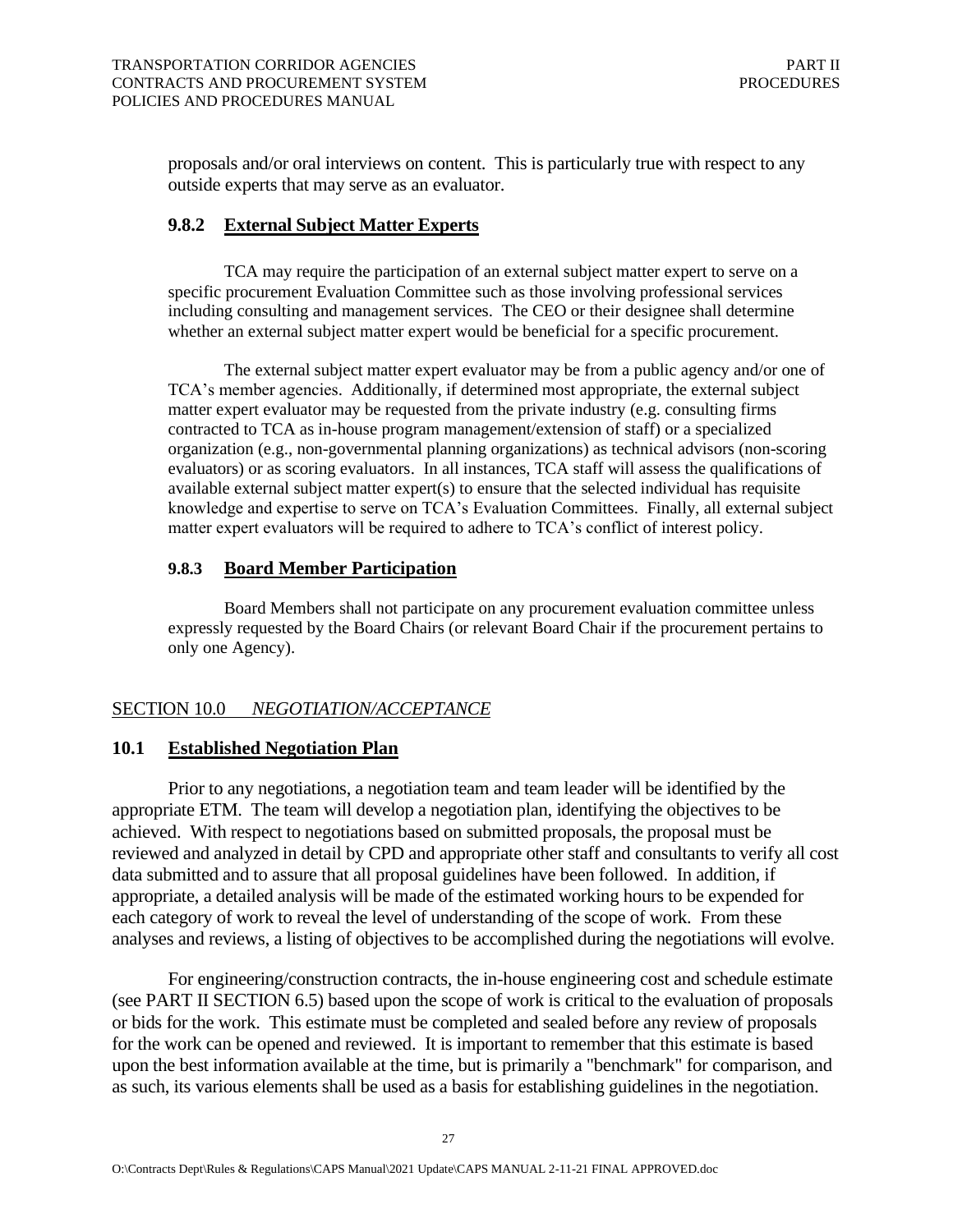proposals and/or oral interviews on content. This is particularly true with respect to any outside experts that may serve as an evaluator.

### 9.8.2 External Subject Matter Experts

TCA may require the participation of an external subject matter expert to serve on a specific procurement Evaluation Committee such as those involving professional services including consulting and management services. The CEO or their designee shall determine whether an external subject matter expert would be beneficial for a specific procurement.

The external subject matter expert evaluator may be from a public agency and/or one of TCA's member agencies. Additionally, if determined most appropriate, the external subject matter expert evaluator may be requested from the private industry (e.g. consulting firms contracted to TCA as in-house program management/extension of staff) or a specialized organization (e.g., non-governmental planning organizations) as technical advisors (non-scoring evaluators) or as scoring evaluators. In all instances, TCA staff will assess the qualifications of available external subject matter expert(s) to ensure that the selected individual has requisite knowledge and expertise to serve on TCA's Evaluation Committees. Finally, all external subject matter expert evaluators will be required to adhere to TCA's conflict of interest policy.

### 9.8.3 Board Member Participation

Board Members shall not participate on any procurement evaluation committee unless expressly requested by the Board Chairs (or relevant Board Chair if the procurement pertains to only one Agency).

## SECTION 10.0 *NEGOTIATION/ACCEPTANCE*

### 10.1 Established Negotiation Plan

Prior to any negotiations, a negotiation team and team leader will be identified by the appropriate ETM. The team will develop a negotiation plan, identifying the objectives to be achieved. With respect to negotiations based on submitted proposals, the proposal must be reviewed and analyzed in detail by CPD and appropriate other staff and consultants to verify all cost data submitted and to assure that all proposal guidelines have been followed. In addition, if appropriate, a detailed analysis will be made of the estimated working hours to be expended for each category of work to reveal the level of understanding of the scope of work. From these analyses and reviews, a listing of objectives to be accomplished during the negotiations will evolve.

For engineering/construction contracts, the in-house engineering cost and schedule estimate (see PART II SECTION 6.5) based upon the scope of work is critical to the evaluation of proposals or bids for the work. This estimate must be completed and sealed before any review of proposals for the work can be opened and reviewed. It is important to remember that this estimate is based upon the best information available at the time, but is primarily a "benchmark" for comparison, and as such, its various elements shall be used as a basis for establishing guidelines in the negotiation.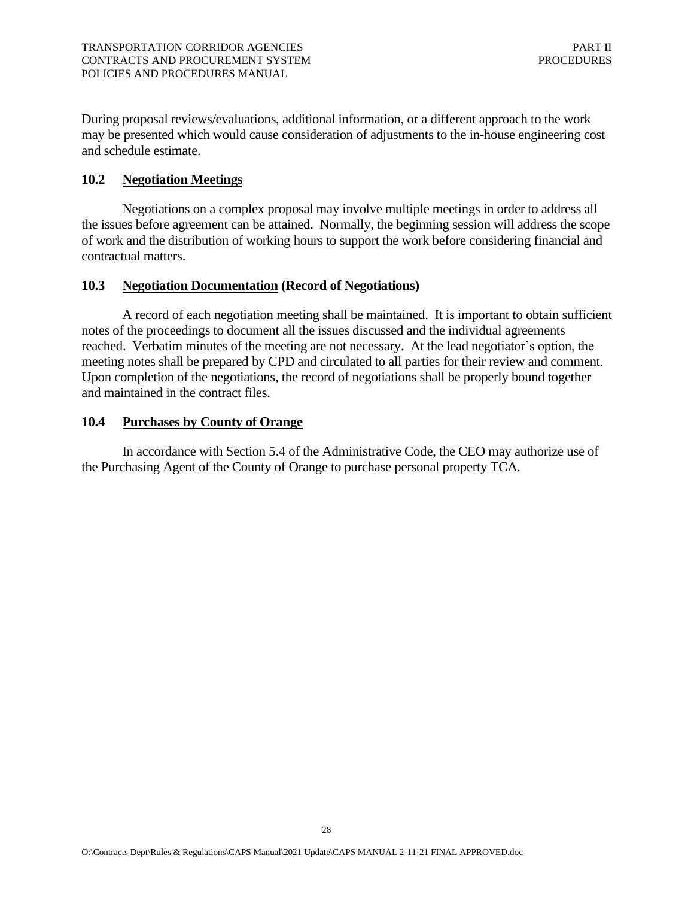During proposal reviews/evaluations, additional information, or a different approach to the work may be presented which would cause consideration of adjustments to the in-house engineering cost and schedule estimate.

### 10.2 Negotiation Meetings

Negotiations on a complex proposal may involve multiple meetings in order to address all the issues before agreement can be attained. Normally, the beginning session will address the scope of work and the distribution of working hours to support the work before considering financial and contractual matters.

### 10.3 Negotiation Documentation (Record of Negotiations)

A record of each negotiation meeting shall be maintained. It is important to obtain sufficient notes of the proceedings to document all the issues discussed and the individual agreements reached. Verbatim minutes of the meeting are not necessary. At the lead negotiator's option, the meeting notes shall be prepared by CPD and circulated to all parties for their review and comment. Upon completion of the negotiations, the record of negotiations shall be properly bound together and maintained in the contract files.

### 10.4 Purchases by County of Orange

In accordance with Section 5.4 of the Administrative Code, the CEO may authorize use of the Purchasing Agent of the County of Orange to purchase personal property TCA.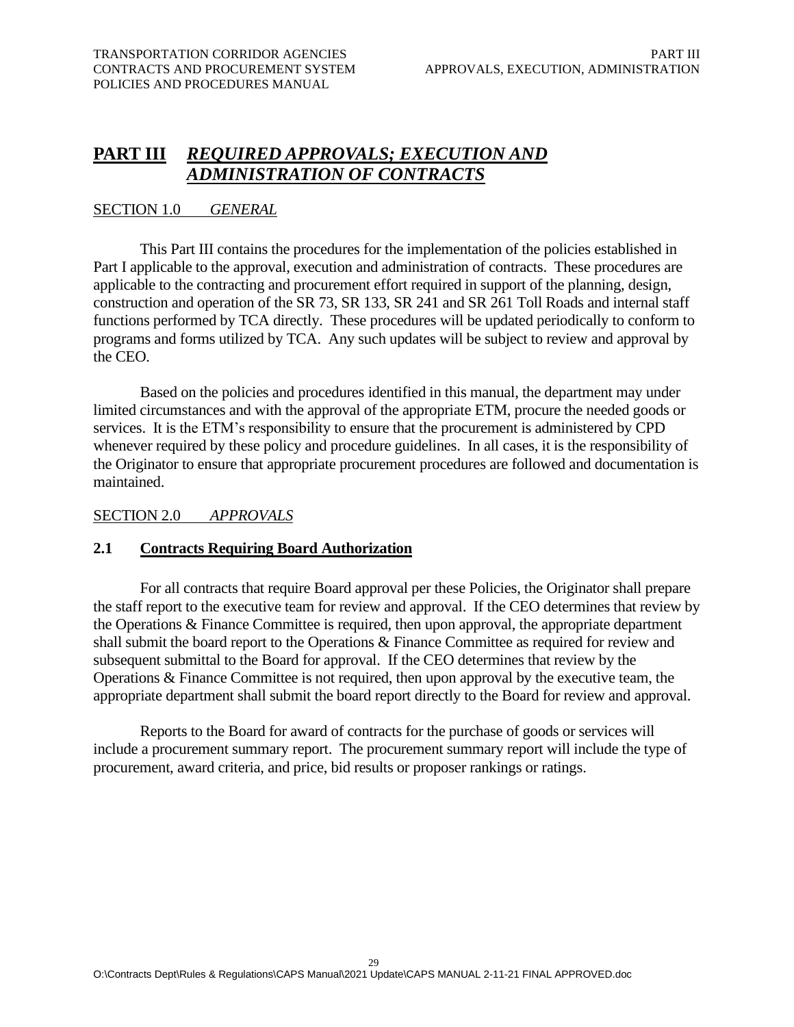# PART III *REQUIRED APPROVALS; EXECUTION AND ADMINISTRATION OF CONTRACTS*

## SECTION 1.0 *GENERAL*

This Part III contains the procedures for the implementation of the policies established in Part I applicable to the approval, execution and administration of contracts. These procedures are applicable to the contracting and procurement effort required in support of the planning, design, construction and operation of the SR 73, SR 133, SR 241 and SR 261 Toll Roads and internal staff functions performed by TCA directly. These procedures will be updated periodically to conform to programs and forms utilized by TCA. Any such updates will be subject to review and approval by the CEO.

Based on the policies and procedures identified in this manual, the department may under limited circumstances and with the approval of the appropriate ETM, procure the needed goods or services. It is the ETM's responsibility to ensure that the procurement is administered by CPD whenever required by these policy and procedure guidelines. In all cases, it is the responsibility of the Originator to ensure that appropriate procurement procedures are followed and documentation is maintained.

## SECTION 2.0 *APPROVALS*

### 2.1 Contracts Requiring Board Authorization

For all contracts that require Board approval per these Policies, the Originator shall prepare the staff report to the executive team for review and approval. If the CEO determines that review by the Operations & Finance Committee is required, then upon approval, the appropriate department shall submit the board report to the Operations & Finance Committee as required for review and subsequent submittal to the Board for approval. If the CEO determines that review by the Operations & Finance Committee is not required, then upon approval by the executive team, the appropriate department shall submit the board report directly to the Board for review and approval.

Reports to the Board for award of contracts for the purchase of goods or services will include a procurement summary report. The procurement summary report will include the type of procurement, award criteria, and price, bid results or proposer rankings or ratings.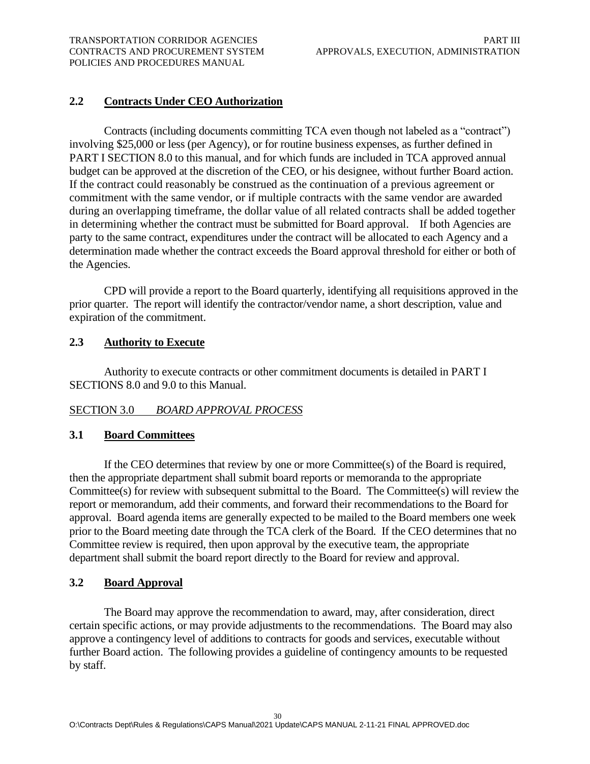### 2.2 **Contracts Under CEO Authorization**

Contracts (including documents committing TCA even though not labeled as a "contract") involving $25,000 or less (per Agency), or for routine business expenses, as further defined in PART I SECTION 8.0 to this manual, and for which funds are included in TCA approved annual budget can be approved at the discretion of the CEO, or his designee, without further Board action. If the contract could reasonably be construed as the continuation of a previous agreement or commitment with the same vendor, or if multiple contracts with the same vendor are awarded during an overlapping timeframe, the dollar value of all related contracts shall be added together in determining whether the contract must be submitted for Board approval. If both Agencies are party to the same contract, expenditures under the contract will be allocated to each Agency and a determination made whether the contract exceeds the Board approval threshold for either or both of the Agencies.

CPD will provide a report to the Board quarterly, identifying all requisitions approved in the prior quarter. The report will identify the contractor/vendor name, a short description, value and expiration of the commitment.

### 2.3 **Authority to Execute**

Authority to execute contracts or other commitment documents is detailed in PART I SECTIONS 8.0 and 9.0 to this Manual.

## SECTION 3.0 *BOARD APPROVAL PROCESS*

### 3.1 **Board Committees**

If the CEO determines that review by one or more Committee(s) of the Board is required, then the appropriate department shall submit board reports or memoranda to the appropriate Committee(s) for review with subsequent submittal to the Board. The Committee(s) will review the report or memorandum, add their comments, and forward their recommendations to the Board for approval. Board agenda items are generally expected to be mailed to the Board members one week prior to the Board meeting date through the TCA clerk of the Board. If the CEO determines that no Committee review is required, then upon approval by the executive team, the appropriate department shall submit the board report directly to the Board for review and approval.

### 3.2 **Board Approval**

The Board may approve the recommendation to award, may, after consideration, direct certain specific actions, or may provide adjustments to the recommendations. The Board may also approve a contingency level of additions to contracts for goods and services, executable without further Board action. The following provides a guideline of contingency amounts to be requested by staff.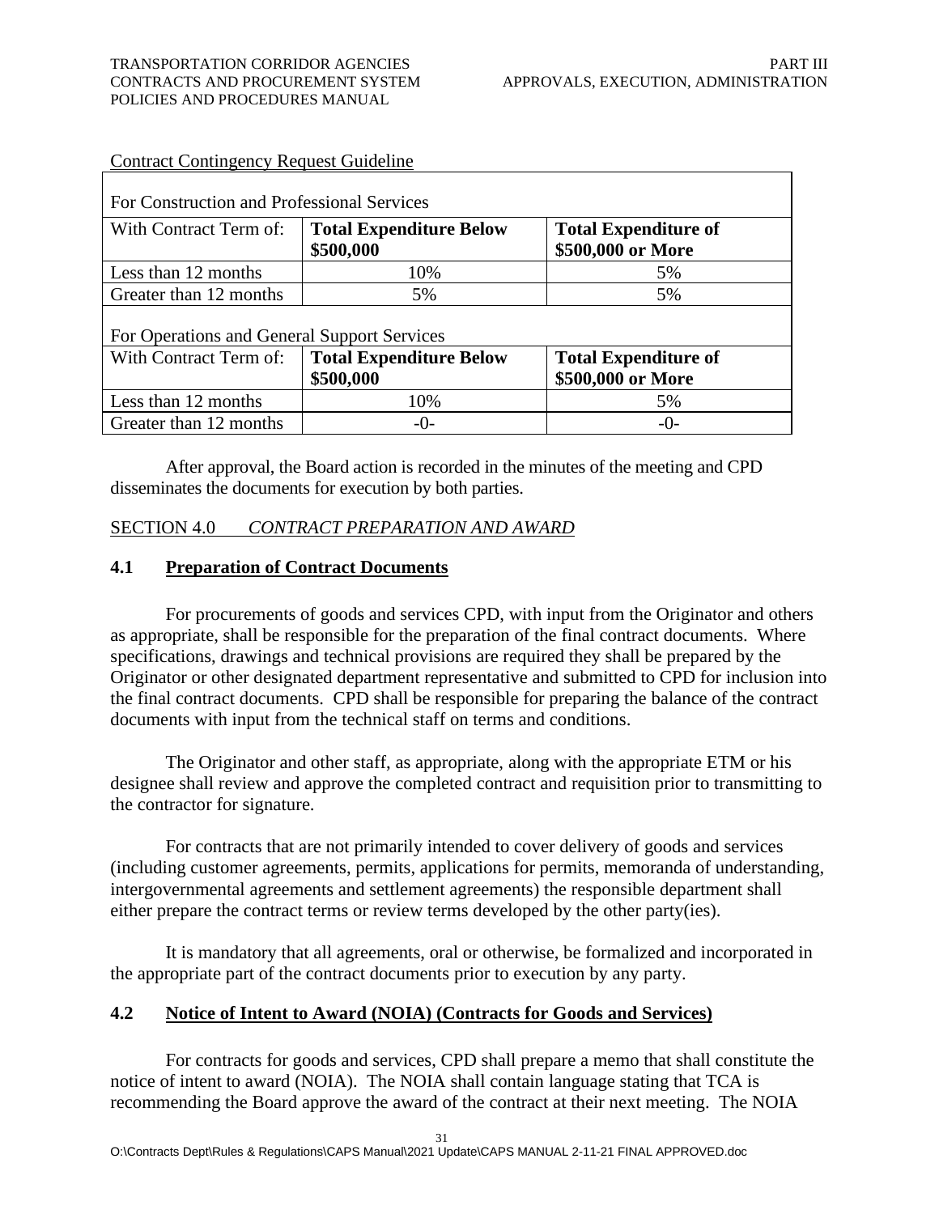Contract Contingency Request Guideline

| For Construction and Professional Services | | |
|---|---|---|
| With Contract Term of: | **Total Expenditure Below $500,000** | **Total Expenditure of $500,000 or More** |
| Less than 12 months | 10% | 5% |
| Greater than 12 months | 5% | 5% |

| For Operations and General Support Services | | |
|---|---|---|
| With Contract Term of: | **Total Expenditure Below $500,000** | **Total Expenditure of $500,000 or More** |
| Less than 12 months | 10% | 5% |
| Greater than 12 months | -0- | -0- |

After approval, the Board action is recorded in the minutes of the meeting and CPD disseminates the documents for execution by both parties.

## SECTION 4.0 *CONTRACT PREPARATION AND AWARD*

### 4.1 Preparation of Contract Documents

For procurements of goods and services CPD, with input from the Originator and others as appropriate, shall be responsible for the preparation of the final contract documents. Where specifications, drawings and technical provisions are required they shall be prepared by the Originator or other designated department representative and submitted to CPD for inclusion into the final contract documents. CPD shall be responsible for preparing the balance of the contract documents with input from the technical staff on terms and conditions.

The Originator and other staff, as appropriate, along with the appropriate ETM or his designee shall review and approve the completed contract and requisition prior to transmitting to the contractor for signature.

For contracts that are not primarily intended to cover delivery of goods and services (including customer agreements, permits, applications for permits, memoranda of understanding, intergovernmental agreements and settlement agreements) the responsible department shall either prepare the contract terms or review terms developed by the other party(ies).

It is mandatory that all agreements, oral or otherwise, be formalized and incorporated in the appropriate part of the contract documents prior to execution by any party.

### 4.2 Notice of Intent to Award (NOIA) (Contracts for Goods and Services)

For contracts for goods and services, CPD shall prepare a memo that shall constitute the notice of intent to award (NOIA). The NOIA shall contain language stating that TCA is recommending the Board approve the award of the contract at their next meeting. The NOIA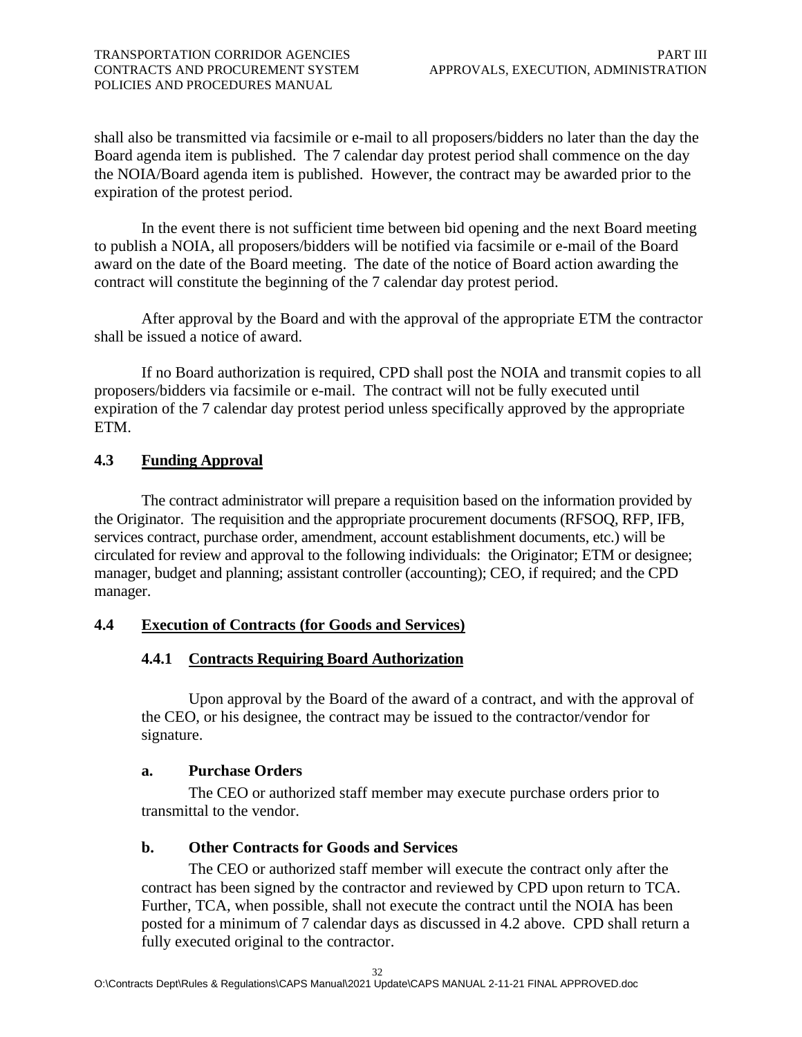shall also be transmitted via facsimile or e-mail to all proposers/bidders no later than the day the Board agenda item is published. The 7 calendar day protest period shall commence on the day the NOIA/Board agenda item is published. However, the contract may be awarded prior to the expiration of the protest period.

In the event there is not sufficient time between bid opening and the next Board meeting to publish a NOIA, all proposers/bidders will be notified via facsimile or e-mail of the Board award on the date of the Board meeting. The date of the notice of Board action awarding the contract will constitute the beginning of the 7 calendar day protest period.

After approval by the Board and with the approval of the appropriate ETM the contractor shall be issued a notice of award.

If no Board authorization is required, CPD shall post the NOIA and transmit copies to all proposers/bidders via facsimile or e-mail. The contract will not be fully executed until expiration of the 7 calendar day protest period unless specifically approved by the appropriate ETM.

## 4.3 Funding Approval

The contract administrator will prepare a requisition based on the information provided by the Originator. The requisition and the appropriate procurement documents (RFSOQ, RFP, IFB, services contract, purchase order, amendment, account establishment documents, etc.) will be circulated for review and approval to the following individuals: the Originator; ETM or designee; manager, budget and planning; assistant controller (accounting); CEO, if required; and the CPD manager.

## 4.4 Execution of Contracts (for Goods and Services)

### 4.4.1 Contracts Requiring Board Authorization

Upon approval by the Board of the award of a contract, and with the approval of the CEO, or his designee, the contract may be issued to the contractor/vendor for signature.

**a. Purchase Orders**

The CEO or authorized staff member may execute purchase orders prior to transmittal to the vendor.

**b. Other Contracts for Goods and Services**

The CEO or authorized staff member will execute the contract only after the contract has been signed by the contractor and reviewed by CPD upon return to TCA. Further, TCA, when possible, shall not execute the contract until the NOIA has been posted for a minimum of 7 calendar days as discussed in 4.2 above. CPD shall return a fully executed original to the contractor.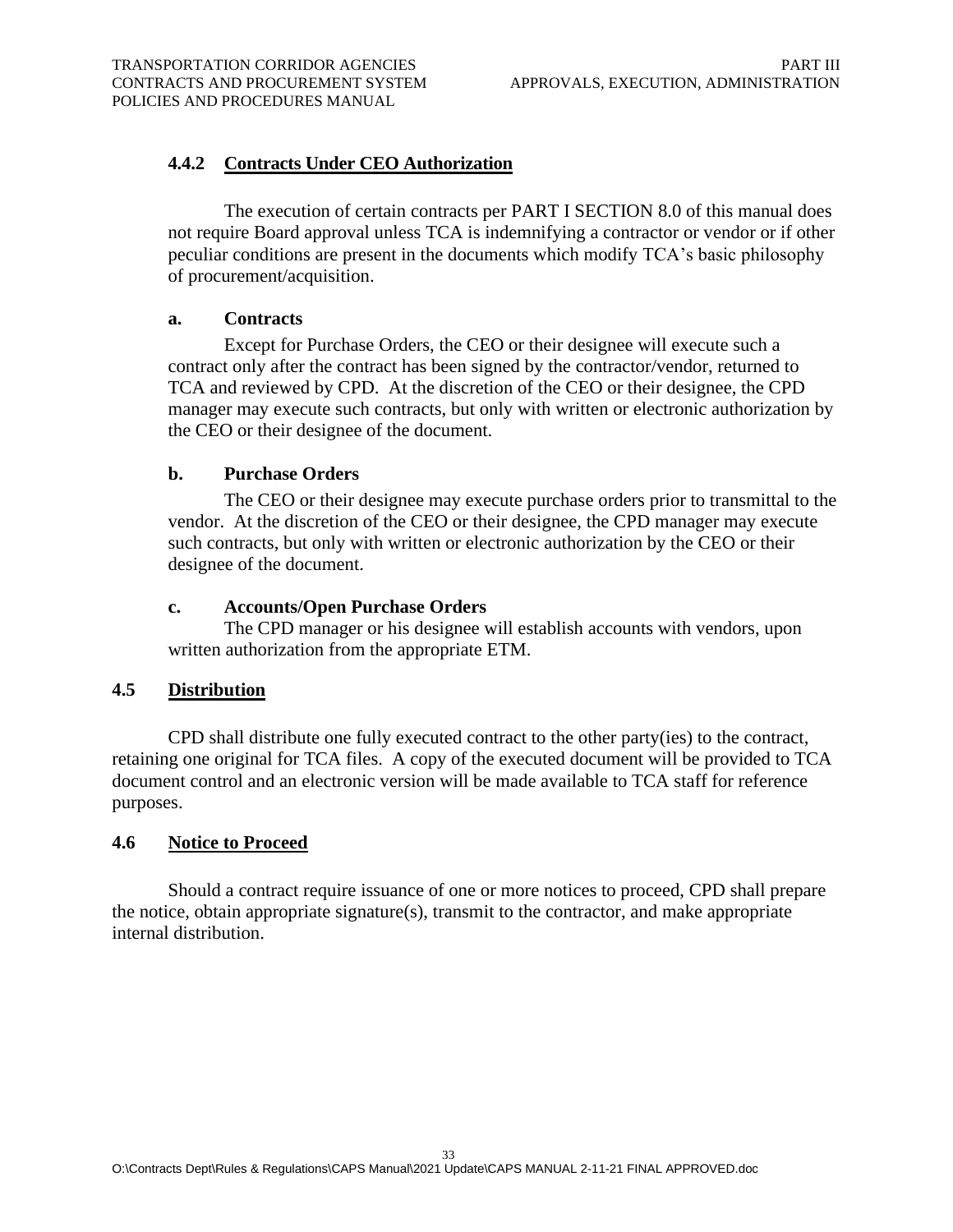### 4.4.2 Contracts Under CEO Authorization

The execution of certain contracts per PART I SECTION 8.0 of this manual does not require Board approval unless TCA is indemnifying a contractor or vendor or if other peculiar conditions are present in the documents which modify TCA's basic philosophy of procurement/acquisition.

**a. Contracts**

Except for Purchase Orders, the CEO or their designee will execute such a contract only after the contract has been signed by the contractor/vendor, returned to TCA and reviewed by CPD. At the discretion of the CEO or their designee, the CPD manager may execute such contracts, but only with written or electronic authorization by the CEO or their designee of the document.

**b. Purchase Orders**

The CEO or their designee may execute purchase orders prior to transmittal to the vendor. At the discretion of the CEO or their designee, the CPD manager may execute such contracts, but only with written or electronic authorization by the CEO or their designee of the document.

**c. Accounts/Open Purchase Orders**

The CPD manager or his designee will establish accounts with vendors, upon written authorization from the appropriate ETM.

## 4.5 Distribution

CPD shall distribute one fully executed contract to the other party(ies) to the contract, retaining one original for TCA files. A copy of the executed document will be provided to TCA document control and an electronic version will be made available to TCA staff for reference purposes.

## 4.6 Notice to Proceed

Should a contract require issuance of one or more notices to proceed, CPD shall prepare the notice, obtain appropriate signature(s), transmit to the contractor, and make appropriate internal distribution.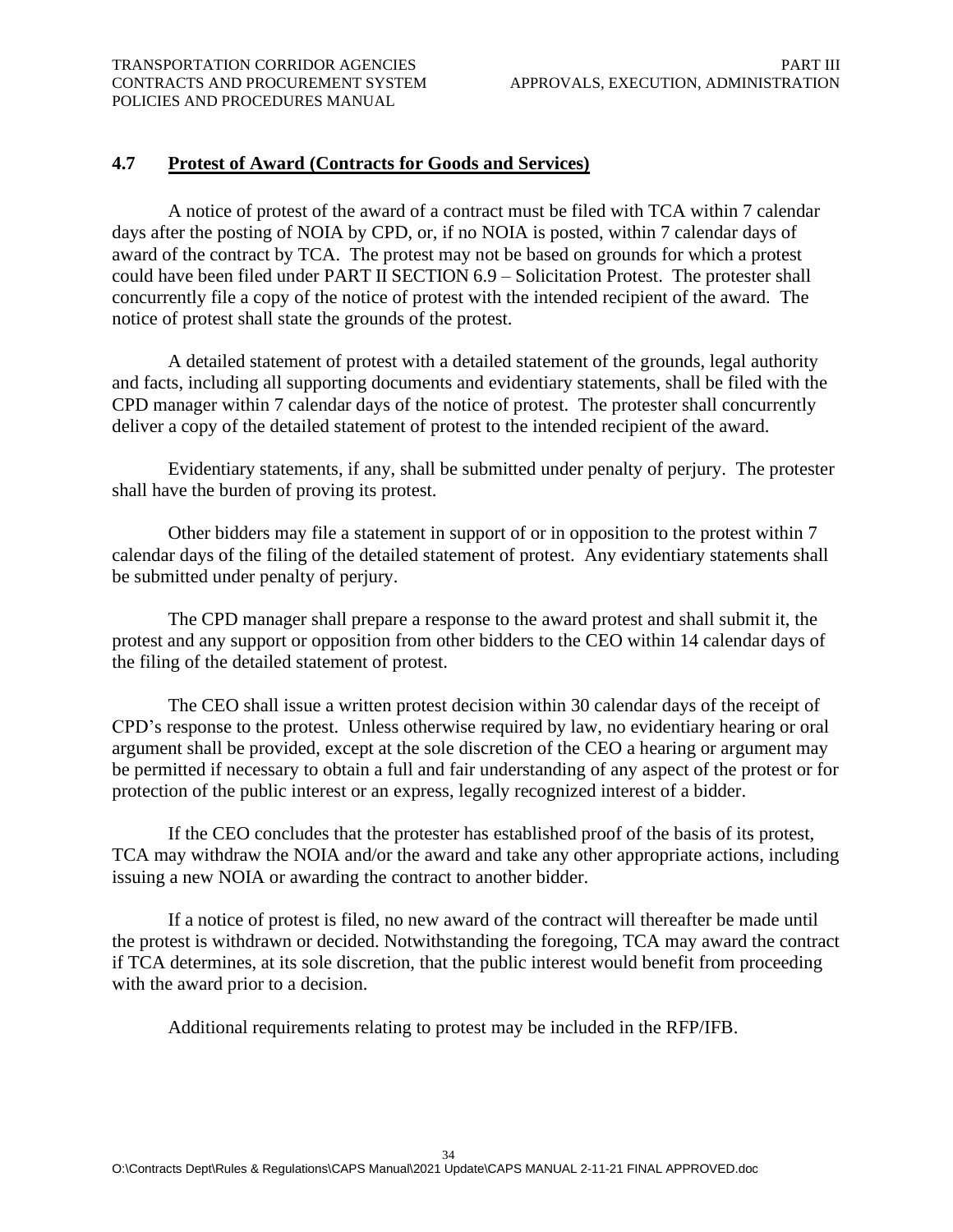## 4.7 Protest of Award (Contracts for Goods and Services)

A notice of protest of the award of a contract must be filed with TCA within 7 calendar days after the posting of NOIA by CPD, or, if no NOIA is posted, within 7 calendar days of award of the contract by TCA. The protest may not be based on grounds for which a protest could have been filed under PART II SECTION 6.9 – Solicitation Protest. The protester shall concurrently file a copy of the notice of protest with the intended recipient of the award. The notice of protest shall state the grounds of the protest.

A detailed statement of protest with a detailed statement of the grounds, legal authority and facts, including all supporting documents and evidentiary statements, shall be filed with the CPD manager within 7 calendar days of the notice of protest. The protester shall concurrently deliver a copy of the detailed statement of protest to the intended recipient of the award.

Evidentiary statements, if any, shall be submitted under penalty of perjury. The protester shall have the burden of proving its protest.

Other bidders may file a statement in support of or in opposition to the protest within 7 calendar days of the filing of the detailed statement of protest. Any evidentiary statements shall be submitted under penalty of perjury.

The CPD manager shall prepare a response to the award protest and shall submit it, the protest and any support or opposition from other bidders to the CEO within 14 calendar days of the filing of the detailed statement of protest.

The CEO shall issue a written protest decision within 30 calendar days of the receipt of CPD's response to the protest. Unless otherwise required by law, no evidentiary hearing or oral argument shall be provided, except at the sole discretion of the CEO a hearing or argument may be permitted if necessary to obtain a full and fair understanding of any aspect of the protest or for protection of the public interest or an express, legally recognized interest of a bidder.

If the CEO concludes that the protester has established proof of the basis of its protest, TCA may withdraw the NOIA and/or the award and take any other appropriate actions, including issuing a new NOIA or awarding the contract to another bidder.

If a notice of protest is filed, no new award of the contract will thereafter be made until the protest is withdrawn or decided. Notwithstanding the foregoing, TCA may award the contract if TCA determines, at its sole discretion, that the public interest would benefit from proceeding with the award prior to a decision.

Additional requirements relating to protest may be included in the RFP/IFB.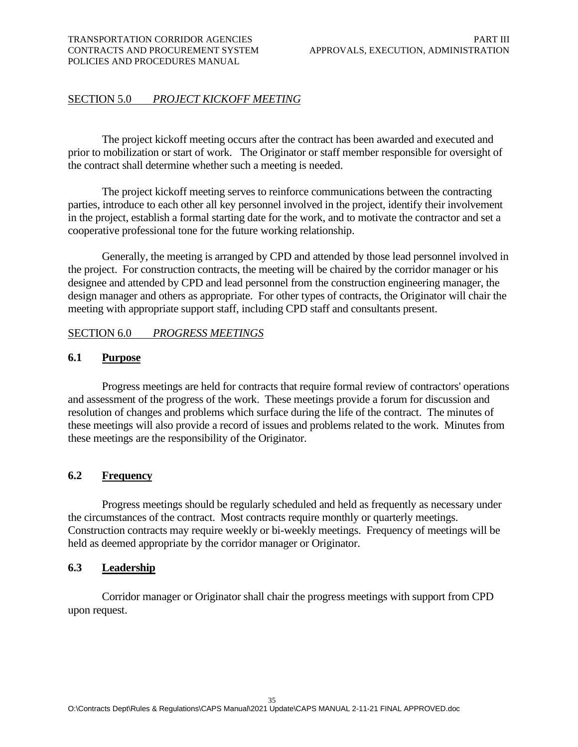## SECTION 5.0 *PROJECT KICKOFF MEETING*

The project kickoff meeting occurs after the contract has been awarded and executed and prior to mobilization or start of work. The Originator or staff member responsible for oversight of the contract shall determine whether such a meeting is needed.

The project kickoff meeting serves to reinforce communications between the contracting parties, introduce to each other all key personnel involved in the project, identify their involvement in the project, establish a formal starting date for the work, and to motivate the contractor and set a cooperative professional tone for the future working relationship.

Generally, the meeting is arranged by CPD and attended by those lead personnel involved in the project. For construction contracts, the meeting will be chaired by the corridor manager or his designee and attended by CPD and lead personnel from the construction engineering manager, the design manager and others as appropriate. For other types of contracts, the Originator will chair the meeting with appropriate support staff, including CPD staff and consultants present.

## SECTION 6.0 *PROGRESS MEETINGS*

### 6.1 Purpose

Progress meetings are held for contracts that require formal review of contractors' operations and assessment of the progress of the work. These meetings provide a forum for discussion and resolution of changes and problems which surface during the life of the contract. The minutes of these meetings will also provide a record of issues and problems related to the work. Minutes from these meetings are the responsibility of the Originator.

### 6.2 Frequency

Progress meetings should be regularly scheduled and held as frequently as necessary under the circumstances of the contract. Most contracts require monthly or quarterly meetings. Construction contracts may require weekly or bi-weekly meetings. Frequency of meetings will be held as deemed appropriate by the corridor manager or Originator.

### 6.3 Leadership

Corridor manager or Originator shall chair the progress meetings with support from CPD upon request.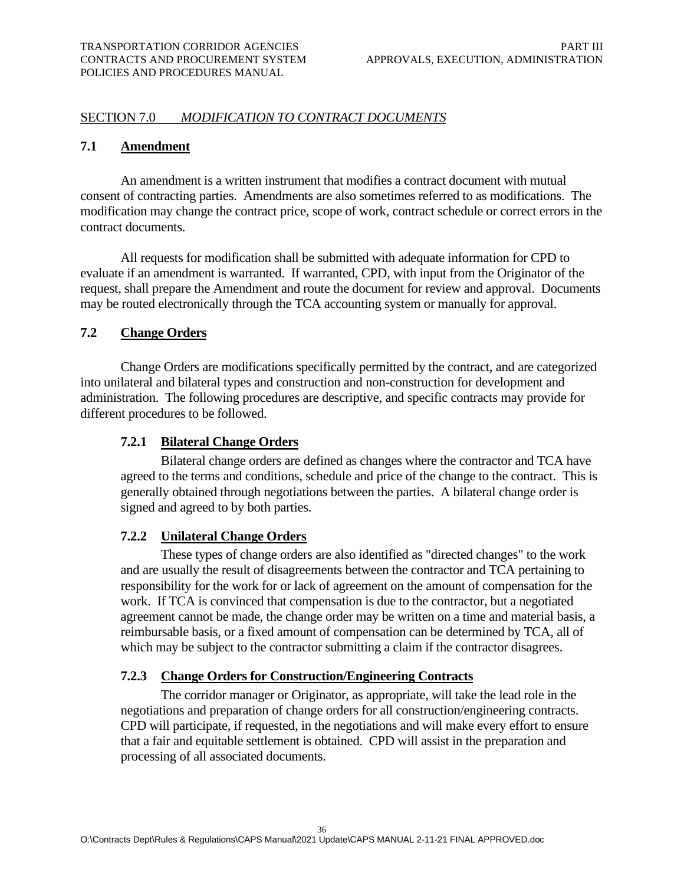## SECTION 7.0 *MODIFICATION TO CONTRACT DOCUMENTS*

### 7.1 Amendment

An amendment is a written instrument that modifies a contract document with mutual consent of contracting parties. Amendments are also sometimes referred to as modifications. The modification may change the contract price, scope of work, contract schedule or correct errors in the contract documents.

All requests for modification shall be submitted with adequate information for CPD to evaluate if an amendment is warranted. If warranted, CPD, with input from the Originator of the request, shall prepare the Amendment and route the document for review and approval. Documents may be routed electronically through the TCA accounting system or manually for approval.

### 7.2 Change Orders

Change Orders are modifications specifically permitted by the contract, and are categorized into unilateral and bilateral types and construction and non-construction for development and administration. The following procedures are descriptive, and specific contracts may provide for different procedures to be followed.

#### 7.2.1 Bilateral Change Orders

Bilateral change orders are defined as changes where the contractor and TCA have agreed to the terms and conditions, schedule and price of the change to the contract. This is generally obtained through negotiations between the parties. A bilateral change order is signed and agreed to by both parties.

#### 7.2.2 Unilateral Change Orders

These types of change orders are also identified as "directed changes" to the work and are usually the result of disagreements between the contractor and TCA pertaining to responsibility for the work for or lack of agreement on the amount of compensation for the work. If TCA is convinced that compensation is due to the contractor, but a negotiated agreement cannot be made, the change order may be written on a time and material basis, a reimbursable basis, or a fixed amount of compensation can be determined by TCA, all of which may be subject to the contractor submitting a claim if the contractor disagrees.

#### 7.2.3 Change Orders for Construction/Engineering Contracts

The corridor manager or Originator, as appropriate, will take the lead role in the negotiations and preparation of change orders for all construction/engineering contracts. CPD will participate, if requested, in the negotiations and will make every effort to ensure that a fair and equitable settlement is obtained. CPD will assist in the preparation and processing of all associated documents.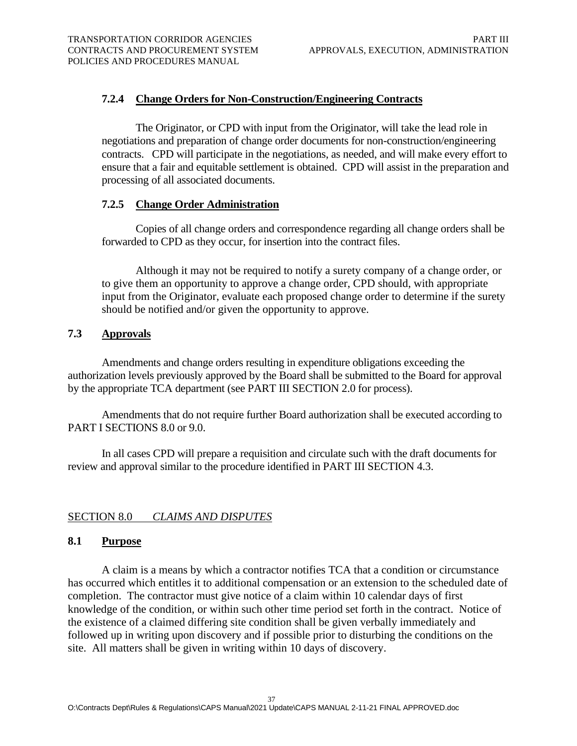### 7.2.4 Change Orders for Non-Construction/Engineering Contracts

The Originator, or CPD with input from the Originator, will take the lead role in negotiations and preparation of change order documents for non-construction/engineering contracts. CPD will participate in the negotiations, as needed, and will make every effort to ensure that a fair and equitable settlement is obtained. CPD will assist in the preparation and processing of all associated documents.

### 7.2.5 Change Order Administration

Copies of all change orders and correspondence regarding all change orders shall be forwarded to CPD as they occur, for insertion into the contract files.

Although it may not be required to notify a surety company of a change order, or to give them an opportunity to approve a change order, CPD should, with appropriate input from the Originator, evaluate each proposed change order to determine if the surety should be notified and/or given the opportunity to approve.

## 7.3 Approvals

Amendments and change orders resulting in expenditure obligations exceeding the authorization levels previously approved by the Board shall be submitted to the Board for approval by the appropriate TCA department (see PART III SECTION 2.0 for process).

Amendments that do not require further Board authorization shall be executed according to PART I SECTIONS 8.0 or 9.0.

In all cases CPD will prepare a requisition and circulate such with the draft documents for review and approval similar to the procedure identified in PART III SECTION 4.3.

# SECTION 8.0 *CLAIMS AND DISPUTES*

## 8.1 Purpose

A claim is a means by which a contractor notifies TCA that a condition or circumstance has occurred which entitles it to additional compensation or an extension to the scheduled date of completion. The contractor must give notice of a claim within 10 calendar days of first knowledge of the condition, or within such other time period set forth in the contract. Notice of the existence of a claimed differing site condition shall be given verbally immediately and followed up in writing upon discovery and if possible prior to disturbing the conditions on the site. All matters shall be given in writing within 10 days of discovery.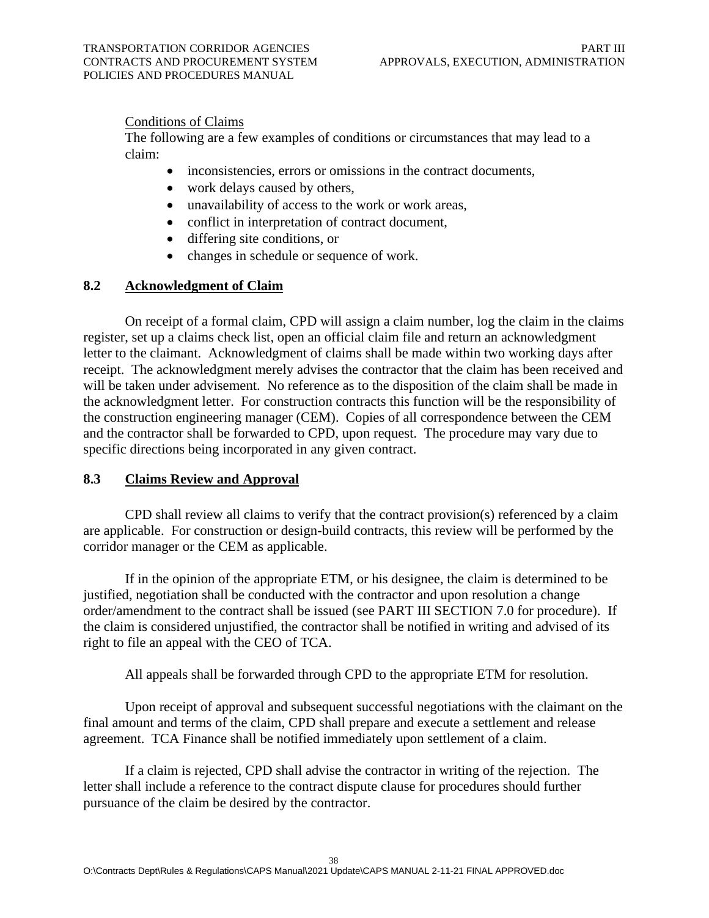Conditions of Claims

The following are a few examples of conditions or circumstances that may lead to a claim:

- inconsistencies, errors or omissions in the contract documents,
- work delays caused by others,
- unavailability of access to the work or work areas,
- conflict in interpretation of contract document,
- differing site conditions, or
- changes in schedule or sequence of work.

## 8.2 Acknowledgment of Claim

On receipt of a formal claim, CPD will assign a claim number, log the claim in the claims register, set up a claims check list, open an official claim file and return an acknowledgment letter to the claimant. Acknowledgment of claims shall be made within two working days after receipt. The acknowledgment merely advises the contractor that the claim has been received and will be taken under advisement. No reference as to the disposition of the claim shall be made in the acknowledgment letter. For construction contracts this function will be the responsibility of the construction engineering manager (CEM). Copies of all correspondence between the CEM and the contractor shall be forwarded to CPD, upon request. The procedure may vary due to specific directions being incorporated in any given contract.

## 8.3 Claims Review and Approval

CPD shall review all claims to verify that the contract provision(s) referenced by a claim are applicable. For construction or design-build contracts, this review will be performed by the corridor manager or the CEM as applicable.

If in the opinion of the appropriate ETM, or his designee, the claim is determined to be justified, negotiation shall be conducted with the contractor and upon resolution a change order/amendment to the contract shall be issued (see PART III SECTION 7.0 for procedure). If the claim is considered unjustified, the contractor shall be notified in writing and advised of its right to file an appeal with the CEO of TCA.

All appeals shall be forwarded through CPD to the appropriate ETM for resolution.

Upon receipt of approval and subsequent successful negotiations with the claimant on the final amount and terms of the claim, CPD shall prepare and execute a settlement and release agreement. TCA Finance shall be notified immediately upon settlement of a claim.

If a claim is rejected, CPD shall advise the contractor in writing of the rejection. The letter shall include a reference to the contract dispute clause for procedures should further pursuance of the claim be desired by the contractor.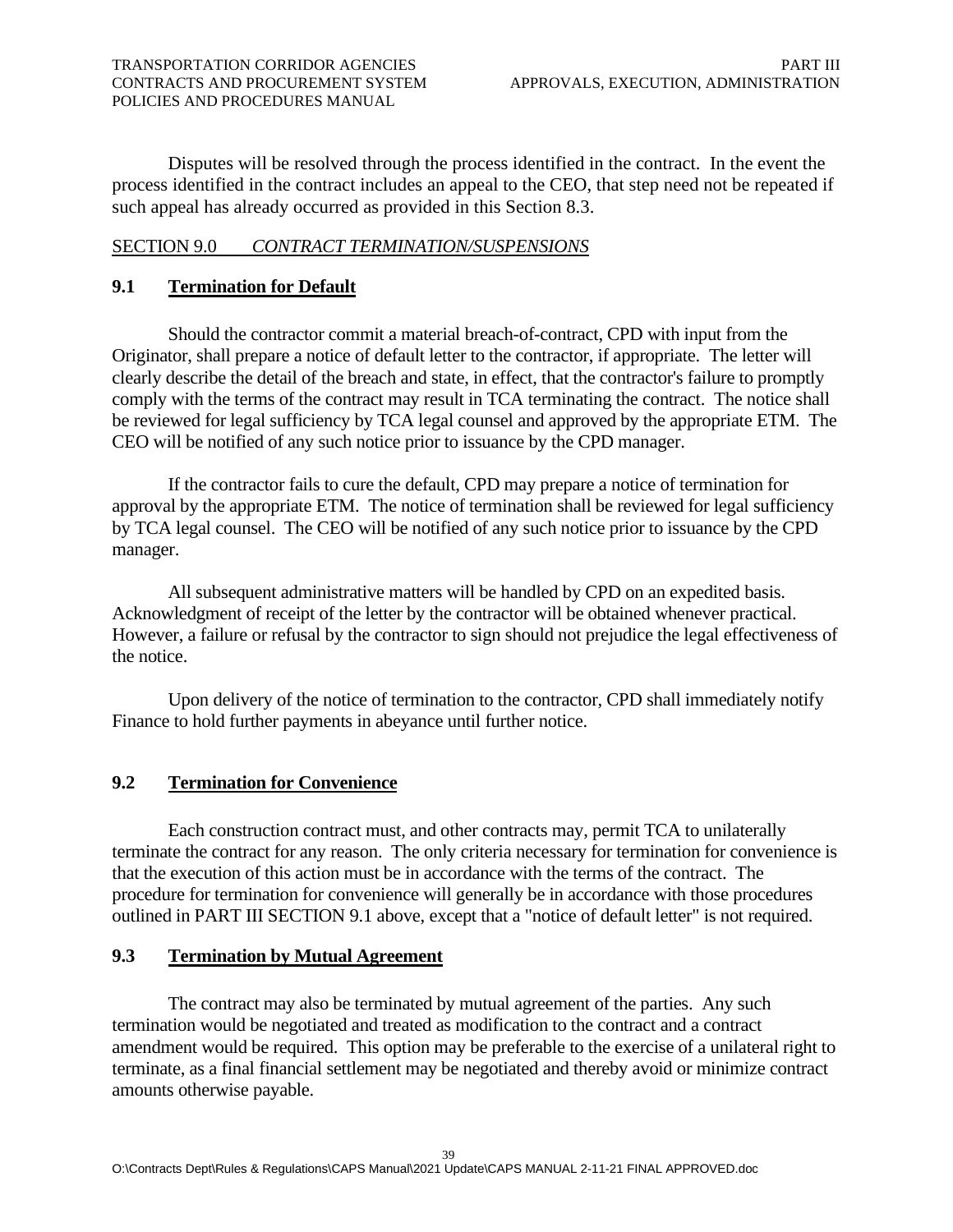Disputes will be resolved through the process identified in the contract. In the event the process identified in the contract includes an appeal to the CEO, that step need not be repeated if such appeal has already occurred as provided in this Section 8.3.

## SECTION 9.0 *CONTRACT TERMINATION/SUSPENSIONS*

### 9.1 Termination for Default

Should the contractor commit a material breach-of-contract, CPD with input from the Originator, shall prepare a notice of default letter to the contractor, if appropriate. The letter will clearly describe the detail of the breach and state, in effect, that the contractor's failure to promptly comply with the terms of the contract may result in TCA terminating the contract. The notice shall be reviewed for legal sufficiency by TCA legal counsel and approved by the appropriate ETM. The CEO will be notified of any such notice prior to issuance by the CPD manager.

If the contractor fails to cure the default, CPD may prepare a notice of termination for approval by the appropriate ETM. The notice of termination shall be reviewed for legal sufficiency by TCA legal counsel. The CEO will be notified of any such notice prior to issuance by the CPD manager.

All subsequent administrative matters will be handled by CPD on an expedited basis. Acknowledgment of receipt of the letter by the contractor will be obtained whenever practical. However, a failure or refusal by the contractor to sign should not prejudice the legal effectiveness of the notice.

Upon delivery of the notice of termination to the contractor, CPD shall immediately notify Finance to hold further payments in abeyance until further notice.

### 9.2 Termination for Convenience

Each construction contract must, and other contracts may, permit TCA to unilaterally terminate the contract for any reason. The only criteria necessary for termination for convenience is that the execution of this action must be in accordance with the terms of the contract. The procedure for termination for convenience will generally be in accordance with those procedures outlined in PART III SECTION 9.1 above, except that a "notice of default letter" is not required.

### 9.3 Termination by Mutual Agreement

The contract may also be terminated by mutual agreement of the parties. Any such termination would be negotiated and treated as modification to the contract and a contract amendment would be required. This option may be preferable to the exercise of a unilateral right to terminate, as a final financial settlement may be negotiated and thereby avoid or minimize contract amounts otherwise payable.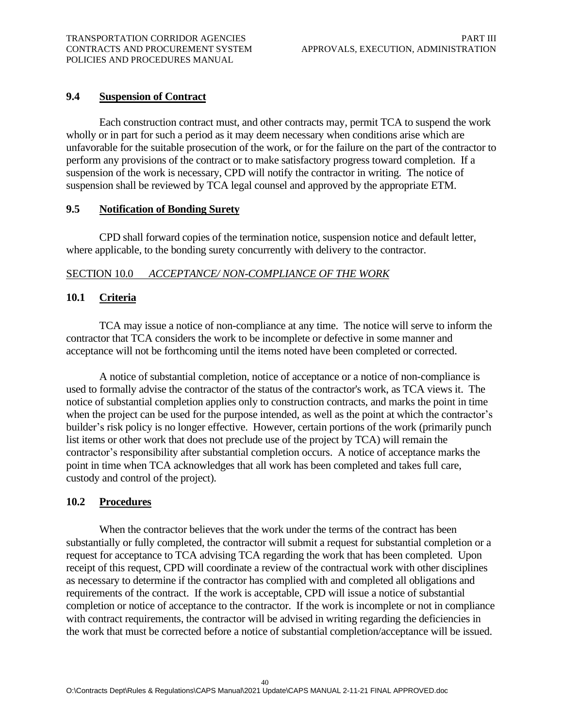### 9.4 Suspension of Contract

Each construction contract must, and other contracts may, permit TCA to suspend the work wholly or in part for such a period as it may deem necessary when conditions arise which are unfavorable for the suitable prosecution of the work, or for the failure on the part of the contractor to perform any provisions of the contract or to make satisfactory progress toward completion. If a suspension of the work is necessary, CPD will notify the contractor in writing. The notice of suspension shall be reviewed by TCA legal counsel and approved by the appropriate ETM.

### 9.5 Notification of Bonding Surety

CPD shall forward copies of the termination notice, suspension notice and default letter, where applicable, to the bonding surety concurrently with delivery to the contractor.

## SECTION 10.0 *ACCEPTANCE/ NON-COMPLIANCE OF THE WORK*

### 10.1 Criteria

TCA may issue a notice of non-compliance at any time. The notice will serve to inform the contractor that TCA considers the work to be incomplete or defective in some manner and acceptance will not be forthcoming until the items noted have been completed or corrected.

A notice of substantial completion, notice of acceptance or a notice of non-compliance is used to formally advise the contractor of the status of the contractor's work, as TCA views it. The notice of substantial completion applies only to construction contracts, and marks the point in time when the project can be used for the purpose intended, as well as the point at which the contractor's builder's risk policy is no longer effective. However, certain portions of the work (primarily punch list items or other work that does not preclude use of the project by TCA) will remain the contractor's responsibility after substantial completion occurs. A notice of acceptance marks the point in time when TCA acknowledges that all work has been completed and takes full care, custody and control of the project).

### 10.2 Procedures

When the contractor believes that the work under the terms of the contract has been substantially or fully completed, the contractor will submit a request for substantial completion or a request for acceptance to TCA advising TCA regarding the work that has been completed. Upon receipt of this request, CPD will coordinate a review of the contractual work with other disciplines as necessary to determine if the contractor has complied with and completed all obligations and requirements of the contract. If the work is acceptable, CPD will issue a notice of substantial completion or notice of acceptance to the contractor. If the work is incomplete or not in compliance with contract requirements, the contractor will be advised in writing regarding the deficiencies in the work that must be corrected before a notice of substantial completion/acceptance will be issued.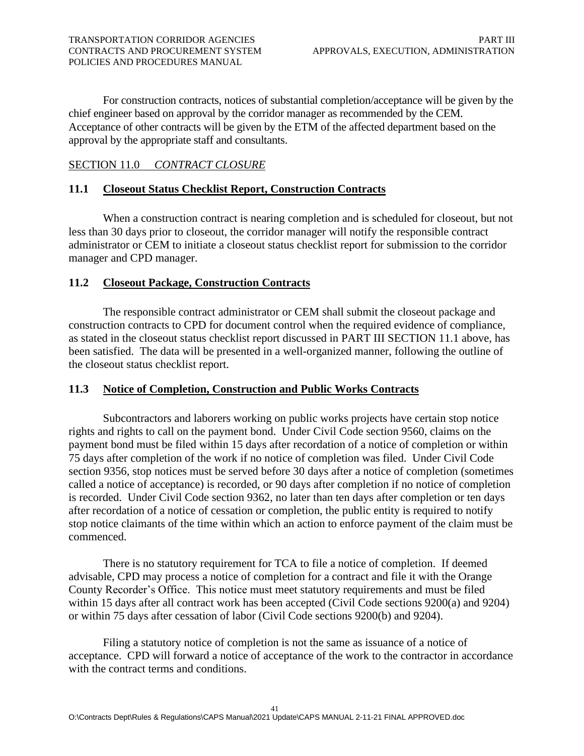For construction contracts, notices of substantial completion/acceptance will be given by the chief engineer based on approval by the corridor manager as recommended by the CEM. Acceptance of other contracts will be given by the ETM of the affected department based on the approval by the appropriate staff and consultants.

## SECTION 11.0 *CONTRACT CLOSURE*

### 11.1 Closeout Status Checklist Report, Construction Contracts

When a construction contract is nearing completion and is scheduled for closeout, but not less than 30 days prior to closeout, the corridor manager will notify the responsible contract administrator or CEM to initiate a closeout status checklist report for submission to the corridor manager and CPD manager.

### 11.2 Closeout Package, Construction Contracts

The responsible contract administrator or CEM shall submit the closeout package and construction contracts to CPD for document control when the required evidence of compliance, as stated in the closeout status checklist report discussed in PART III SECTION 11.1 above, has been satisfied. The data will be presented in a well-organized manner, following the outline of the closeout status checklist report.

### 11.3 Notice of Completion, Construction and Public Works Contracts

Subcontractors and laborers working on public works projects have certain stop notice rights and rights to call on the payment bond. Under Civil Code section 9560, claims on the payment bond must be filed within 15 days after recordation of a notice of completion or within 75 days after completion of the work if no notice of completion was filed. Under Civil Code section 9356, stop notices must be served before 30 days after a notice of completion (sometimes called a notice of acceptance) is recorded, or 90 days after completion if no notice of completion is recorded. Under Civil Code section 9362, no later than ten days after completion or ten days after recordation of a notice of cessation or completion, the public entity is required to notify stop notice claimants of the time within which an action to enforce payment of the claim must be commenced.

There is no statutory requirement for TCA to file a notice of completion. If deemed advisable, CPD may process a notice of completion for a contract and file it with the Orange County Recorder's Office. This notice must meet statutory requirements and must be filed within 15 days after all contract work has been accepted (Civil Code sections 9200(a) and 9204) or within 75 days after cessation of labor (Civil Code sections 9200(b) and 9204).

Filing a statutory notice of completion is not the same as issuance of a notice of acceptance. CPD will forward a notice of acceptance of the work to the contractor in accordance with the contract terms and conditions.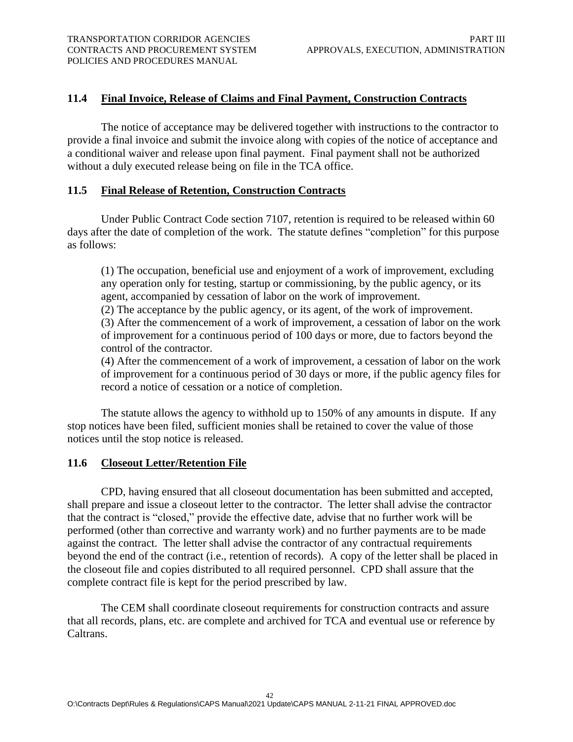## 11.4 Final Invoice, Release of Claims and Final Payment, Construction Contracts

The notice of acceptance may be delivered together with instructions to the contractor to provide a final invoice and submit the invoice along with copies of the notice of acceptance and a conditional waiver and release upon final payment. Final payment shall not be authorized without a duly executed release being on file in the TCA office.

## 11.5 Final Release of Retention, Construction Contracts

Under Public Contract Code section 7107, retention is required to be released within 60 days after the date of completion of the work. The statute defines "completion" for this purpose as follows:

> (1) The occupation, beneficial use and enjoyment of a work of improvement, excluding any operation only for testing, startup or commissioning, by the public agency, or its agent, accompanied by cessation of labor on the work of improvement.
> (2) The acceptance by the public agency, or its agent, of the work of improvement.
> (3) After the commencement of a work of improvement, a cessation of labor on the work of improvement for a continuous period of 100 days or more, due to factors beyond the control of the contractor.
> (4) After the commencement of a work of improvement, a cessation of labor on the work of improvement for a continuous period of 30 days or more, if the public agency files for record a notice of cessation or a notice of completion.

The statute allows the agency to withhold up to 150% of any amounts in dispute. If any stop notices have been filed, sufficient monies shall be retained to cover the value of those notices until the stop notice is released.

## 11.6 Closeout Letter/Retention File

CPD, having ensured that all closeout documentation has been submitted and accepted, shall prepare and issue a closeout letter to the contractor. The letter shall advise the contractor that the contract is "closed," provide the effective date, advise that no further work will be performed (other than corrective and warranty work) and no further payments are to be made against the contract. The letter shall advise the contractor of any contractual requirements beyond the end of the contract (i.e., retention of records). A copy of the letter shall be placed in the closeout file and copies distributed to all required personnel. CPD shall assure that the complete contract file is kept for the period prescribed by law.

The CEM shall coordinate closeout requirements for construction contracts and assure that all records, plans, etc. are complete and archived for TCA and eventual use or reference by Caltrans.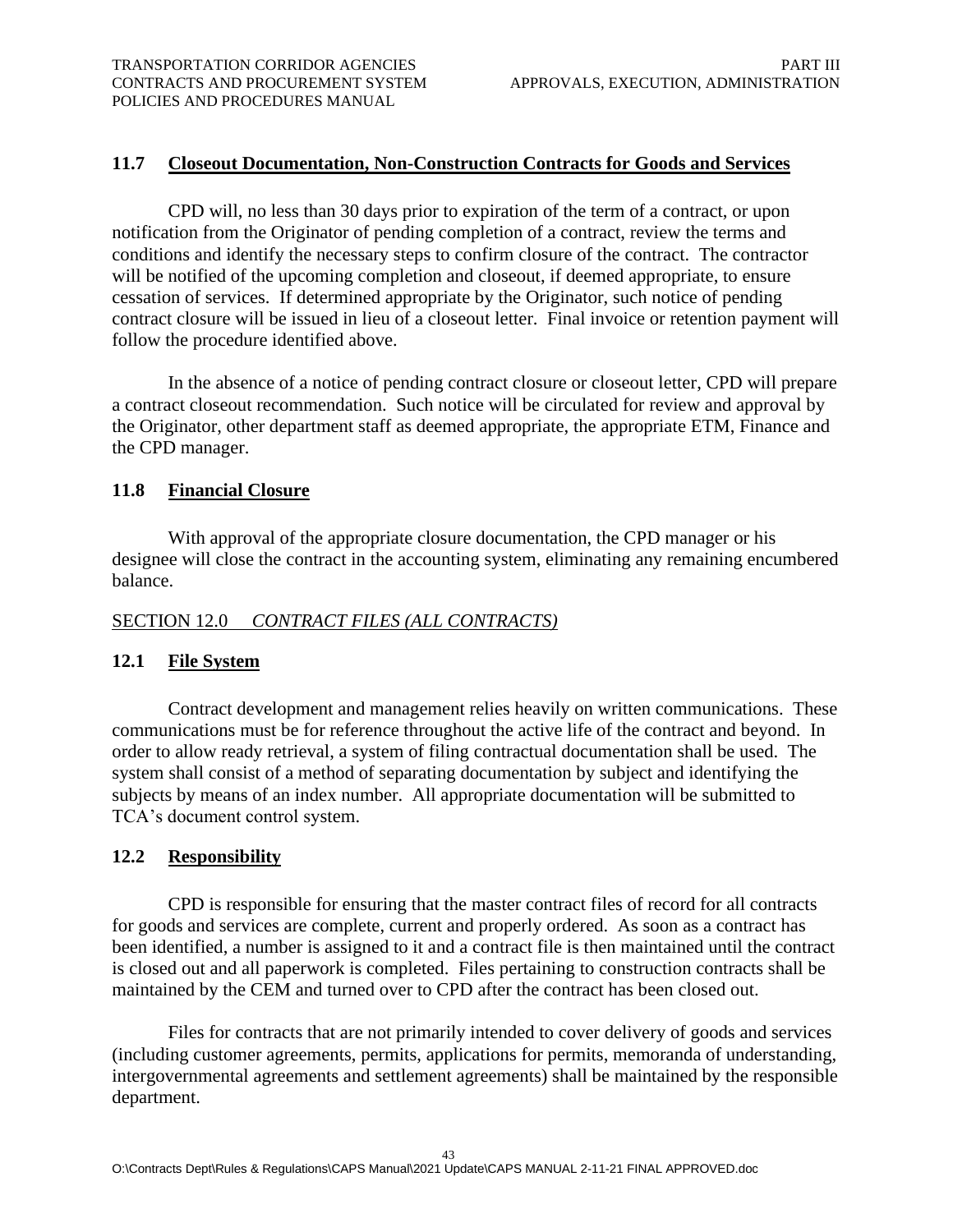### 11.7 Closeout Documentation, Non-Construction Contracts for Goods and Services

CPD will, no less than 30 days prior to expiration of the term of a contract, or upon notification from the Originator of pending completion of a contract, review the terms and conditions and identify the necessary steps to confirm closure of the contract. The contractor will be notified of the upcoming completion and closeout, if deemed appropriate, to ensure cessation of services. If determined appropriate by the Originator, such notice of pending contract closure will be issued in lieu of a closeout letter. Final invoice or retention payment will follow the procedure identified above.

In the absence of a notice of pending contract closure or closeout letter, CPD will prepare a contract closeout recommendation. Such notice will be circulated for review and approval by the Originator, other department staff as deemed appropriate, the appropriate ETM, Finance and the CPD manager.

### 11.8 Financial Closure

With approval of the appropriate closure documentation, the CPD manager or his designee will close the contract in the accounting system, eliminating any remaining encumbered balance.

## SECTION 12.0 *CONTRACT FILES (ALL CONTRACTS)*

### 12.1 File System

Contract development and management relies heavily on written communications. These communications must be for reference throughout the active life of the contract and beyond. In order to allow ready retrieval, a system of filing contractual documentation shall be used. The system shall consist of a method of separating documentation by subject and identifying the subjects by means of an index number. All appropriate documentation will be submitted to TCA's document control system.

### 12.2 Responsibility

CPD is responsible for ensuring that the master contract files of record for all contracts for goods and services are complete, current and properly ordered. As soon as a contract has been identified, a number is assigned to it and a contract file is then maintained until the contract is closed out and all paperwork is completed. Files pertaining to construction contracts shall be maintained by the CEM and turned over to CPD after the contract has been closed out.

Files for contracts that are not primarily intended to cover delivery of goods and services (including customer agreements, permits, applications for permits, memoranda of understanding, intergovernmental agreements and settlement agreements) shall be maintained by the responsible department.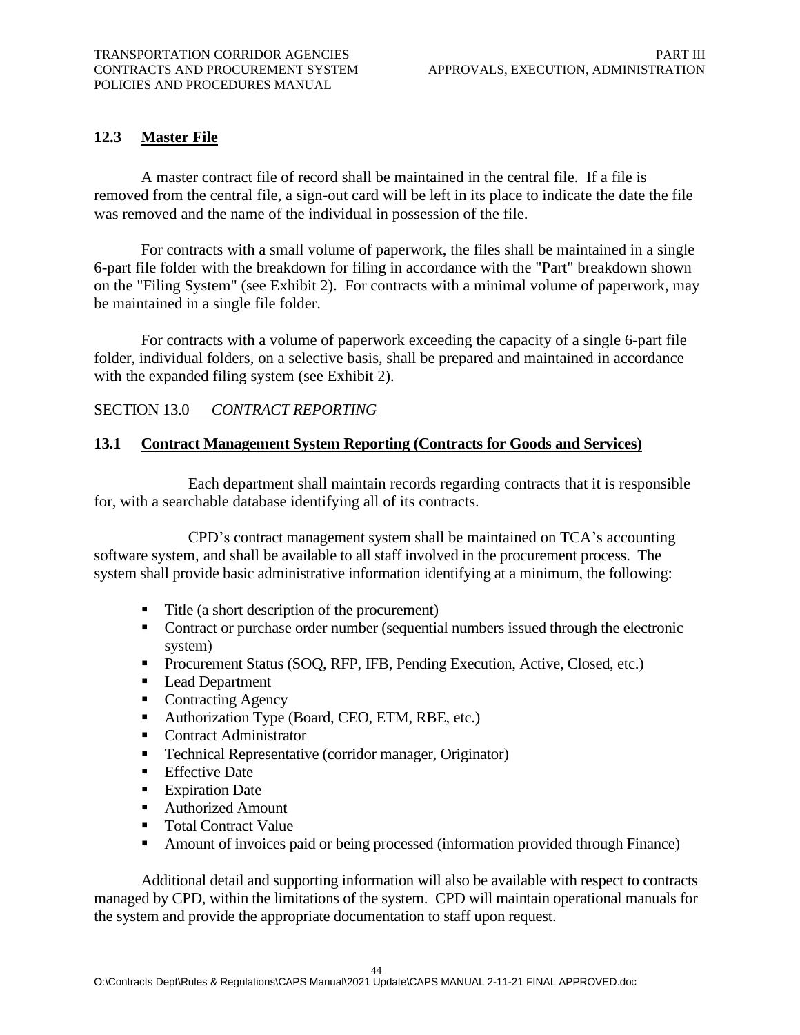## 12.3 Master File

A master contract file of record shall be maintained in the central file. If a file is removed from the central file, a sign-out card will be left in its place to indicate the date the file was removed and the name of the individual in possession of the file.

For contracts with a small volume of paperwork, the files shall be maintained in a single 6-part file folder with the breakdown for filing in accordance with the "Part" breakdown shown on the "Filing System" (see Exhibit 2). For contracts with a minimal volume of paperwork, may be maintained in a single file folder.

For contracts with a volume of paperwork exceeding the capacity of a single 6-part file folder, individual folders, on a selective basis, shall be prepared and maintained in accordance with the expanded filing system (see Exhibit 2).

# SECTION 13.0 *CONTRACT REPORTING*

## 13.1 Contract Management System Reporting (Contracts for Goods and Services)

Each department shall maintain records regarding contracts that it is responsible for, with a searchable database identifying all of its contracts.

CPD's contract management system shall be maintained on TCA's accounting software system, and shall be available to all staff involved in the procurement process. The system shall provide basic administrative information identifying at a minimum, the following:

- Title (a short description of the procurement)
- Contract or purchase order number (sequential numbers issued through the electronic system)
- Procurement Status (SOQ, RFP, IFB, Pending Execution, Active, Closed, etc.)
- Lead Department
- Contracting Agency
- Authorization Type (Board, CEO, ETM, RBE, etc.)
- Contract Administrator
- Technical Representative (corridor manager, Originator)
- Effective Date
- Expiration Date
- Authorized Amount
- Total Contract Value
- Amount of invoices paid or being processed (information provided through Finance)

Additional detail and supporting information will also be available with respect to contracts managed by CPD, within the limitations of the system. CPD will maintain operational manuals for the system and provide the appropriate documentation to staff upon request.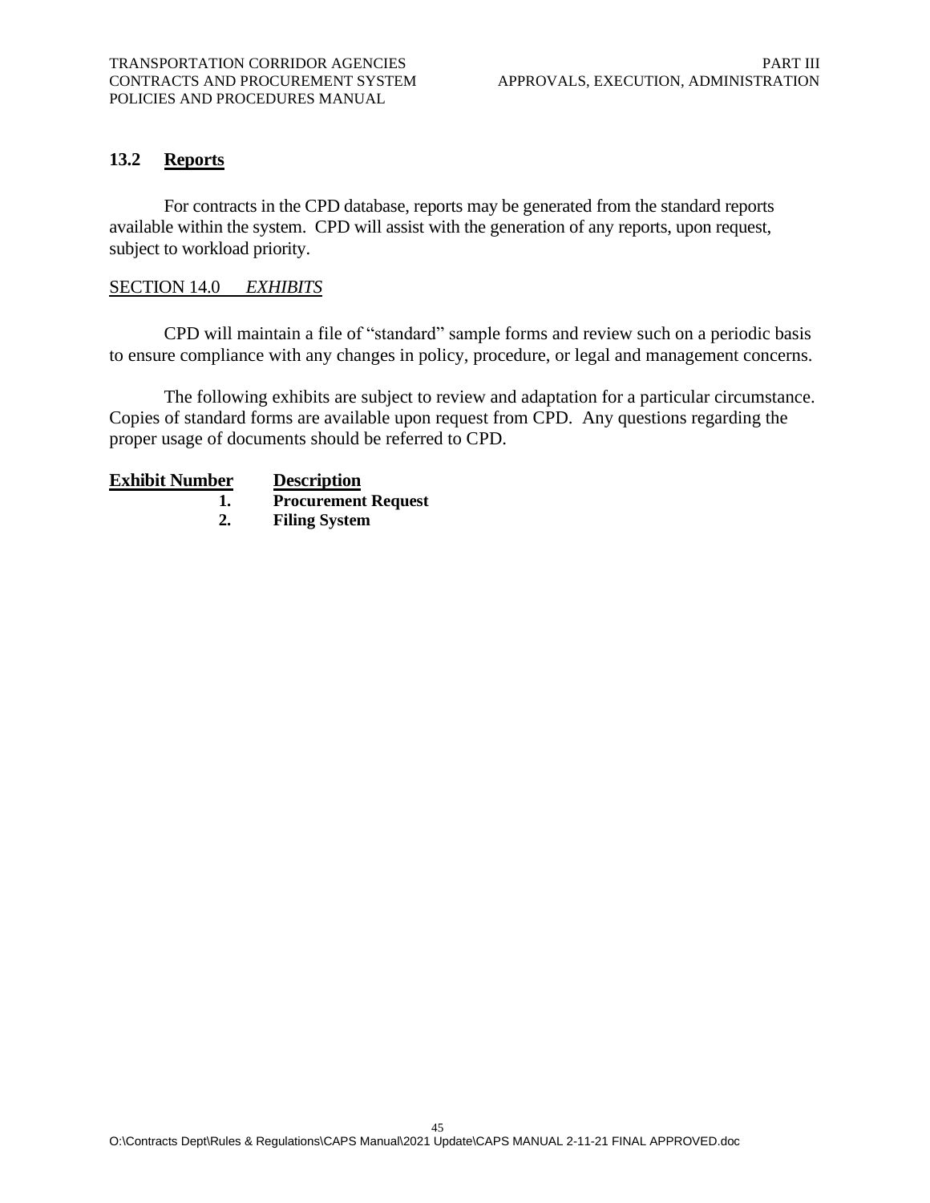## 13.2 **Reports**

For contracts in the CPD database, reports may be generated from the standard reports available within the system. CPD will assist with the generation of any reports, upon request, subject to workload priority.

## SECTION 14.0 *EXHIBITS*

CPD will maintain a file of "standard" sample forms and review such on a periodic basis to ensure compliance with any changes in policy, procedure, or legal and management concerns.

The following exhibits are subject to review and adaptation for a particular circumstance. Copies of standard forms are available upon request from CPD. Any questions regarding the proper usage of documents should be referred to CPD.

| Exhibit Number | Description |
| --- | --- |
| **1.** | **Procurement Request** |
| **2.** | **Filing System** |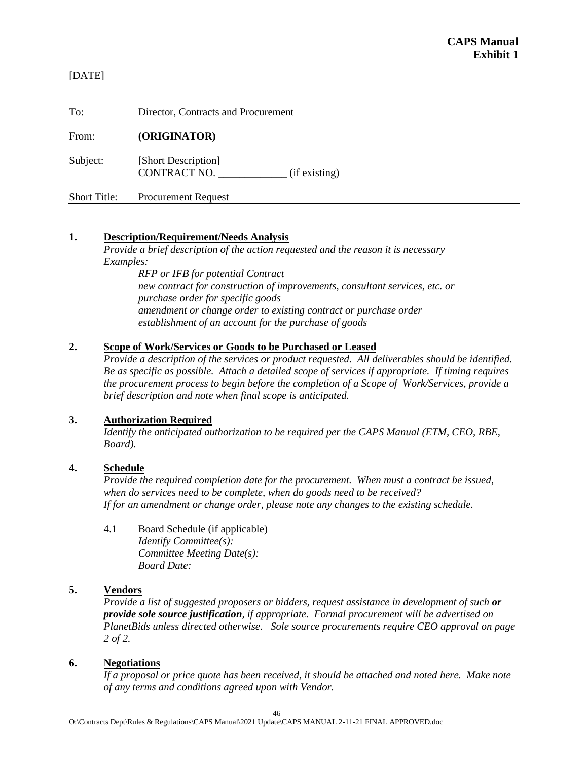**CAPS Manual**
**Exhibit 1**

[DATE]

To: Director, Contracts and Procurement

From: **(ORIGINATOR)**

Subject: [Short Description]
CONTRACT NO. _____________ (if existing)

Short Title: Procurement Request

---

**1. <u>Description/Requirement/Needs Analysis</u>**

*Provide a brief description of the action requested and the reason it is necessary*
*Examples:*

> *RFP or IFB for potential Contract*
> *new contract for construction of improvements, consultant services, etc. or purchase order for specific goods*
> *amendment or change order to existing contract or purchase order*
> *establishment of an account for the purchase of goods*

**2. <u>Scope of Work/Services or Goods to be Purchased or Leased</u>**

*Provide a description of the services or product requested. All deliverables should be identified. Be as specific as possible. Attach a detailed scope of services if appropriate. If timing requires the procurement process to begin before the completion of a Scope of Work/Services, provide a brief description and note when final scope is anticipated.*

**3. <u>Authorization Required</u>**

*Identify the anticipated authorization to be required per the CAPS Manual (ETM, CEO, RBE, Board).*

**4. <u>Schedule</u>**

*Provide the required completion date for the procurement. When must a contract be issued, when do services need to be complete, when do goods need to be received?*
*If for an amendment or change order, please note any changes to the existing schedule.*

4.1 <u>Board Schedule</u> (if applicable)
*Identify Committee(s):*
*Committee Meeting Date(s):*
*Board Date:*

**5. <u>Vendors</u>**

*Provide a list of suggested proposers or bidders, request assistance in development of such* ***or provide sole source justification****, if appropriate. Formal procurement will be advertised on PlanetBids unless directed otherwise. Sole source procurements require CEO approval on page 2 of 2.*

**6. <u>Negotiations</u>**

*If a proposal or price quote has been received, it should be attached and noted here. Make note of any terms and conditions agreed upon with Vendor.*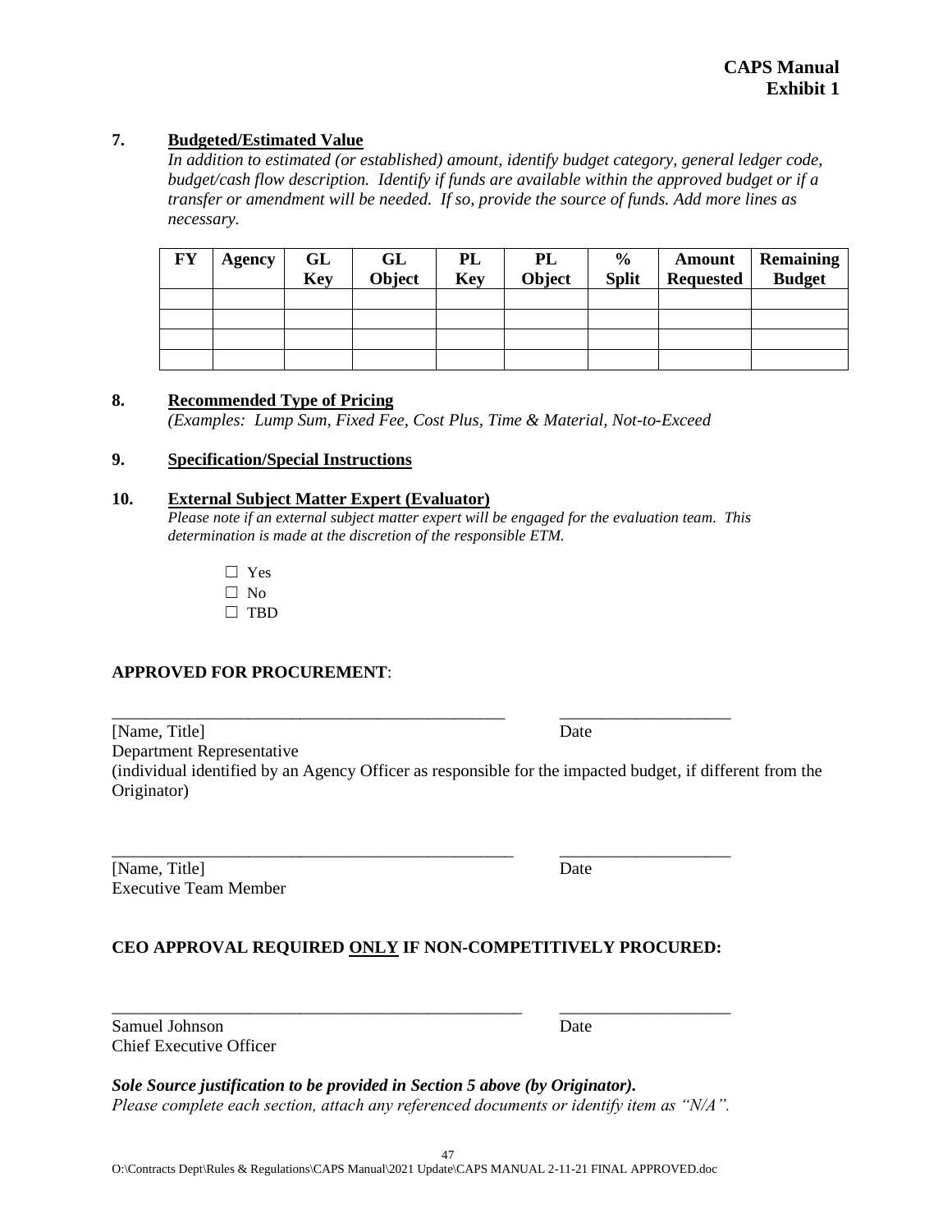**CAPS Manual**
**Exhibit 1**

**7. <u>Budgeted/Estimated Value</u>**

*In addition to estimated (or established) amount, identify budget category, general ledger code, budget/cash flow description. Identify if funds are available within the approved budget or if a transfer or amendment will be needed. If so, provide the source of funds. Add more lines as necessary.*

| FY | Agency | GL Key | GL Object | PL Key | PL Object | % Split | Amount Requested | Remaining Budget |
|---|---|---|---|---|---|---|---|---|
| | | | | | | | | |
| | | | | | | | | |
| | | | | | | | | |
| | | | | | | | | |

**8. <u>Recommended Type of Pricing</u>**

*(Examples: Lump Sum, Fixed Fee, Cost Plus, Time & Material, Not-to-Exceed*

**9. <u>Specification/Special Instructions</u>**

**10. <u>External Subject Matter Expert (Evaluator)</u>**

*Please note if an external subject matter expert will be engaged for the evaluation team. This determination is made at the discretion of the responsible ETM.*

☐ Yes
☐ No
☐ TBD

**APPROVED FOR PROCUREMENT**:

_______________________________________________ ____________________
[Name, Title] Date
Department Representative
(individual identified by an Agency Officer as responsible for the impacted budget, if different from the Originator)

_______________________________________________ ____________________
[Name, Title] Date
Executive Team Member

**CEO APPROVAL REQUIRED <u>ONLY</u> IF NON-COMPETITIVELY PROCURED:**

_______________________________________________ ____________________
Samuel Johnson Date
Chief Executive Officer

***Sole Source justification to be provided in Section 5 above (by Originator).***
*Please complete each section, attach any referenced documents or identify item as "N/A".*

O:\Contracts Dept\Rules & Regulations\CAPS Manual\2021 Update\CAPS MANUAL 2-11-21 FINAL APPROVED.doc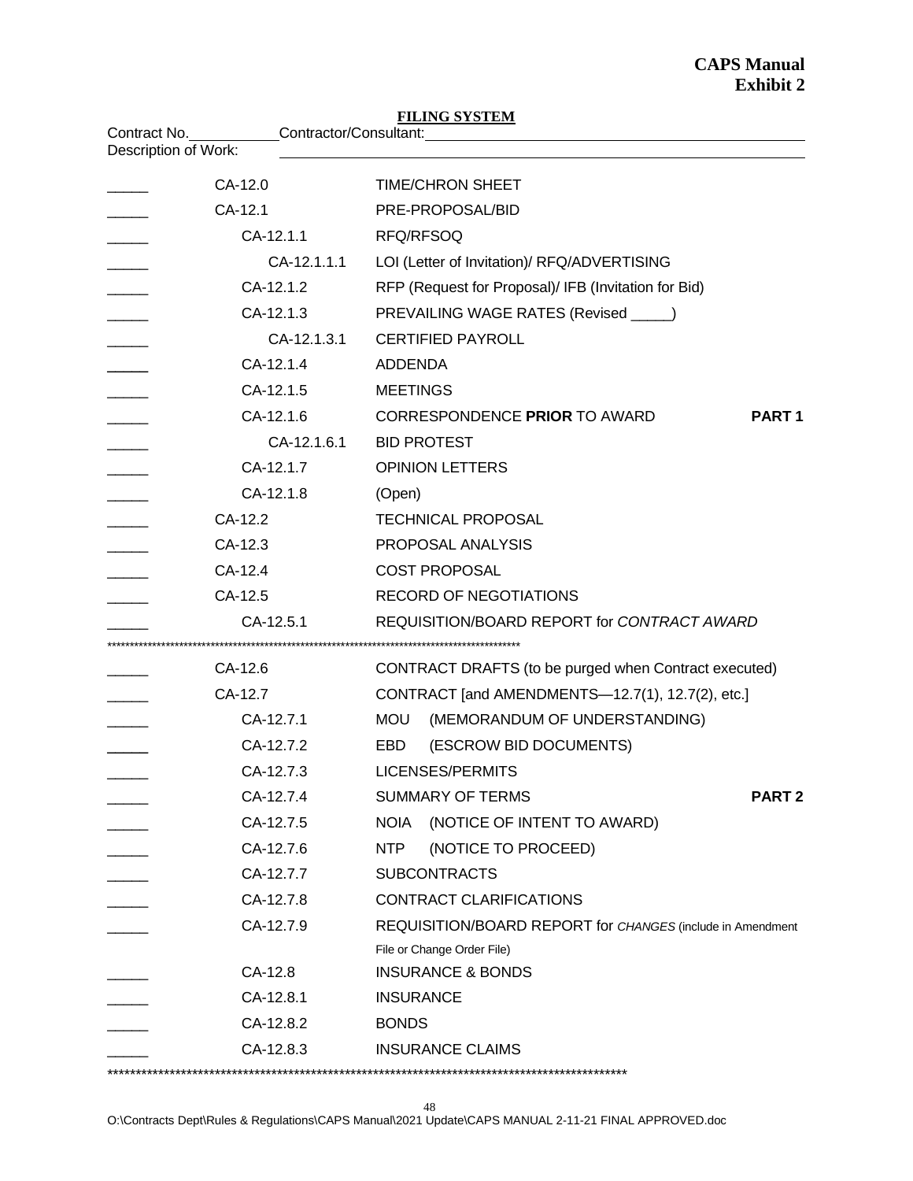**CAPS Manual**
**Exhibit 2**

**FILING SYSTEM**

Contract No.____________ Contractor/Consultant:________________________________________________

Description of Work: ________________________________________________________________

| | | | |
|---|---|---|---|
| _____ | CA-12.0 | TIME/CHRON SHEET | |
| _____ | CA-12.1 | PRE-PROPOSAL/BID | |
| _____ | CA-12.1.1 | RFQ/RFSOQ | |
| _____ | CA-12.1.1.1 | LOI (Letter of Invitation)/ RFQ/ADVERTISING | |
| _____ | CA-12.1.2 | RFP (Request for Proposal)/ IFB (Invitation for Bid) | |
| _____ | CA-12.1.3 | PREVAILING WAGE RATES (Revised _____) | |
| _____ | CA-12.1.3.1 | CERTIFIED PAYROLL | |
| _____ | CA-12.1.4 | ADDENDA | |
| _____ | CA-12.1.5 | MEETINGS | |
| _____ | CA-12.1.6 | CORRESPONDENCE **PRIOR** TO AWARD | **PART 1** |
| _____ | CA-12.1.6.1 | BID PROTEST | |
| _____ | CA-12.1.7 | OPINION LETTERS | |
| _____ | CA-12.1.8 | (Open) | |
| _____ | CA-12.2 | TECHNICAL PROPOSAL | |
| _____ | CA-12.3 | PROPOSAL ANALYSIS | |
| _____ | CA-12.4 | COST PROPOSAL | |
| _____ | CA-12.5 | RECORD OF NEGOTIATIONS | |
| _____ | CA-12.5.1 | REQUISITION/BOARD REPORT for *CONTRACT AWARD* | |

*****************************************************************************************

| | | | |
|---|---|---|---|
| _____ | CA-12.6 | CONTRACT DRAFTS (to be purged when Contract executed) | |
| _____ | CA-12.7 | CONTRACT [and AMENDMENTS—12.7(1), 12.7(2), etc.] | |
| _____ | CA-12.7.1 | MOU (MEMORANDUM OF UNDERSTANDING) | |
| _____ | CA-12.7.2 | EBD (ESCROW BID DOCUMENTS) | |
| _____ | CA-12.7.3 | LICENSES/PERMITS | |
| _____ | CA-12.7.4 | SUMMARY OF TERMS | **PART 2** |
| _____ | CA-12.7.5 | NOIA (NOTICE OF INTENT TO AWARD) | |
| _____ | CA-12.7.6 | NTP (NOTICE TO PROCEED) | |
| _____ | CA-12.7.7 | SUBCONTRACTS | |
| _____ | CA-12.7.8 | CONTRACT CLARIFICATIONS | |
| _____ | CA-12.7.9 | REQUISITION/BOARD REPORT for *CHANGES* (include in Amendment File or Change Order File) | |
| _____ | CA-12.8 | INSURANCE & BONDS | |
| _____ | CA-12.8.1 | INSURANCE | |
| _____ | CA-12.8.2 | BONDS | |
| _____ | CA-12.8.3 | INSURANCE CLAIMS | |

*****************************************************************************************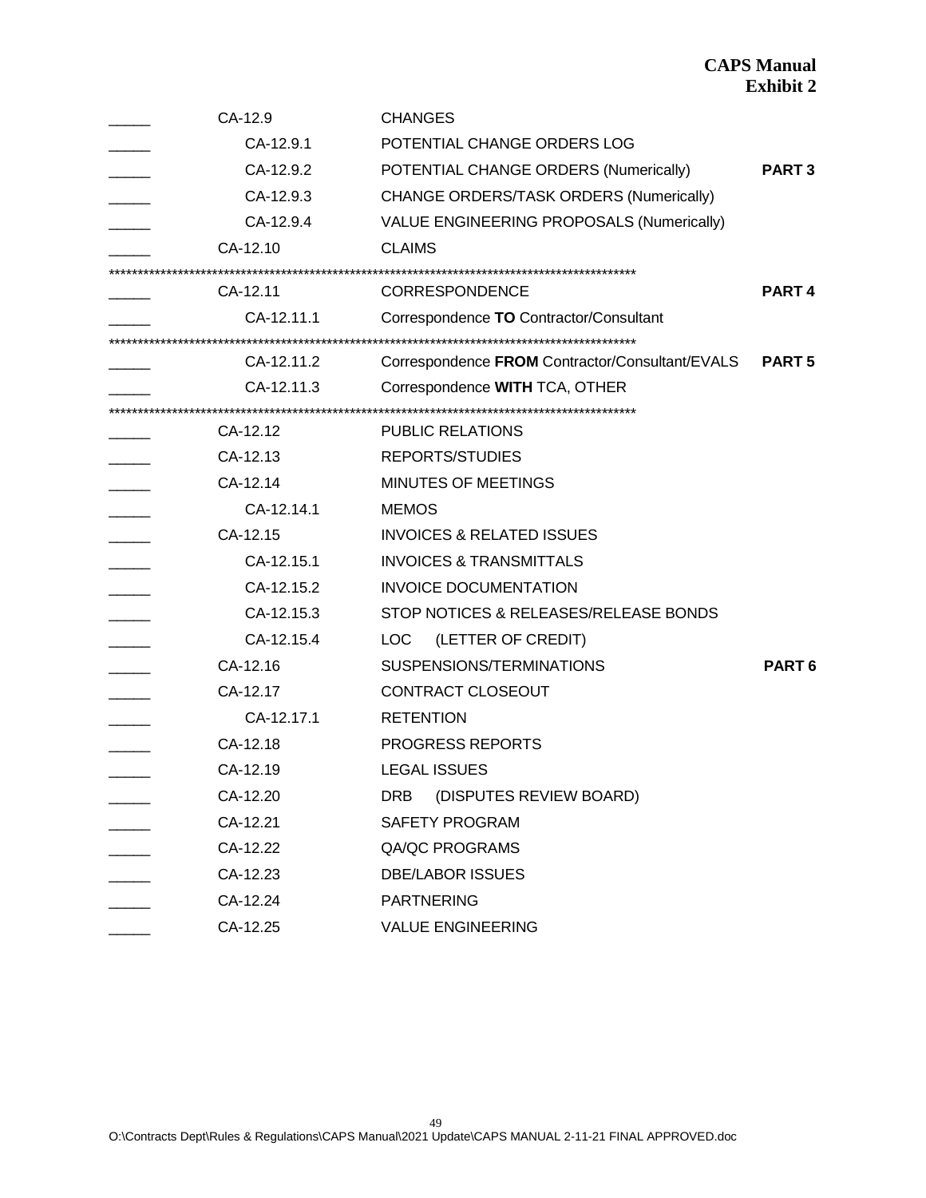| | | | |
|---|---|---|---|
| _____ | CA-12.9 | CHANGES | |
| _____ | CA-12.9.1 | POTENTIAL CHANGE ORDERS LOG | |
| _____ | CA-12.9.2 | POTENTIAL CHANGE ORDERS (Numerically) | **PART 3** |
| _____ | CA-12.9.3 | CHANGE ORDERS/TASK ORDERS (Numerically) | |
| _____ | CA-12.9.4 | VALUE ENGINEERING PROPOSALS (Numerically) | |
| _____ | CA-12.10 | CLAIMS | |

*******************************************************************************************

| | | | |
|---|---|---|---|
| _____ | CA-12.11 | CORRESPONDENCE | **PART 4** |
| _____ | CA-12.11.1 | Correspondence **TO** Contractor/Consultant | |

*******************************************************************************************

| | | | |
|---|---|---|---|
| _____ | CA-12.11.2 | Correspondence **FROM** Contractor/Consultant/EVALS | **PART 5** |
| _____ | CA-12.11.3 | Correspondence **WITH** TCA, OTHER | |

*******************************************************************************************

| | | | |
|---|---|---|---|
| _____ | CA-12.12 | PUBLIC RELATIONS | |
| _____ | CA-12.13 | REPORTS/STUDIES | |
| _____ | CA-12.14 | MINUTES OF MEETINGS | |
| _____ | CA-12.14.1 | MEMOS | |
| _____ | CA-12.15 | INVOICES & RELATED ISSUES | |
| _____ | CA-12.15.1 | INVOICES & TRANSMITTALS | |
| _____ | CA-12.15.2 | INVOICE DOCUMENTATION | |
| _____ | CA-12.15.3 | STOP NOTICES & RELEASES/RELEASE BONDS | |
| _____ | CA-12.15.4 | LOC (LETTER OF CREDIT) | |
| _____ | CA-12.16 | SUSPENSIONS/TERMINATIONS | **PART 6** |
| _____ | CA-12.17 | CONTRACT CLOSEOUT | |
| _____ | CA-12.17.1 | RETENTION | |
| _____ | CA-12.18 | PROGRESS REPORTS | |
| _____ | CA-12.19 | LEGAL ISSUES | |
| _____ | CA-12.20 | DRB (DISPUTES REVIEW BOARD) | |
| _____ | CA-12.21 | SAFETY PROGRAM | |
| _____ | CA-12.22 | QA/QC PROGRAMS | |
| _____ | CA-12.23 | DBE/LABOR ISSUES | |
| _____ | CA-12.24 | PARTNERING | |
| _____ | CA-12.25 | VALUE ENGINEERING | |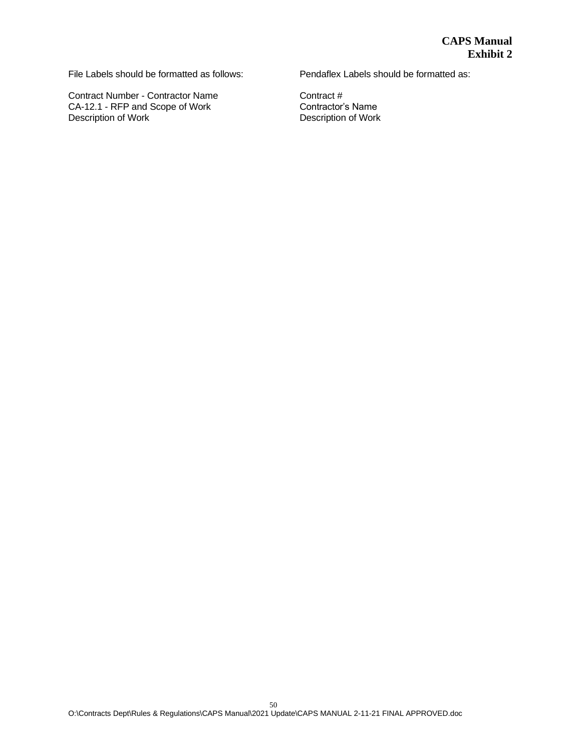**CAPS Manual**
**Exhibit 2**

File Labels should be formatted as follows:

Contract Number - Contractor Name
CA-12.1 - RFP and Scope of Work
Description of Work

Pendaflex Labels should be formatted as:

Contract #
Contractor's Name
Description of Work